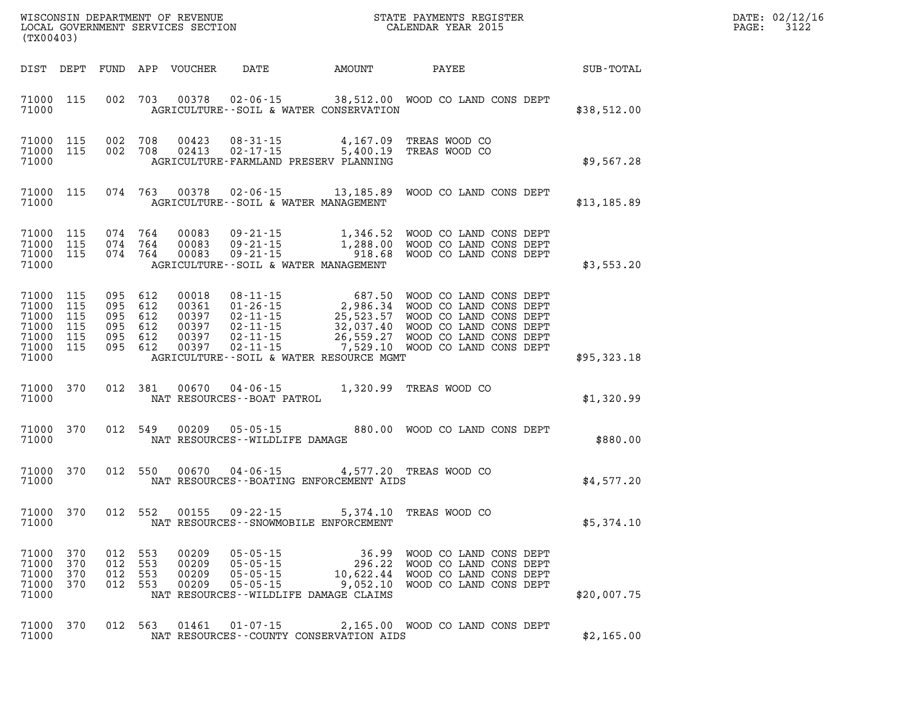WISCONSIN DEPARTMENT OF REVENUE
LOCAL GOVERNMENT SERVICES SECTION
(TX00403)

STATE PAYMENTS REGISTER
CALENDAR YEAR 2015

DATE: 02/12/16

| DIST | DEPT | FUND | APP | VOUCHER | DATE | AMOUNT | PAYEE | SUB-TOTAL |
|---|---|---|---|---|---|---|---|---|
| 71000 | 115 | 002 | 703 | 00378 | 02-06-15 | 38,512.00 | WOOD CO LAND CONS DEPT | |
| 71000 | | | | | AGRICULTURE--SOIL & WATER CONSERVATION | | | $38,512.00 |
| 71000 | 115 | 002 | 708 | 00423 | 08-31-15 | 4,167.09 | TREAS WOOD CO | |
| 71000 | 115 | 002 | 708 | 02413 | 02-17-15 | 5,400.19 | TREAS WOOD CO | |
| 71000 | | | | | AGRICULTURE-FARMLAND PRESERV PLANNING | | | $9,567.28 |
| 71000 | 115 | 074 | 763 | 00378 | 02-06-15 | 13,185.89 | WOOD CO LAND CONS DEPT | |
| 71000 | | | | | AGRICULTURE--SOIL & WATER MANAGEMENT | | | $13,185.89 |
| 71000 | 115 | 074 | 764 | 00083 | 09-21-15 | 1,346.52 | WOOD CO LAND CONS DEPT | |
| 71000 | 115 | 074 | 764 | 00083 | 09-21-15 | 1,288.00 | WOOD CO LAND CONS DEPT | |
| 71000 | 115 | 074 | 764 | 00083 | 09-21-15 | 918.68 | WOOD CO LAND CONS DEPT | |
| 71000 | | | | | AGRICULTURE--SOIL & WATER MANAGEMENT | | | $3,553.20 |
| 71000 | 115 | 095 | 612 | 00018 | 08-11-15 | 687.50 | WOOD CO LAND CONS DEPT | |
| 71000 | 115 | 095 | 612 | 00361 | 01-26-15 | 2,986.34 | WOOD CO LAND CONS DEPT | |
| 71000 | 115 | 095 | 612 | 00397 | 02-11-15 | 25,523.57 | WOOD CO LAND CONS DEPT | |
| 71000 | 115 | 095 | 612 | 00397 | 02-11-15 | 32,037.40 | WOOD CO LAND CONS DEPT | |
| 71000 | 115 | 095 | 612 | 00397 | 02-11-15 | 26,559.27 | WOOD CO LAND CONS DEPT | |
| 71000 | 115 | 095 | 612 | 00397 | 02-11-15 | 7,529.10 | WOOD CO LAND CONS DEPT | |
| 71000 | | | | | AGRICULTURE--SOIL & WATER RESOURCE MGMT | | | $95,323.18 |
| 71000 | 370 | 012 | 381 | 00670 | 04-06-15 | 1,320.99 | TREAS WOOD CO | |
| 71000 | | | | | NAT RESOURCES--BOAT PATROL | | | $1,320.99 |
| 71000 | 370 | 012 | 549 | 00209 | 05-05-15 | 880.00 | WOOD CO LAND CONS DEPT | |
| 71000 | | | | | NAT RESOURCES--WILDLIFE DAMAGE | | | $880.00 |
| 71000 | 370 | 012 | 550 | 00670 | 04-06-15 | 4,577.20 | TREAS WOOD CO | |
| 71000 | | | | | NAT RESOURCES--BOATING ENFORCEMENT AIDS | | | $4,577.20 |
| 71000 | 370 | 012 | 552 | 00155 | 09-22-15 | 5,374.10 | TREAS WOOD CO | |
| 71000 | | | | | NAT RESOURCES--SNOWMOBILE ENFORCEMENT | | | $5,374.10 |
| 71000 | 370 | 012 | 553 | 00209 | 05-05-15 | 36.99 | WOOD CO LAND CONS DEPT | |
| 71000 | 370 | 012 | 553 | 00209 | 05-05-15 | 296.22 | WOOD CO LAND CONS DEPT | |
| 71000 | 370 | 012 | 553 | 00209 | 05-05-15 | 10,622.44 | WOOD CO LAND CONS DEPT | |
| 71000 | 370 | 012 | 553 | 00209 | 05-05-15 | 9,052.10 | WOOD CO LAND CONS DEPT | |
| 71000 | | | | | NAT RESOURCES--WILDLIFE DAMAGE CLAIMS | | | $20,007.75 |
| 71000 | 370 | 012 | 563 | 01461 | 01-07-15 | 2,165.00 | WOOD CO LAND CONS DEPT | |
| 71000 | | | | | NAT RESOURCES--COUNTY CONSERVATION AIDS | | | $2,165.00 |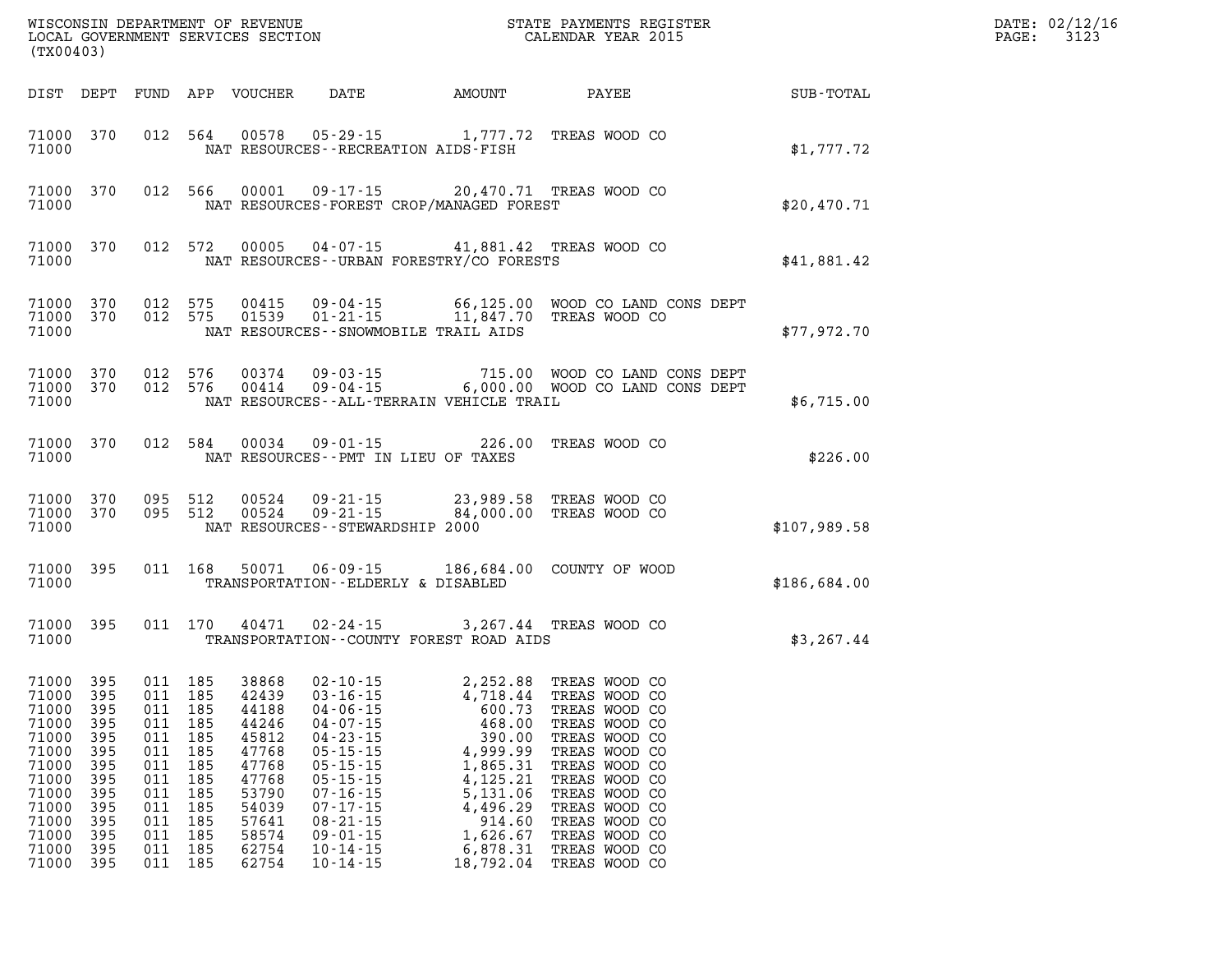WISCONSIN DEPARTMENT OF REVENUE
LOCAL GOVERNMENT SERVICES SECTION
(TX00403)

STATE PAYMENTS REGISTER
CALENDAR YEAR 2015

DATE: 02/12/16
PAGE: 3123

| DIST | DEPT | FUND | APP | VOUCHER | DATE | AMOUNT | PAYEE | SUB-TOTAL |
|---|---|---|---|---|---|---|---|---|
| 71000 | 370 | 012 | 564 | 00578 | 05-29-15 | 1,777.72 | TREAS WOOD CO | |
| 71000 | | | | NAT RESOURCES--RECREATION AIDS-FISH | | | | $1,777.72 |
| 71000 | 370 | 012 | 566 | 00001 | 09-17-15 | 20,470.71 | TREAS WOOD CO | |
| 71000 | | | | NAT RESOURCES-FOREST CROP/MANAGED FOREST | | | | $20,470.71 |
| 71000 | 370 | 012 | 572 | 00005 | 04-07-15 | 41,881.42 | TREAS WOOD CO | |
| 71000 | | | | NAT RESOURCES--URBAN FORESTRY/CO FORESTS | | | | $41,881.42 |
| 71000 | 370 | 012 | 575 | 00415 | 09-04-15 | 66,125.00 | WOOD CO LAND CONS DEPT | |
| 71000 | 370 | 012 | 575 | 01539 | 01-21-15 | 11,847.70 | TREAS WOOD CO | |
| 71000 | | | | NAT RESOURCES--SNOWMOBILE TRAIL AIDS | | | | $77,972.70 |
| 71000 | 370 | 012 | 576 | 00374 | 09-03-15 | 715.00 | WOOD CO LAND CONS DEPT | |
| 71000 | 370 | 012 | 576 | 00414 | 09-04-15 | 6,000.00 | WOOD CO LAND CONS DEPT | |
| 71000 | | | | NAT RESOURCES--ALL-TERRAIN VEHICLE TRAIL | | | | $6,715.00 |
| 71000 | 370 | 012 | 584 | 00034 | 09-01-15 | 226.00 | TREAS WOOD CO | |
| 71000 | | | | NAT RESOURCES--PMT IN LIEU OF TAXES | | | | $226.00 |
| 71000 | 370 | 095 | 512 | 00524 | 09-21-15 | 23,989.58 | TREAS WOOD CO | |
| 71000 | 370 | 095 | 512 | 00524 | 09-21-15 | 84,000.00 | TREAS WOOD CO | |
| 71000 | | | | NAT RESOURCES--STEWARDSHIP 2000 | | | | $107,989.58 |
| 71000 | 395 | 011 | 168 | 50071 | 06-09-15 | 186,684.00 | COUNTY OF WOOD | |
| 71000 | | | | TRANSPORTATION--ELDERLY & DISABLED | | | | $186,684.00 |
| 71000 | 395 | 011 | 170 | 40471 | 02-24-15 | 3,267.44 | TREAS WOOD CO | |
| 71000 | | | | TRANSPORTATION--COUNTY FOREST ROAD AIDS | | | | $3,267.44 |
| 71000 | 395 | 011 | 185 | 38868 | 02-10-15 | 2,252.88 | TREAS WOOD CO | |
| 71000 | 395 | 011 | 185 | 42439 | 03-16-15 | 4,718.44 | TREAS WOOD CO | |
| 71000 | 395 | 011 | 185 | 44188 | 04-06-15 | 600.73 | TREAS WOOD CO | |
| 71000 | 395 | 011 | 185 | 44246 | 04-07-15 | 468.00 | TREAS WOOD CO | |
| 71000 | 395 | 011 | 185 | 45812 | 04-23-15 | 390.00 | TREAS WOOD CO | |
| 71000 | 395 | 011 | 185 | 47768 | 05-15-15 | 4,999.99 | TREAS WOOD CO | |
| 71000 | 395 | 011 | 185 | 47768 | 05-15-15 | 1,865.31 | TREAS WOOD CO | |
| 71000 | 395 | 011 | 185 | 47768 | 05-15-15 | 4,125.21 | TREAS WOOD CO | |
| 71000 | 395 | 011 | 185 | 53790 | 07-16-15 | 5,131.06 | TREAS WOOD CO | |
| 71000 | 395 | 011 | 185 | 54039 | 07-17-15 | 4,496.29 | TREAS WOOD CO | |
| 71000 | 395 | 011 | 185 | 57641 | 08-21-15 | 914.60 | TREAS WOOD CO | |
| 71000 | 395 | 011 | 185 | 58574 | 09-01-15 | 1,626.67 | TREAS WOOD CO | |
| 71000 | 395 | 011 | 185 | 62754 | 10-14-15 | 6,878.31 | TREAS WOOD CO | |
| 71000 | 395 | 011 | 185 | 62754 | 10-14-15 | 18,792.04 | TREAS WOOD CO | |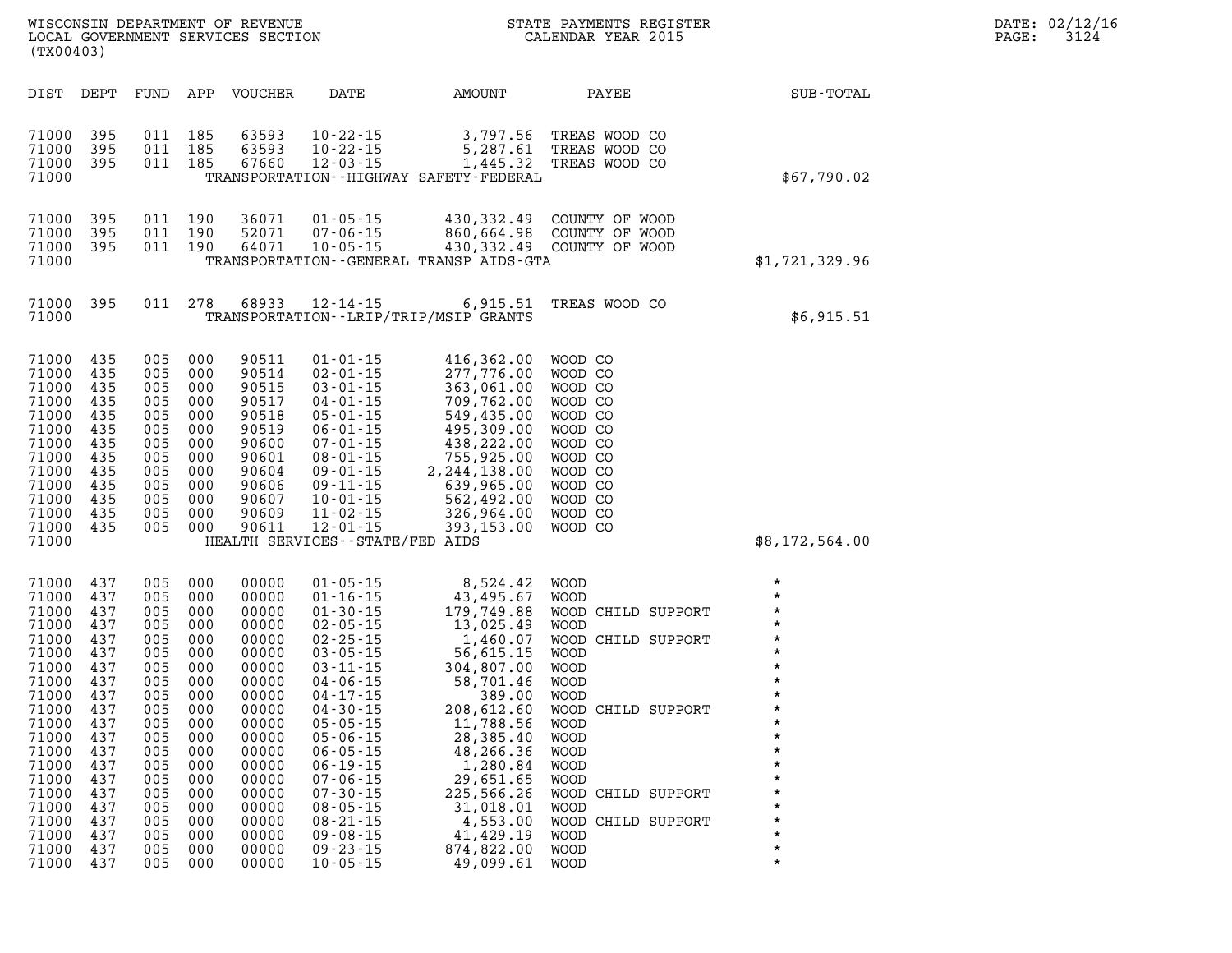WISCONSIN DEPARTMENT OF REVENUE
LOCAL GOVERNMENT SERVICES SECTION
(TX00403)

STATE PAYMENTS REGISTER
CALENDAR YEAR 2015

DATE: 02/12/16

| DIST | DEPT | FUND | APP | VOUCHER | DATE | AMOUNT | PAYEE | SUB-TOTAL |
|---|---|---|---|---|---|---|---|---|
| 71000 | 395 | 011 | 185 | 63593 | 10-22-15 | 3,797.56 | TREAS WOOD CO | |
| 71000 | 395 | 011 | 185 | 63593 | 10-22-15 | 5,287.61 | TREAS WOOD CO | |
| 71000 | 395 | 011 | 185 | 67660 | 12-03-15 | 1,445.32 | TREAS WOOD CO | |
| 71000 | | | | | TRANSPORTATION--HIGHWAY SAFETY-FEDERAL | | | $67,790.02 |
| 71000 | 395 | 011 | 190 | 36071 | 01-05-15 | 430,332.49 | COUNTY OF WOOD | |
| 71000 | 395 | 011 | 190 | 52071 | 07-06-15 | 860,664.98 | COUNTY OF WOOD | |
| 71000 | 395 | 011 | 190 | 64071 | 10-05-15 | 430,332.49 | COUNTY OF WOOD | |
| 71000 | | | | | TRANSPORTATION--GENERAL TRANSP AIDS-GTA | | | $1,721,329.96 |
| 71000 | 395 | 011 | 278 | 68933 | 12-14-15 | 6,915.51 | TREAS WOOD CO | |
| 71000 | | | | | TRANSPORTATION--LRIP/TRIP/MSIP GRANTS | | | $6,915.51 |
| 71000 | 435 | 005 | 000 | 90511 | 01-01-15 | 416,362.00 | WOOD CO | |
| 71000 | 435 | 005 | 000 | 90514 | 02-01-15 | 277,776.00 | WOOD CO | |
| 71000 | 435 | 005 | 000 | 90515 | 03-01-15 | 363,061.00 | WOOD CO | |
| 71000 | 435 | 005 | 000 | 90517 | 04-01-15 | 709,762.00 | WOOD CO | |
| 71000 | 435 | 005 | 000 | 90518 | 05-01-15 | 549,435.00 | WOOD CO | |
| 71000 | 435 | 005 | 000 | 90519 | 06-01-15 | 495,309.00 | WOOD CO | |
| 71000 | 435 | 005 | 000 | 90600 | 07-01-15 | 438,222.00 | WOOD CO | |
| 71000 | 435 | 005 | 000 | 90601 | 08-01-15 | 755,925.00 | WOOD CO | |
| 71000 | 435 | 005 | 000 | 90604 | 09-01-15 | 2,244,138.00 | WOOD CO | |
| 71000 | 435 | 005 | 000 | 90606 | 09-11-15 | 639,965.00 | WOOD CO | |
| 71000 | 435 | 005 | 000 | 90607 | 10-01-15 | 562,492.00 | WOOD CO | |
| 71000 | 435 | 005 | 000 | 90609 | 11-02-15 | 326,964.00 | WOOD CO | |
| 71000 | 435 | 005 | 000 | 90611 | 12-01-15 | 393,153.00 | WOOD CO | |
| 71000 | | | | | HEALTH SERVICES--STATE/FED AIDS | | | $8,172,564.00 |
| 71000 | 437 | 005 | 000 | 00000 | 01-05-15 | 8,524.42 | WOOD | * |
| 71000 | 437 | 005 | 000 | 00000 | 01-16-15 | 43,495.67 | WOOD | * |
| 71000 | 437 | 005 | 000 | 00000 | 01-30-15 | 179,749.88 | WOOD CHILD SUPPORT | * |
| 71000 | 437 | 005 | 000 | 00000 | 02-05-15 | 13,025.49 | WOOD | * |
| 71000 | 437 | 005 | 000 | 00000 | 02-25-15 | 1,460.07 | WOOD CHILD SUPPORT | * |
| 71000 | 437 | 005 | 000 | 00000 | 03-05-15 | 56,615.15 | WOOD | * |
| 71000 | 437 | 005 | 000 | 00000 | 03-11-15 | 304,807.00 | WOOD | * |
| 71000 | 437 | 005 | 000 | 00000 | 04-06-15 | 58,701.46 | WOOD | * |
| 71000 | 437 | 005 | 000 | 00000 | 04-17-15 | 389.00 | WOOD | * |
| 71000 | 437 | 005 | 000 | 00000 | 04-30-15 | 208,612.60 | WOOD CHILD SUPPORT | * |
| 71000 | 437 | 005 | 000 | 00000 | 05-05-15 | 11,788.56 | WOOD | * |
| 71000 | 437 | 005 | 000 | 00000 | 05-06-15 | 28,385.40 | WOOD | * |
| 71000 | 437 | 005 | 000 | 00000 | 06-05-15 | 48,266.36 | WOOD | * |
| 71000 | 437 | 005 | 000 | 00000 | 06-19-15 | 1,280.84 | WOOD | * |
| 71000 | 437 | 005 | 000 | 00000 | 07-06-15 | 29,651.65 | WOOD | * |
| 71000 | 437 | 005 | 000 | 00000 | 07-30-15 | 225,566.26 | WOOD CHILD SUPPORT | * |
| 71000 | 437 | 005 | 000 | 00000 | 08-05-15 | 31,018.01 | WOOD | * |
| 71000 | 437 | 005 | 000 | 00000 | 08-21-15 | 4,553.00 | WOOD CHILD SUPPORT | * |
| 71000 | 437 | 005 | 000 | 00000 | 09-08-15 | 41,429.19 | WOOD | * |
| 71000 | 437 | 005 | 000 | 00000 | 09-23-15 | 874,822.00 | WOOD | * |
| 71000 | 437 | 005 | 000 | 00000 | 10-05-15 | 49,099.61 | WOOD | * |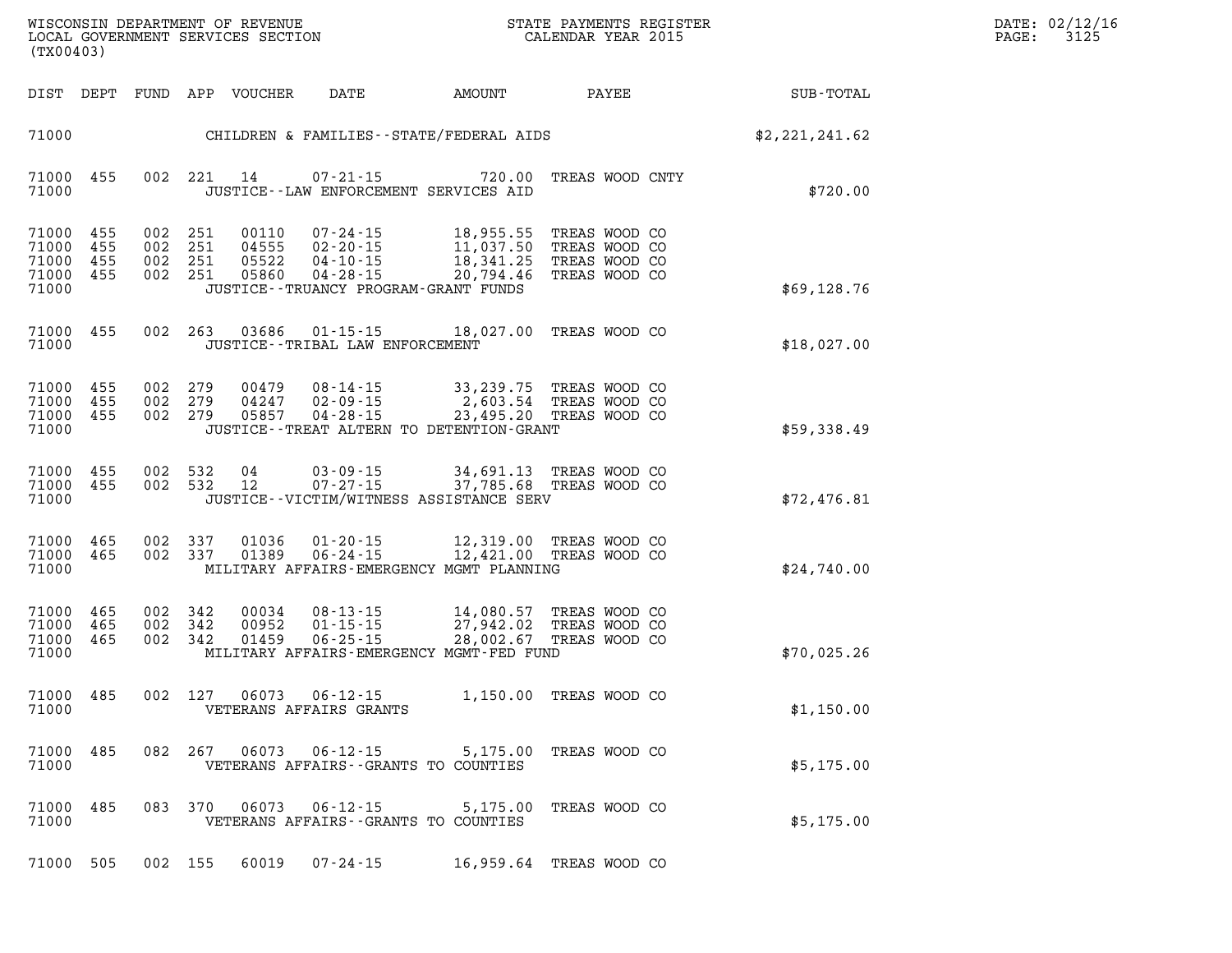WISCONSIN DEPARTMENT OF REVENUE
LOCAL GOVERNMENT SERVICES SECTION
(TX00403)

STATE PAYMENTS REGISTER
CALENDAR YEAR 2015

DATE: 02/12/16
PAGE: 3125

| DIST | DEPT | FUND | APP | VOUCHER | DATE | AMOUNT | PAYEE | SUB-TOTAL |
|---|---|---|---|---|---|---|---|---|
| 71000 | | | | | CHILDREN & FAMILIES--STATE/FEDERAL AIDS | | | $2,221,241.62 |
| 71000 | 455 | 002 | 221 | 14 | 07-21-15 | 720.00 | TREAS WOOD CNTY | |
| 71000 | | | | | JUSTICE--LAW ENFORCEMENT SERVICES AID | | | $720.00 |
| 71000 | 455 | 002 | 251 | 00110 | 07-24-15 | 18,955.55 | TREAS WOOD CO | |
| 71000 | 455 | 002 | 251 | 04555 | 02-20-15 | 11,037.50 | TREAS WOOD CO | |
| 71000 | 455 | 002 | 251 | 05522 | 04-10-15 | 18,341.25 | TREAS WOOD CO | |
| 71000 | 455 | 002 | 251 | 05860 | 04-28-15 | 20,794.46 | TREAS WOOD CO | |
| 71000 | | | | | JUSTICE--TRUANCY PROGRAM-GRANT FUNDS | | | $69,128.76 |
| 71000 | 455 | 002 | 263 | 03686 | 01-15-15 | 18,027.00 | TREAS WOOD CO | |
| 71000 | | | | | JUSTICE--TRIBAL LAW ENFORCEMENT | | | $18,027.00 |
| 71000 | 455 | 002 | 279 | 00479 | 08-14-15 | 33,239.75 | TREAS WOOD CO | |
| 71000 | 455 | 002 | 279 | 04247 | 02-09-15 | 2,603.54 | TREAS WOOD CO | |
| 71000 | 455 | 002 | 279 | 05857 | 04-28-15 | 23,495.20 | TREAS WOOD CO | |
| 71000 | | | | | JUSTICE--TREAT ALTERN TO DETENTION-GRANT | | | $59,338.49 |
| 71000 | 455 | 002 | 532 | 04 | 03-09-15 | 34,691.13 | TREAS WOOD CO | |
| 71000 | 455 | 002 | 532 | 12 | 07-27-15 | 37,785.68 | TREAS WOOD CO | |
| 71000 | | | | | JUSTICE--VICTIM/WITNESS ASSISTANCE SERV | | | $72,476.81 |
| 71000 | 465 | 002 | 337 | 01036 | 01-20-15 | 12,319.00 | TREAS WOOD CO | |
| 71000 | 465 | 002 | 337 | 01389 | 06-24-15 | 12,421.00 | TREAS WOOD CO | |
| 71000 | | | | | MILITARY AFFAIRS-EMERGENCY MGMT PLANNING | | | $24,740.00 |
| 71000 | 465 | 002 | 342 | 00034 | 08-13-15 | 14,080.57 | TREAS WOOD CO | |
| 71000 | 465 | 002 | 342 | 00952 | 01-15-15 | 27,942.02 | TREAS WOOD CO | |
| 71000 | 465 | 002 | 342 | 01459 | 06-25-15 | 28,002.67 | TREAS WOOD CO | |
| 71000 | | | | | MILITARY AFFAIRS-EMERGENCY MGMT-FED FUND | | | $70,025.26 |
| 71000 | 485 | 002 | 127 | 06073 | 06-12-15 | 1,150.00 | TREAS WOOD CO | |
| 71000 | | | | | VETERANS AFFAIRS GRANTS | | | $1,150.00 |
| 71000 | 485 | 082 | 267 | 06073 | 06-12-15 | 5,175.00 | TREAS WOOD CO | |
| 71000 | | | | | VETERANS AFFAIRS--GRANTS TO COUNTIES | | | $5,175.00 |
| 71000 | 485 | 083 | 370 | 06073 | 06-12-15 | 5,175.00 | TREAS WOOD CO | |
| 71000 | | | | | VETERANS AFFAIRS--GRANTS TO COUNTIES | | | $5,175.00 |
| 71000 | 505 | 002 | 155 | 60019 | 07-24-15 | 16,959.64 | TREAS WOOD CO | |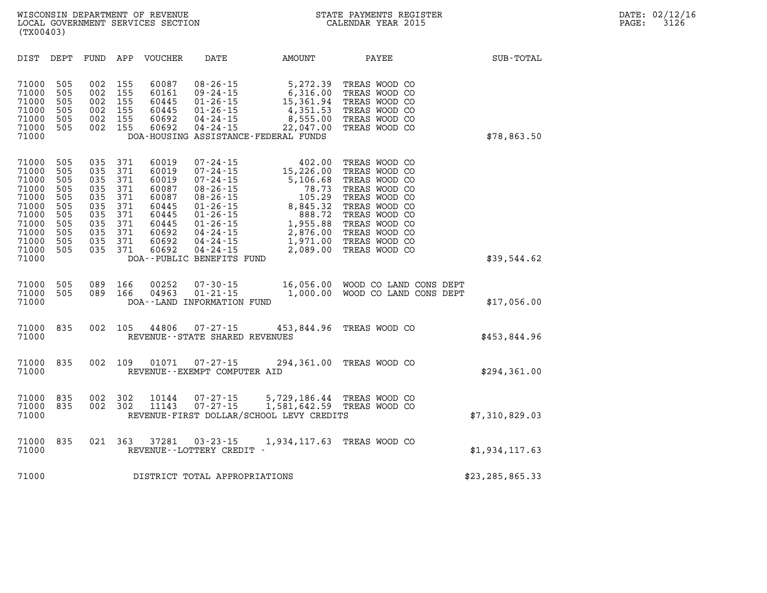WISCONSIN DEPARTMENT OF REVENUE
LOCAL GOVERNMENT SERVICES SECTION
(TX00403)

STATE PAYMENTS REGISTER
CALENDAR YEAR 2015

DATE: 02/12/16
PAGE: 3126

| DIST | DEPT | FUND | APP | VOUCHER | DATE | AMOUNT | PAYEE | SUB-TOTAL |
|---|---|---|---|---|---|---|---|---|
| 71000 | 505 | 002 | 155 | 60087 | 08-26-15 | 5,272.39 | TREAS WOOD CO | |
| 71000 | 505 | 002 | 155 | 60161 | 09-24-15 | 6,316.00 | TREAS WOOD CO | |
| 71000 | 505 | 002 | 155 | 60445 | 01-26-15 | 15,361.94 | TREAS WOOD CO | |
| 71000 | 505 | 002 | 155 | 60445 | 01-26-15 | 4,351.53 | TREAS WOOD CO | |
| 71000 | 505 | 002 | 155 | 60692 | 04-24-15 | 8,555.00 | TREAS WOOD CO | |
| 71000 | 505 | 002 | 155 | 60692 | 04-24-15 | 22,047.00 | TREAS WOOD CO | |
| 71000 | | | | | DOA-HOUSING ASSISTANCE-FEDERAL FUNDS | | | $78,863.50 |
| 71000 | 505 | 035 | 371 | 60019 | 07-24-15 | 402.00 | TREAS WOOD CO | |
| 71000 | 505 | 035 | 371 | 60019 | 07-24-15 | 15,226.00 | TREAS WOOD CO | |
| 71000 | 505 | 035 | 371 | 60019 | 07-24-15 | 5,106.68 | TREAS WOOD CO | |
| 71000 | 505 | 035 | 371 | 60087 | 08-26-15 | 78.73 | TREAS WOOD CO | |
| 71000 | 505 | 035 | 371 | 60087 | 08-26-15 | 105.29 | TREAS WOOD CO | |
| 71000 | 505 | 035 | 371 | 60445 | 01-26-15 | 8,845.32 | TREAS WOOD CO | |
| 71000 | 505 | 035 | 371 | 60445 | 01-26-15 | 888.72 | TREAS WOOD CO | |
| 71000 | 505 | 035 | 371 | 60445 | 01-26-15 | 1,955.88 | TREAS WOOD CO | |
| 71000 | 505 | 035 | 371 | 60692 | 04-24-15 | 2,876.00 | TREAS WOOD CO | |
| 71000 | 505 | 035 | 371 | 60692 | 04-24-15 | 1,971.00 | TREAS WOOD CO | |
| 71000 | 505 | 035 | 371 | 60692 | 04-24-15 | 2,089.00 | TREAS WOOD CO | |
| 71000 | | | | | DOA--PUBLIC BENEFITS FUND | | | $39,544.62 |
| 71000 | 505 | 089 | 166 | 00252 | 07-30-15 | 16,056.00 | WOOD CO LAND CONS DEPT | |
| 71000 | 505 | 089 | 166 | 04963 | 01-21-15 | 1,000.00 | WOOD CO LAND CONS DEPT | |
| 71000 | | | | | DOA--LAND INFORMATION FUND | | | $17,056.00 |
| 71000 | 835 | 002 | 105 | 44806 | 07-27-15 | 453,844.96 | TREAS WOOD CO | |
| 71000 | | | | | REVENUE--STATE SHARED REVENUES | | | $453,844.96 |
| 71000 | 835 | 002 | 109 | 01071 | 07-27-15 | 294,361.00 | TREAS WOOD CO | |
| 71000 | | | | | REVENUE--EXEMPT COMPUTER AID | | | $294,361.00 |
| 71000 | 835 | 002 | 302 | 10144 | 07-27-15 | 5,729,186.44 | TREAS WOOD CO | |
| 71000 | 835 | 002 | 302 | 11143 | 07-27-15 | 1,581,642.59 | TREAS WOOD CO | |
| 71000 | | | | | REVENUE-FIRST DOLLAR/SCHOOL LEVY CREDITS | | | $7,310,829.03 |
| 71000 | 835 | 021 | 363 | 37281 | 03-23-15 | 1,934,117.63 | TREAS WOOD CO | |
| 71000 | | | | | REVENUE--LOTTERY CREDIT - | | | $1,934,117.63 |
| 71000 | | | | | DISTRICT TOTAL APPROPRIATIONS | | | $23,285,865.33 |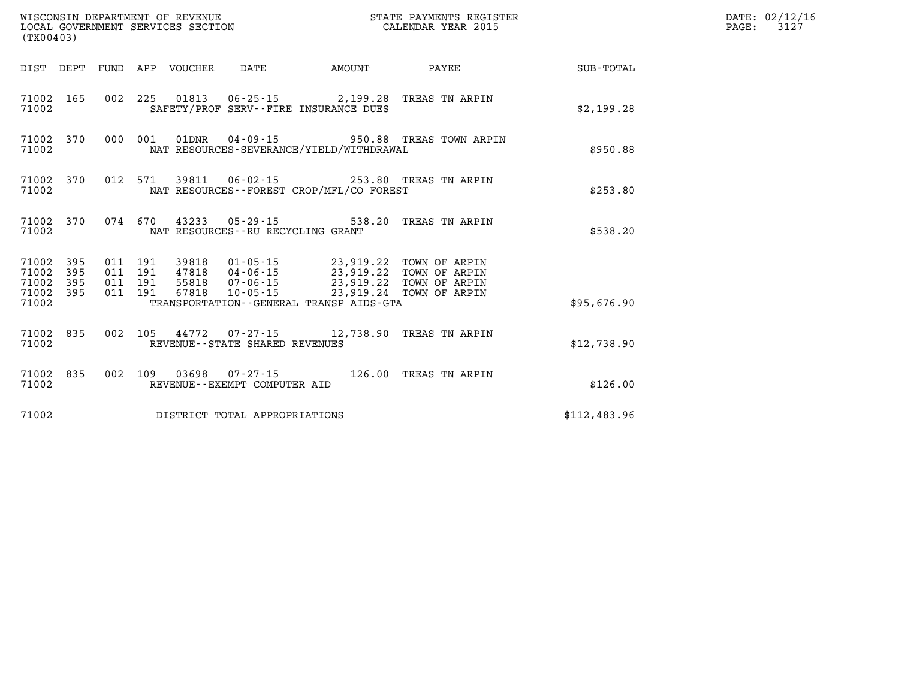WISCONSIN DEPARTMENT OF REVENUE
LOCAL GOVERNMENT SERVICES SECTION
(TX00403)

STATE PAYMENTS REGISTER
CALENDAR YEAR 2015

DATE: 02/12/16
PAGE: 3127

| DIST | DEPT | FUND | APP | VOUCHER | DATE | AMOUNT | PAYEE | SUB-TOTAL |
|---|---|---|---|---|---|---|---|---|
| 71002 | 165 | 002 | 225 | 01813 | 06-25-15 | 2,199.28 | TREAS TN ARPIN | |
| 71002 | | | | SAFETY/PROF SERV--FIRE INSURANCE DUES | | | | $2,199.28 |
| 71002 | 370 | 000 | 001 | 01DNR | 04-09-15 | 950.88 | TREAS TOWN ARPIN | |
| 71002 | | | | NAT RESOURCES-SEVERANCE/YIELD/WITHDRAWAL | | | | $950.88 |
| 71002 | 370 | 012 | 571 | 39811 | 06-02-15 | 253.80 | TREAS TN ARPIN | |
| 71002 | | | | NAT RESOURCES--FOREST CROP/MFL/CO FOREST | | | | $253.80 |
| 71002 | 370 | 074 | 670 | 43233 | 05-29-15 | 538.20 | TREAS TN ARPIN | |
| 71002 | | | | NAT RESOURCES--RU RECYCLING GRANT | | | | $538.20 |
| 71002 | 395 | 011 | 191 | 39818 | 01-05-15 | 23,919.22 | TOWN OF ARPIN | |
| 71002 | 395 | 011 | 191 | 47818 | 04-06-15 | 23,919.22 | TOWN OF ARPIN | |
| 71002 | 395 | 011 | 191 | 55818 | 07-06-15 | 23,919.22 | TOWN OF ARPIN | |
| 71002 | 395 | 011 | 191 | 67818 | 10-05-15 | 23,919.24 | TOWN OF ARPIN | |
| 71002 | | | | TRANSPORTATION--GENERAL TRANSP AIDS-GTA | | | | $95,676.90 |
| 71002 | 835 | 002 | 105 | 44772 | 07-27-15 | 12,738.90 | TREAS TN ARPIN | |
| 71002 | | | | REVENUE--STATE SHARED REVENUES | | | | $12,738.90 |
| 71002 | 835 | 002 | 109 | 03698 | 07-27-15 | 126.00 | TREAS TN ARPIN | |
| 71002 | | | | REVENUE--EXEMPT COMPUTER AID | | | | $126.00 |
| 71002 | | | | DISTRICT TOTAL APPROPRIATIONS | | | | $112,483.96 |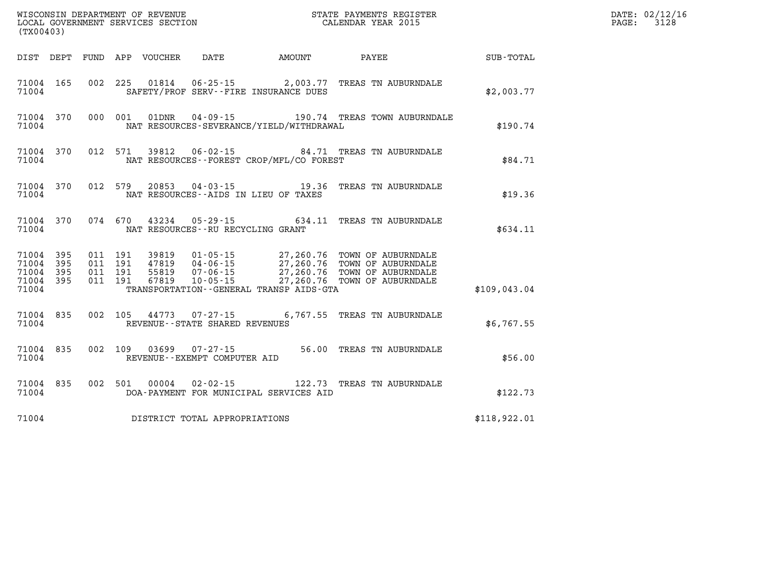WISCONSIN DEPARTMENT OF REVENUE
LOCAL GOVERNMENT SERVICES SECTION
(TX00403)

STATE PAYMENTS REGISTER
CALENDAR YEAR 2015

DATE: 02/12/16
PAGE: 3128

| DIST | DEPT | FUND | APP | VOUCHER | DATE | AMOUNT | PAYEE | SUB-TOTAL |
|---|---|---|---|---|---|---|---|---|
| 71004 | 165 | 002 | 225 | 01814 | 06-25-15 | 2,003.77 | TREAS TN AUBURNDALE | |
| 71004 | | | | SAFETY/PROF SERV--FIRE INSURANCE DUES | | | | $2,003.77 |
| 71004 | 370 | 000 | 001 | 01DNR | 04-09-15 | 190.74 | TREAS TOWN AUBURNDALE | |
| 71004 | | | | NAT RESOURCES-SEVERANCE/YIELD/WITHDRAWAL | | | | $190.74 |
| 71004 | 370 | 012 | 571 | 39812 | 06-02-15 | 84.71 | TREAS TN AUBURNDALE | |
| 71004 | | | | NAT RESOURCES--FOREST CROP/MFL/CO FOREST | | | | $84.71 |
| 71004 | 370 | 012 | 579 | 20853 | 04-03-15 | 19.36 | TREAS TN AUBURNDALE | |
| 71004 | | | | NAT RESOURCES--AIDS IN LIEU OF TAXES | | | | $19.36 |
| 71004 | 370 | 074 | 670 | 43234 | 05-29-15 | 634.11 | TREAS TN AUBURNDALE | |
| 71004 | | | | NAT RESOURCES--RU RECYCLING GRANT | | | | $634.11 |
| 71004 | 395 | 011 | 191 | 39819 | 01-05-15 | 27,260.76 | TOWN OF AUBURNDALE | |
| 71004 | 395 | 011 | 191 | 47819 | 04-06-15 | 27,260.76 | TOWN OF AUBURNDALE | |
| 71004 | 395 | 011 | 191 | 55819 | 07-06-15 | 27,260.76 | TOWN OF AUBURNDALE | |
| 71004 | 395 | 011 | 191 | 67819 | 10-05-15 | 27,260.76 | TOWN OF AUBURNDALE | |
| 71004 | | | | TRANSPORTATION--GENERAL TRANSP AIDS-GTA | | | | $109,043.04 |
| 71004 | 835 | 002 | 105 | 44773 | 07-27-15 | 6,767.55 | TREAS TN AUBURNDALE | |
| 71004 | | | | REVENUE--STATE SHARED REVENUES | | | | $6,767.55 |
| 71004 | 835 | 002 | 109 | 03699 | 07-27-15 | 56.00 | TREAS TN AUBURNDALE | |
| 71004 | | | | REVENUE--EXEMPT COMPUTER AID | | | | $56.00 |
| 71004 | 835 | 002 | 501 | 00004 | 02-02-15 | 122.73 | TREAS TN AUBURNDALE | |
| 71004 | | | | DOA-PAYMENT FOR MUNICIPAL SERVICES AID | | | | $122.73 |
| 71004 | | | | DISTRICT TOTAL APPROPRIATIONS | | | | $118,922.01 |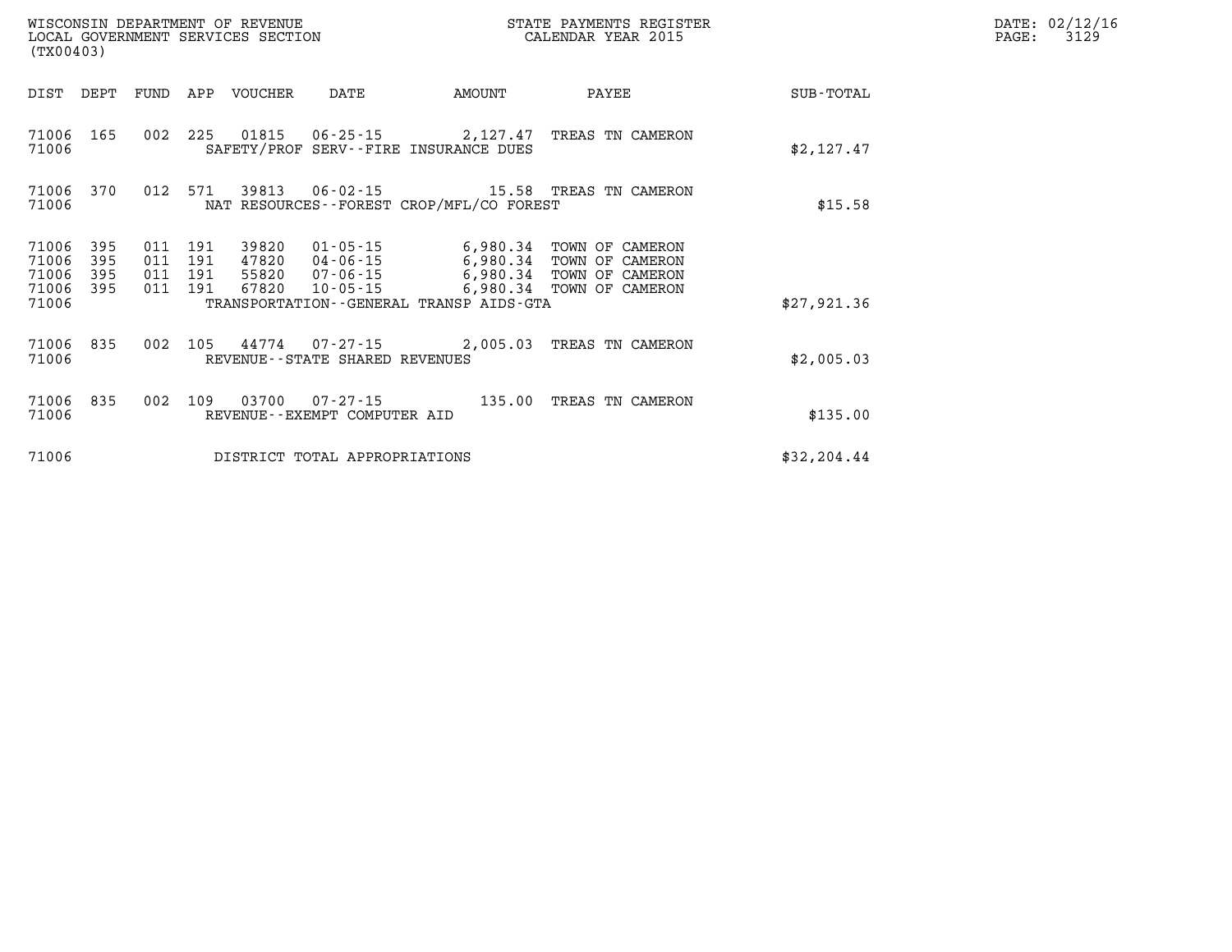WISCONSIN DEPARTMENT OF REVENUE
LOCAL GOVERNMENT SERVICES SECTION
(TX00403)

STATE PAYMENTS REGISTER
CALENDAR YEAR 2015

DATE: 02/12/16
PAGE: 3129

| DIST | DEPT | FUND | APP | VOUCHER | DATE | AMOUNT | PAYEE | SUB-TOTAL |
|---|---|---|---|---|---|---|---|---|
| 71006 | 165 | 002 | 225 | 01815 | 06-25-15 | 2,127.47 | TREAS TN CAMERON | |
| 71006 | | | | SAFETY/PROF SERV--FIRE INSURANCE DUES | | | | $2,127.47 |
| 71006 | 370 | 012 | 571 | 39813 | 06-02-15 | 15.58 | TREAS TN CAMERON | |
| 71006 | | | | NAT RESOURCES--FOREST CROP/MFL/CO FOREST | | | | $15.58 |
| 71006 | 395 | 011 | 191 | 39820 | 01-05-15 | 6,980.34 | TOWN OF CAMERON | |
| 71006 | 395 | 011 | 191 | 47820 | 04-06-15 | 6,980.34 | TOWN OF CAMERON | |
| 71006 | 395 | 011 | 191 | 55820 | 07-06-15 | 6,980.34 | TOWN OF CAMERON | |
| 71006 | 395 | 011 | 191 | 67820 | 10-05-15 | 6,980.34 | TOWN OF CAMERON | |
| 71006 | | | | TRANSPORTATION--GENERAL TRANSP AIDS-GTA | | | | $27,921.36 |
| 71006 | 835 | 002 | 105 | 44774 | 07-27-15 | 2,005.03 | TREAS TN CAMERON | |
| 71006 | | | | REVENUE--STATE SHARED REVENUES | | | | $2,005.03 |
| 71006 | 835 | 002 | 109 | 03700 | 07-27-15 | 135.00 | TREAS TN CAMERON | |
| 71006 | | | | REVENUE--EXEMPT COMPUTER AID | | | | $135.00 |
| 71006 | | | | DISTRICT TOTAL APPROPRIATIONS | | | | $32,204.44 |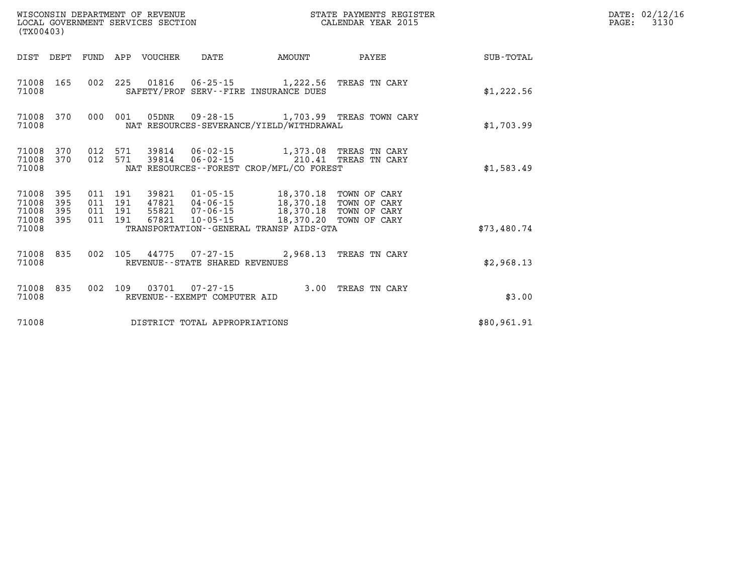WISCONSIN DEPARTMENT OF REVENUE
LOCAL GOVERNMENT SERVICES SECTION
(TX00403)

STATE PAYMENTS REGISTER
CALENDAR YEAR 2015

DATE: 02/12/16
PAGE: 3130

| DIST | DEPT | FUND | APP | VOUCHER | DATE | AMOUNT | PAYEE | SUB-TOTAL |
|---|---|---|---|---|---|---|---|---|
| 71008 | 165 | 002 | 225 | 01816 | 06-25-15 | 1,222.56 | TREAS TN CARY | |
| 71008 | | | | SAFETY/PROF SERV--FIRE INSURANCE DUES | | | | $1,222.56 |
| 71008 | 370 | 000 | 001 | 05DNR | 09-28-15 | 1,703.99 | TREAS TOWN CARY | |
| 71008 | | | | NAT RESOURCES-SEVERANCE/YIELD/WITHDRAWAL | | | | $1,703.99 |
| 71008 | 370 | 012 | 571 | 39814 | 06-02-15 | 1,373.08 | TREAS TN CARY | |
| 71008 | 370 | 012 | 571 | 39814 | 06-02-15 | 210.41 | TREAS TN CARY | |
| 71008 | | | | NAT RESOURCES--FOREST CROP/MFL/CO FOREST | | | | $1,583.49 |
| 71008 | 395 | 011 | 191 | 39821 | 01-05-15 | 18,370.18 | TOWN OF CARY | |
| 71008 | 395 | 011 | 191 | 47821 | 04-06-15 | 18,370.18 | TOWN OF CARY | |
| 71008 | 395 | 011 | 191 | 55821 | 07-06-15 | 18,370.18 | TOWN OF CARY | |
| 71008 | 395 | 011 | 191 | 67821 | 10-05-15 | 18,370.20 | TOWN OF CARY | |
| 71008 | | | | TRANSPORTATION--GENERAL TRANSP AIDS-GTA | | | | $73,480.74 |
| 71008 | 835 | 002 | 105 | 44775 | 07-27-15 | 2,968.13 | TREAS TN CARY | |
| 71008 | | | | REVENUE--STATE SHARED REVENUES | | | | $2,968.13 |
| 71008 | 835 | 002 | 109 | 03701 | 07-27-15 | 3.00 | TREAS TN CARY | |
| 71008 | | | | REVENUE--EXEMPT COMPUTER AID | | | | $3.00 |
| 71008 | | | | DISTRICT TOTAL APPROPRIATIONS | | | | $80,961.91 |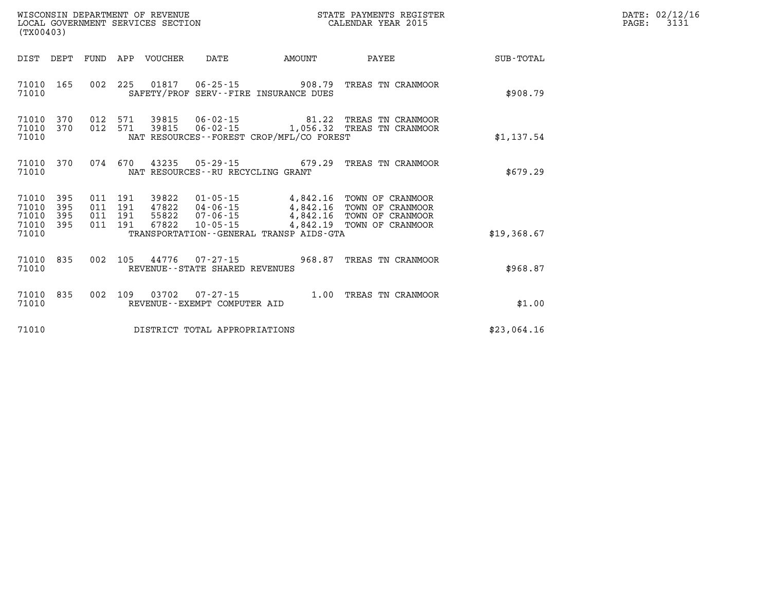WISCONSIN DEPARTMENT OF REVENUE
LOCAL GOVERNMENT SERVICES SECTION
(TX00403)

STATE PAYMENTS REGISTER
CALENDAR YEAR 2015

DATE: 02/12/16
PAGE: 3131

| DIST | DEPT | FUND | APP | VOUCHER | DATE | AMOUNT | PAYEE | SUB-TOTAL |
|---|---|---|---|---|---|---|---|---|
| 71010 | 165 | 002 | 225 | 01817 | 06-25-15 | 908.79 | TREAS TN CRANMOOR | |
| 71010 | | | | SAFETY/PROF SERV--FIRE INSURANCE DUES | | | | $908.79 |
| 71010 | 370 | 012 | 571 | 39815 | 06-02-15 | 81.22 | TREAS TN CRANMOOR | |
| 71010 | 370 | 012 | 571 | 39815 | 06-02-15 | 1,056.32 | TREAS TN CRANMOOR | |
| 71010 | | | | NAT RESOURCES--FOREST CROP/MFL/CO FOREST | | | | $1,137.54 |
| 71010 | 370 | 074 | 670 | 43235 | 05-29-15 | 679.29 | TREAS TN CRANMOOR | |
| 71010 | | | | NAT RESOURCES--RU RECYCLING GRANT | | | | $679.29 |
| 71010 | 395 | 011 | 191 | 39822 | 01-05-15 | 4,842.16 | TOWN OF CRANMOOR | |
| 71010 | 395 | 011 | 191 | 47822 | 04-06-15 | 4,842.16 | TOWN OF CRANMOOR | |
| 71010 | 395 | 011 | 191 | 55822 | 07-06-15 | 4,842.16 | TOWN OF CRANMOOR | |
| 71010 | 395 | 011 | 191 | 67822 | 10-05-15 | 4,842.19 | TOWN OF CRANMOOR | |
| 71010 | | | | TRANSPORTATION--GENERAL TRANSP AIDS-GTA | | | | $19,368.67 |
| 71010 | 835 | 002 | 105 | 44776 | 07-27-15 | 968.87 | TREAS TN CRANMOOR | |
| 71010 | | | | REVENUE--STATE SHARED REVENUES | | | | $968.87 |
| 71010 | 835 | 002 | 109 | 03702 | 07-27-15 | 1.00 | TREAS TN CRANMOOR | |
| 71010 | | | | REVENUE--EXEMPT COMPUTER AID | | | | $1.00 |
| 71010 | | | | DISTRICT TOTAL APPROPRIATIONS | | | | $23,064.16 |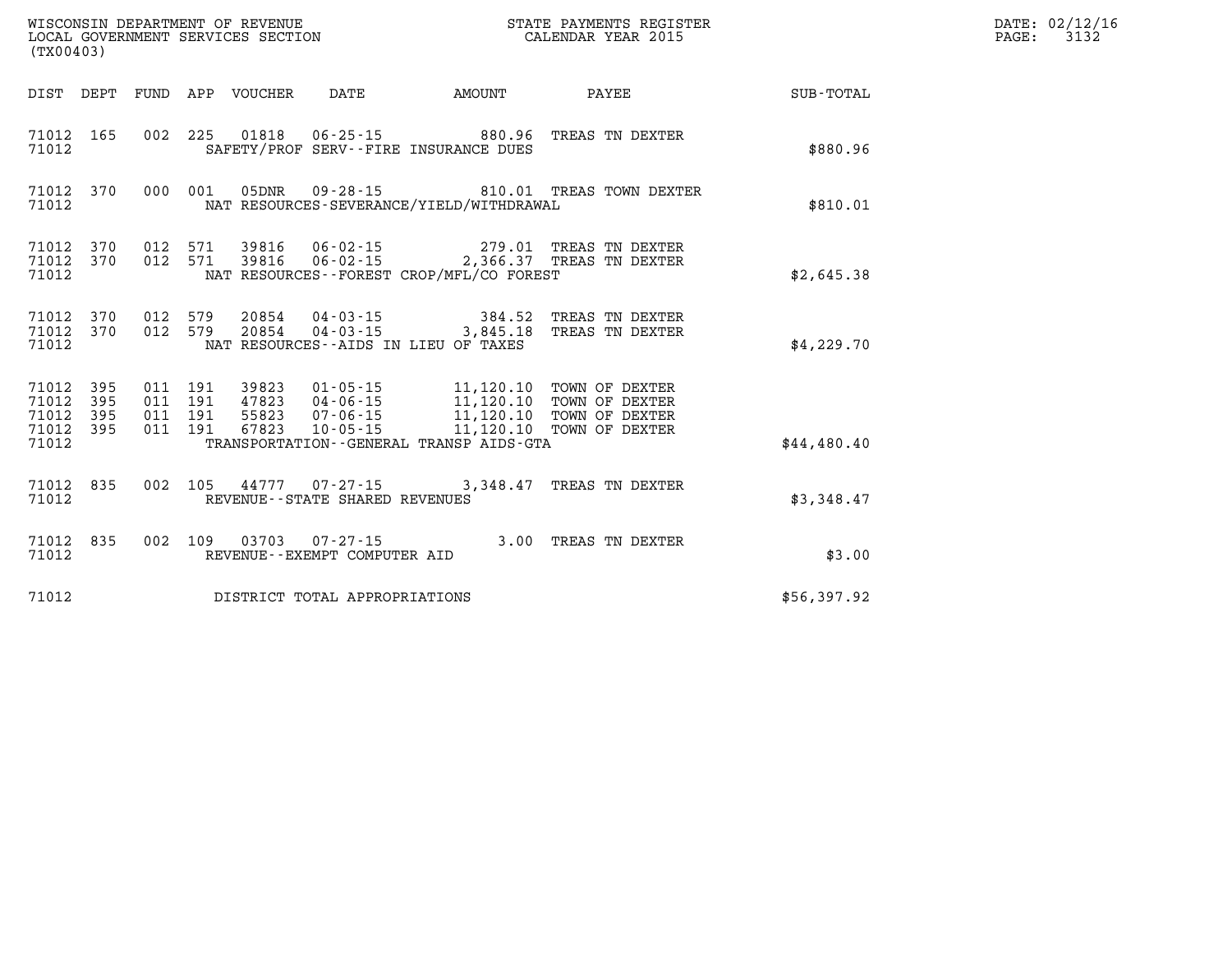WISCONSIN DEPARTMENT OF REVENUE
LOCAL GOVERNMENT SERVICES SECTION
(TX00403)

STATE PAYMENTS REGISTER
CALENDAR YEAR 2015

DATE: 02/12/16
PAGE: 3132

| DIST | DEPT | FUND | APP | VOUCHER | DATE | AMOUNT | PAYEE | SUB-TOTAL |
|---|---|---|---|---|---|---|---|---|
| 71012 | 165 | 002 | 225 | 01818 | 06-25-15 | 880.96 | TREAS TN DEXTER | |
| 71012 | | | | | SAFETY/PROF SERV--FIRE INSURANCE DUES | | | $880.96 |
| 71012 | 370 | 000 | 001 | 05DNR | 09-28-15 | 810.01 | TREAS TOWN DEXTER | |
| 71012 | | | | | NAT RESOURCES-SEVERANCE/YIELD/WITHDRAWAL | | | $810.01 |
| 71012 | 370 | 012 | 571 | 39816 | 06-02-15 | 279.01 | TREAS TN DEXTER | |
| 71012 | 370 | 012 | 571 | 39816 | 06-02-15 | 2,366.37 | TREAS TN DEXTER | |
| 71012 | | | | | NAT RESOURCES--FOREST CROP/MFL/CO FOREST | | | $2,645.38 |
| 71012 | 370 | 012 | 579 | 20854 | 04-03-15 | 384.52 | TREAS TN DEXTER | |
| 71012 | 370 | 012 | 579 | 20854 | 04-03-15 | 3,845.18 | TREAS TN DEXTER | |
| 71012 | | | | | NAT RESOURCES--AIDS IN LIEU OF TAXES | | | $4,229.70 |
| 71012 | 395 | 011 | 191 | 39823 | 01-05-15 | 11,120.10 | TOWN OF DEXTER | |
| 71012 | 395 | 011 | 191 | 47823 | 04-06-15 | 11,120.10 | TOWN OF DEXTER | |
| 71012 | 395 | 011 | 191 | 55823 | 07-06-15 | 11,120.10 | TOWN OF DEXTER | |
| 71012 | 395 | 011 | 191 | 67823 | 10-05-15 | 11,120.10 | TOWN OF DEXTER | |
| 71012 | | | | | TRANSPORTATION--GENERAL TRANSP AIDS-GTA | | | $44,480.40 |
| 71012 | 835 | 002 | 105 | 44777 | 07-27-15 | 3,348.47 | TREAS TN DEXTER | |
| 71012 | | | | | REVENUE--STATE SHARED REVENUES | | | $3,348.47 |
| 71012 | 835 | 002 | 109 | 03703 | 07-27-15 | 3.00 | TREAS TN DEXTER | |
| 71012 | | | | | REVENUE--EXEMPT COMPUTER AID | | | $3.00 |
| 71012 | | | | | DISTRICT TOTAL APPROPRIATIONS | | | $56,397.92 |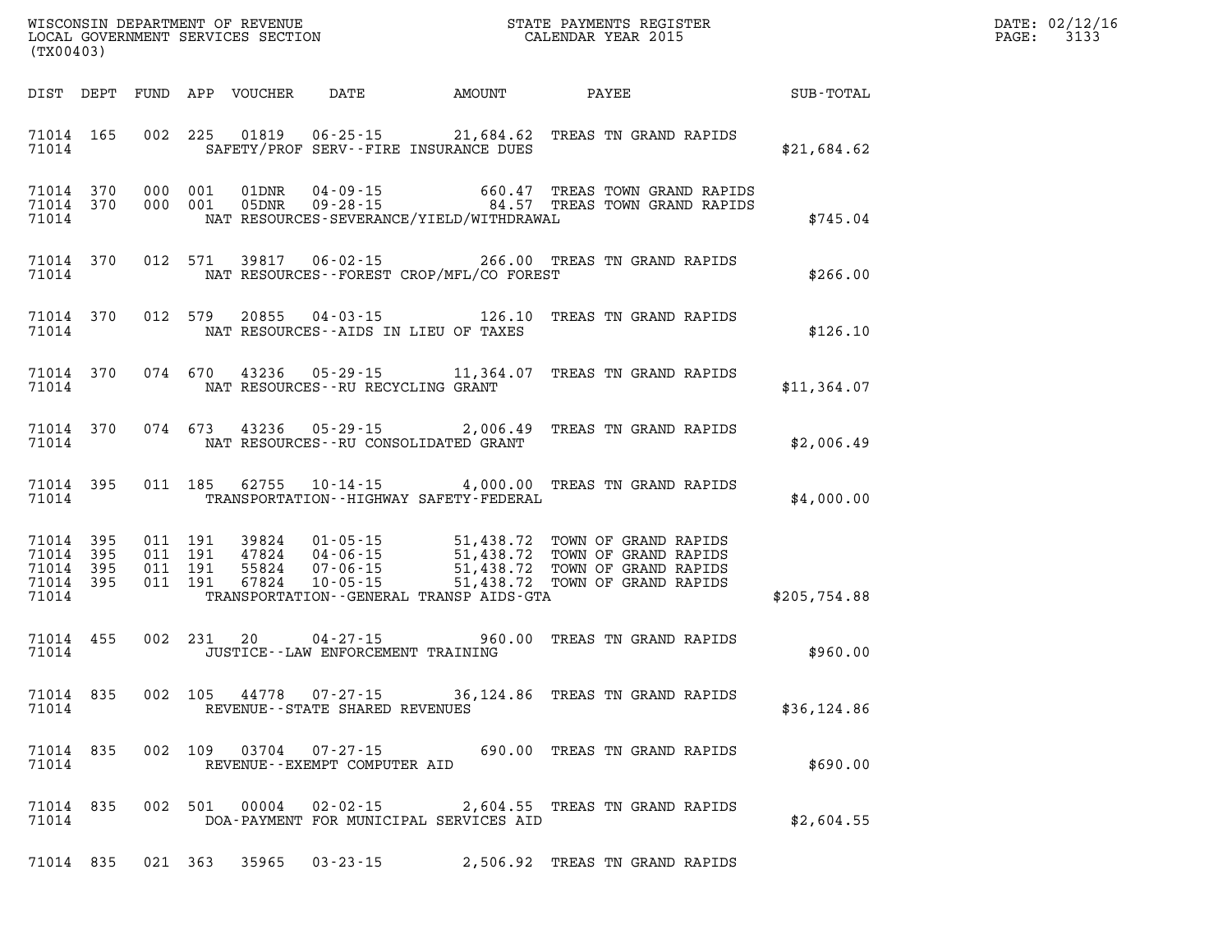WISCONSIN DEPARTMENT OF REVENUE
LOCAL GOVERNMENT SERVICES SECTION
(TX00403)

STATE PAYMENTS REGISTER
CALENDAR YEAR 2015

DATE: 02/12/16
PAGE: 3133

| DIST | DEPT | FUND | APP | VOUCHER | DATE | AMOUNT | PAYEE | SUB-TOTAL |
|---|---|---|---|---|---|---|---|---|
| 71014 | 165 | 002 | 225 | 01819 | 06-25-15 | 21,684.62 | TREAS TN GRAND RAPIDS | |
| 71014 | | | | | SAFETY/PROF SERV--FIRE INSURANCE DUES | | | $21,684.62 |
| 71014 | 370 | 000 | 001 | 01DNR | 04-09-15 | 660.47 | TREAS TOWN GRAND RAPIDS | |
| 71014 | 370 | 000 | 001 | 05DNR | 09-28-15 | 84.57 | TREAS TOWN GRAND RAPIDS | |
| 71014 | | | | | NAT RESOURCES-SEVERANCE/YIELD/WITHDRAWAL | | | $745.04 |
| 71014 | 370 | 012 | 571 | 39817 | 06-02-15 | 266.00 | TREAS TN GRAND RAPIDS | |
| 71014 | | | | | NAT RESOURCES--FOREST CROP/MFL/CO FOREST | | | $266.00 |
| 71014 | 370 | 012 | 579 | 20855 | 04-03-15 | 126.10 | TREAS TN GRAND RAPIDS | |
| 71014 | | | | | NAT RESOURCES--AIDS IN LIEU OF TAXES | | | $126.10 |
| 71014 | 370 | 074 | 670 | 43236 | 05-29-15 | 11,364.07 | TREAS TN GRAND RAPIDS | |
| 71014 | | | | | NAT RESOURCES--RU RECYCLING GRANT | | | $11,364.07 |
| 71014 | 370 | 074 | 673 | 43236 | 05-29-15 | 2,006.49 | TREAS TN GRAND RAPIDS | |
| 71014 | | | | | NAT RESOURCES--RU CONSOLIDATED GRANT | | | $2,006.49 |
| 71014 | 395 | 011 | 185 | 62755 | 10-14-15 | 4,000.00 | TREAS TN GRAND RAPIDS | |
| 71014 | | | | | TRANSPORTATION--HIGHWAY SAFETY-FEDERAL | | | $4,000.00 |
| 71014 | 395 | 011 | 191 | 39824 | 01-05-15 | 51,438.72 | TOWN OF GRAND RAPIDS | |
| 71014 | 395 | 011 | 191 | 47824 | 04-06-15 | 51,438.72 | TOWN OF GRAND RAPIDS | |
| 71014 | 395 | 011 | 191 | 55824 | 07-06-15 | 51,438.72 | TOWN OF GRAND RAPIDS | |
| 71014 | 395 | 011 | 191 | 67824 | 10-05-15 | 51,438.72 | TOWN OF GRAND RAPIDS | |
| 71014 | | | | | TRANSPORTATION--GENERAL TRANSP AIDS-GTA | | | $205,754.88 |
| 71014 | 455 | 002 | 231 | 20 | 04-27-15 | 960.00 | TREAS TN GRAND RAPIDS | |
| 71014 | | | | | JUSTICE--LAW ENFORCEMENT TRAINING | | | $960.00 |
| 71014 | 835 | 002 | 105 | 44778 | 07-27-15 | 36,124.86 | TREAS TN GRAND RAPIDS | |
| 71014 | | | | | REVENUE--STATE SHARED REVENUES | | | $36,124.86 |
| 71014 | 835 | 002 | 109 | 03704 | 07-27-15 | 690.00 | TREAS TN GRAND RAPIDS | |
| 71014 | | | | | REVENUE--EXEMPT COMPUTER AID | | | $690.00 |
| 71014 | 835 | 002 | 501 | 00004 | 02-02-15 | 2,604.55 | TREAS TN GRAND RAPIDS | |
| 71014 | | | | | DOA-PAYMENT FOR MUNICIPAL SERVICES AID | | | $2,604.55 |
| 71014 | 835 | 021 | 363 | 35965 | 03-23-15 | 2,506.92 | TREAS TN GRAND RAPIDS | |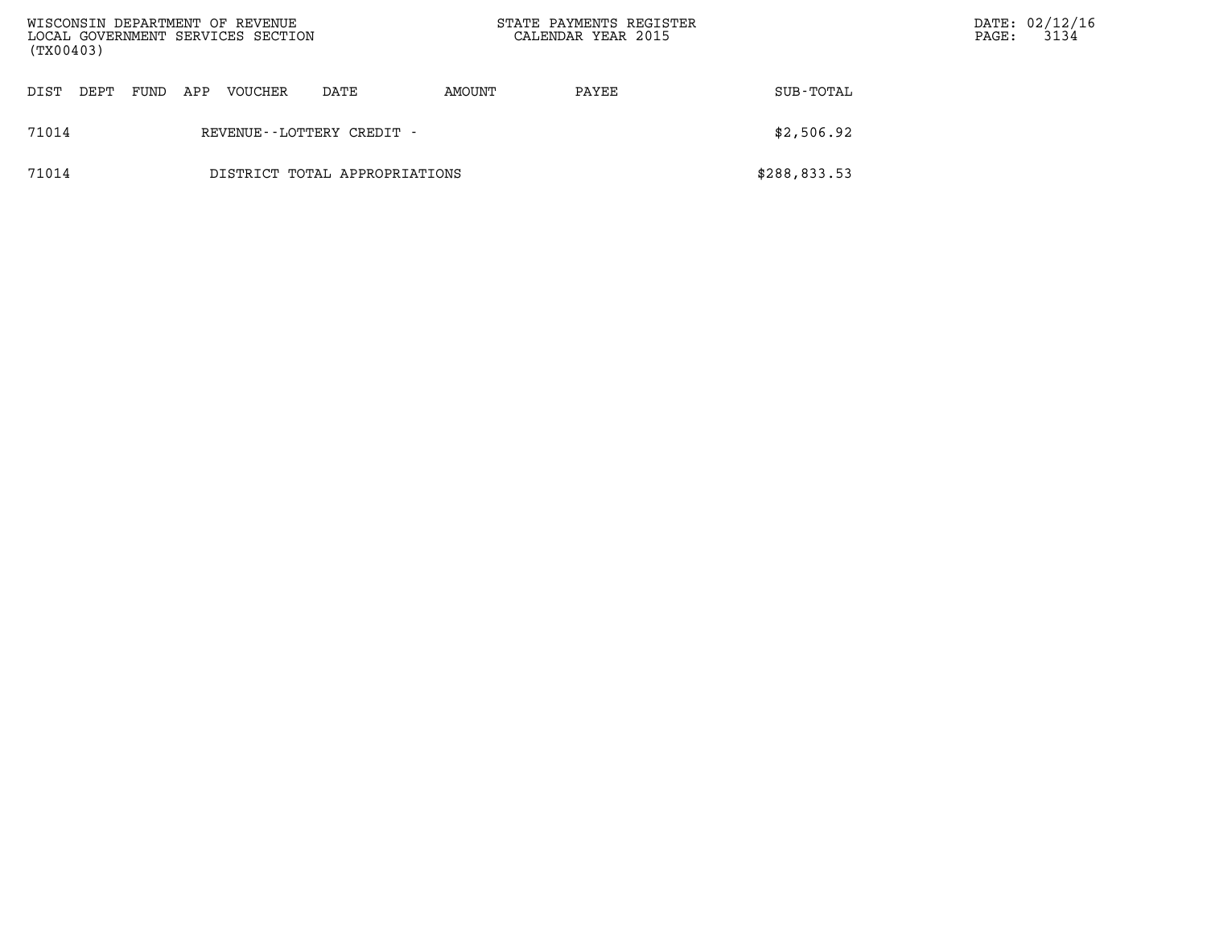| DIST | DEPT | FUND | APP | VOUCHER | DATE | AMOUNT | PAYEE | SUB-TOTAL |
|---|---|---|---|---|---|---|---|---|
| 71014 | | | | REVENUE--LOTTERY CREDIT - | | | | \$2,506.92 |
| 71014 | | | | DISTRICT TOTAL APPROPRIATIONS | | | | \$288,833.53 |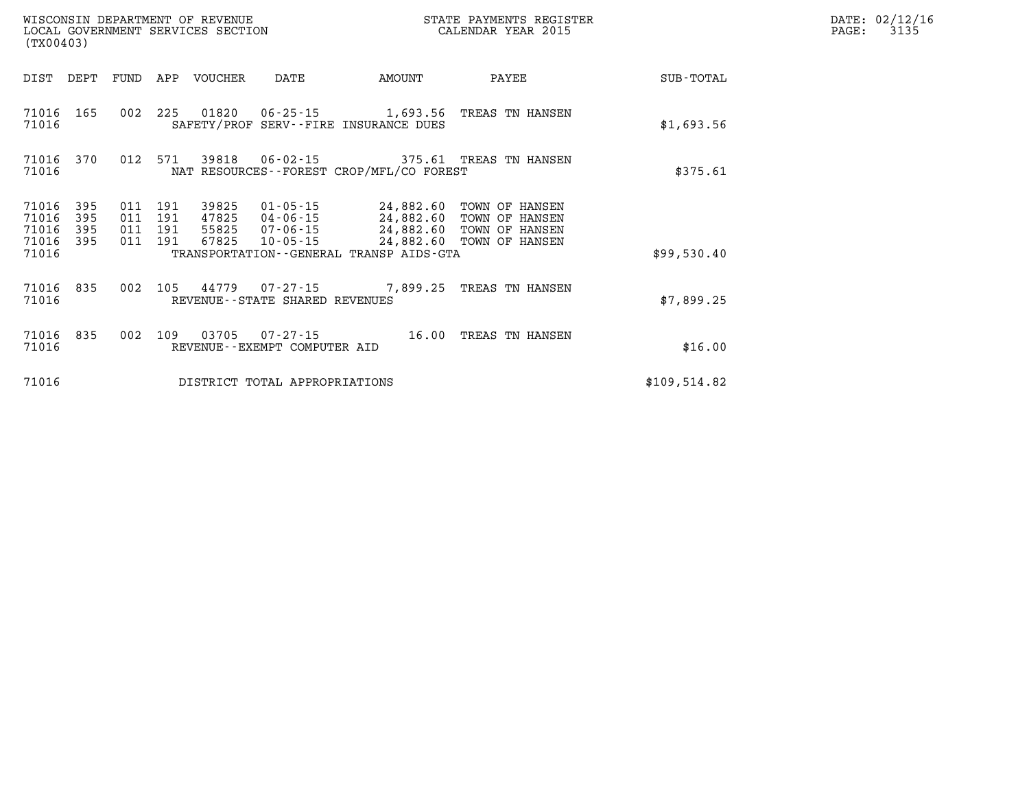WISCONSIN DEPARTMENT OF REVENUE
LOCAL GOVERNMENT SERVICES SECTION
(TX00403)

STATE PAYMENTS REGISTER
CALENDAR YEAR 2015

DATE: 02/12/16

| DIST | DEPT | FUND | APP | VOUCHER | DATE | AMOUNT | PAYEE | SUB-TOTAL |
|---|---|---|---|---|---|---|---|---|
| 71016 | 165 | 002 | 225 | 01820 | 06-25-15 | 1,693.56 | TREAS TN HANSEN | |
| 71016 | | | | SAFETY/PROF SERV--FIRE INSURANCE DUES | | | | $1,693.56 |
| 71016 | 370 | 012 | 571 | 39818 | 06-02-15 | 375.61 | TREAS TN HANSEN | |
| 71016 | | | | NAT RESOURCES--FOREST CROP/MFL/CO FOREST | | | | $375.61 |
| 71016 | 395 | 011 | 191 | 39825 | 01-05-15 | 24,882.60 | TOWN OF HANSEN | |
| 71016 | 395 | 011 | 191 | 47825 | 04-06-15 | 24,882.60 | TOWN OF HANSEN | |
| 71016 | 395 | 011 | 191 | 55825 | 07-06-15 | 24,882.60 | TOWN OF HANSEN | |
| 71016 | 395 | 011 | 191 | 67825 | 10-05-15 | 24,882.60 | TOWN OF HANSEN | |
| 71016 | | | | TRANSPORTATION--GENERAL TRANSP AIDS-GTA | | | | $99,530.40 |
| 71016 | 835 | 002 | 105 | 44779 | 07-27-15 | 7,899.25 | TREAS TN HANSEN | |
| 71016 | | | | REVENUE--STATE SHARED REVENUES | | | | $7,899.25 |
| 71016 | 835 | 002 | 109 | 03705 | 07-27-15 | 16.00 | TREAS TN HANSEN | |
| 71016 | | | | REVENUE--EXEMPT COMPUTER AID | | | | $16.00 |
| 71016 | | | | DISTRICT TOTAL APPROPRIATIONS | | | | $109,514.82 |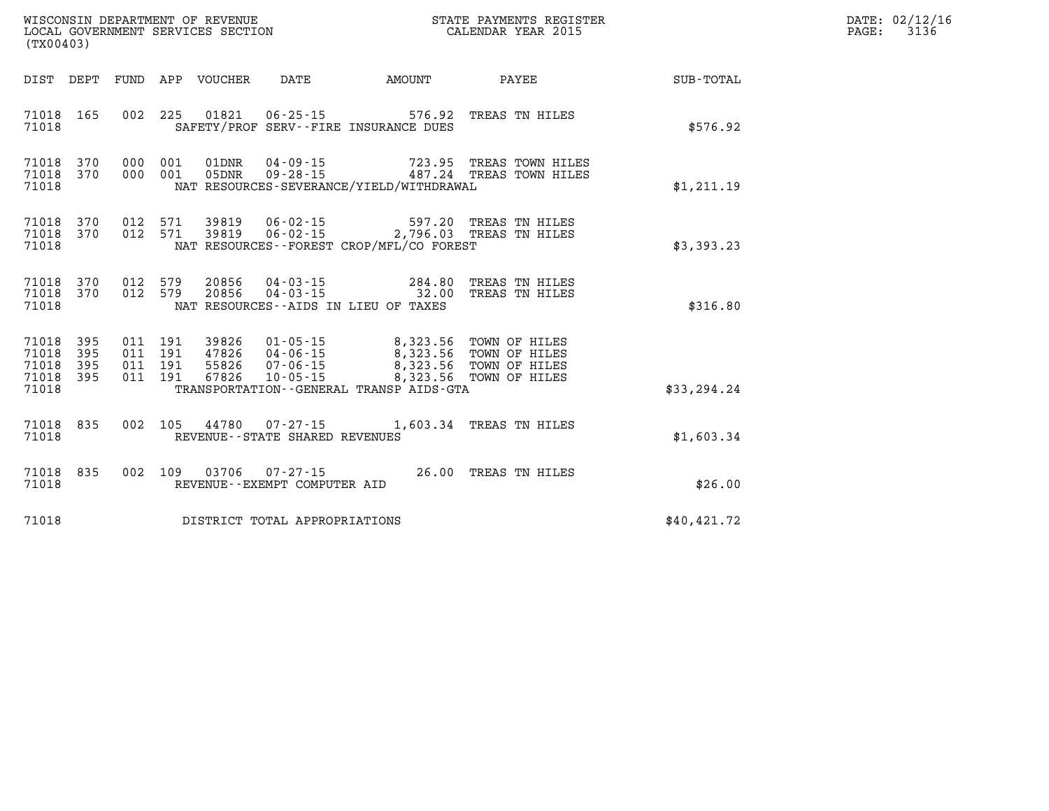WISCONSIN DEPARTMENT OF REVENUE
LOCAL GOVERNMENT SERVICES SECTION
(TX00403)

STATE PAYMENTS REGISTER
CALENDAR YEAR 2015

DATE: 02/12/16

| DIST | DEPT | FUND | APP | VOUCHER | DATE | AMOUNT | PAYEE | SUB-TOTAL |
|---|---|---|---|---|---|---|---|---|
| 71018 | 165 | 002 | 225 | 01821 | 06-25-15 | 576.92 | TREAS TN HILES | |
| 71018 | | | | | SAFETY/PROF SERV--FIRE INSURANCE DUES | | | $576.92 |
| 71018 | 370 | 000 | 001 | 01DNR | 04-09-15 | 723.95 | TREAS TOWN HILES | |
| 71018 | 370 | 000 | 001 | 05DNR | 09-28-15 | 487.24 | TREAS TOWN HILES | |
| 71018 | | | | | NAT RESOURCES-SEVERANCE/YIELD/WITHDRAWAL | | | $1,211.19 |
| 71018 | 370 | 012 | 571 | 39819 | 06-02-15 | 597.20 | TREAS TN HILES | |
| 71018 | 370 | 012 | 571 | 39819 | 06-02-15 | 2,796.03 | TREAS TN HILES | |
| 71018 | | | | | NAT RESOURCES--FOREST CROP/MFL/CO FOREST | | | $3,393.23 |
| 71018 | 370 | 012 | 579 | 20856 | 04-03-15 | 284.80 | TREAS TN HILES | |
| 71018 | 370 | 012 | 579 | 20856 | 04-03-15 | 32.00 | TREAS TN HILES | |
| 71018 | | | | | NAT RESOURCES--AIDS IN LIEU OF TAXES | | | $316.80 |
| 71018 | 395 | 011 | 191 | 39826 | 01-05-15 | 8,323.56 | TOWN OF HILES | |
| 71018 | 395 | 011 | 191 | 47826 | 04-06-15 | 8,323.56 | TOWN OF HILES | |
| 71018 | 395 | 011 | 191 | 55826 | 07-06-15 | 8,323.56 | TOWN OF HILES | |
| 71018 | 395 | 011 | 191 | 67826 | 10-05-15 | 8,323.56 | TOWN OF HILES | |
| 71018 | | | | | TRANSPORTATION--GENERAL TRANSP AIDS-GTA | | | $33,294.24 |
| 71018 | 835 | 002 | 105 | 44780 | 07-27-15 | 1,603.34 | TREAS TN HILES | |
| 71018 | | | | | REVENUE--STATE SHARED REVENUES | | | $1,603.34 |
| 71018 | 835 | 002 | 109 | 03706 | 07-27-15 | 26.00 | TREAS TN HILES | |
| 71018 | | | | | REVENUE--EXEMPT COMPUTER AID | | | $26.00 |
| 71018 | | | | | DISTRICT TOTAL APPROPRIATIONS | | | $40,421.72 |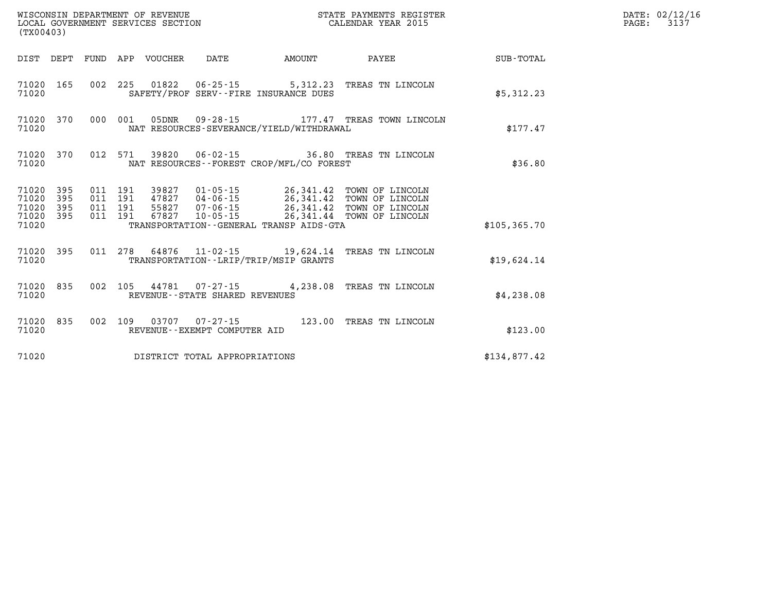WISCONSIN DEPARTMENT OF REVENUE
LOCAL GOVERNMENT SERVICES SECTION
(TX00403)

STATE PAYMENTS REGISTER
CALENDAR YEAR 2015

DATE: 02/12/16
PAGE: 3137

| DIST | DEPT | FUND | APP | VOUCHER | DATE | AMOUNT | PAYEE | SUB-TOTAL |
|---|---|---|---|---|---|---|---|---|
| 71020 | 165 | 002 | 225 | 01822 | 06-25-15 | 5,312.23 | TREAS TN LINCOLN | |
| 71020 | | | | SAFETY/PROF SERV--FIRE INSURANCE DUES | | | | $5,312.23 |
| 71020 | 370 | 000 | 001 | 05DNR | 09-28-15 | 177.47 | TREAS TOWN LINCOLN | |
| 71020 | | | | NAT RESOURCES-SEVERANCE/YIELD/WITHDRAWAL | | | | $177.47 |
| 71020 | 370 | 012 | 571 | 39820 | 06-02-15 | 36.80 | TREAS TN LINCOLN | |
| 71020 | | | | NAT RESOURCES--FOREST CROP/MFL/CO FOREST | | | | $36.80 |
| 71020 | 395 | 011 | 191 | 39827 | 01-05-15 | 26,341.42 | TOWN OF LINCOLN | |
| 71020 | 395 | 011 | 191 | 47827 | 04-06-15 | 26,341.42 | TOWN OF LINCOLN | |
| 71020 | 395 | 011 | 191 | 55827 | 07-06-15 | 26,341.42 | TOWN OF LINCOLN | |
| 71020 | 395 | 011 | 191 | 67827 | 10-05-15 | 26,341.44 | TOWN OF LINCOLN | |
| 71020 | | | | TRANSPORTATION--GENERAL TRANSP AIDS-GTA | | | | $105,365.70 |
| 71020 | 395 | 011 | 278 | 64876 | 11-02-15 | 19,624.14 | TREAS TN LINCOLN | |
| 71020 | | | | TRANSPORTATION--LRIP/TRIP/MSIP GRANTS | | | | $19,624.14 |
| 71020 | 835 | 002 | 105 | 44781 | 07-27-15 | 4,238.08 | TREAS TN LINCOLN | |
| 71020 | | | | REVENUE--STATE SHARED REVENUES | | | | $4,238.08 |
| 71020 | 835 | 002 | 109 | 03707 | 07-27-15 | 123.00 | TREAS TN LINCOLN | |
| 71020 | | | | REVENUE--EXEMPT COMPUTER AID | | | | $123.00 |
| 71020 | | | | DISTRICT TOTAL APPROPRIATIONS | | | | $134,877.42 |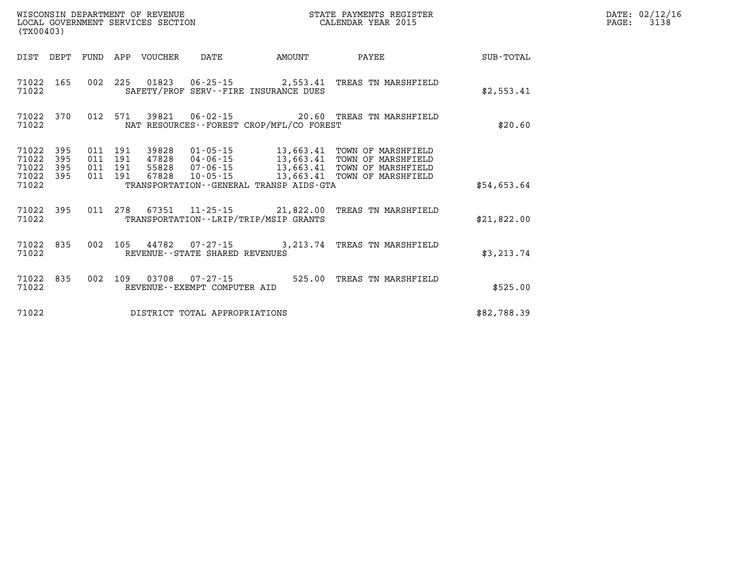WISCONSIN DEPARTMENT OF REVENUE
LOCAL GOVERNMENT SERVICES SECTION
(TX00403)

STATE PAYMENTS REGISTER
CALENDAR YEAR 2015

| DIST | DEPT | FUND | APP | VOUCHER | DATE | AMOUNT | PAYEE | SUB-TOTAL |
|---|---|---|---|---|---|---|---|---|
| 71022 | 165 | 002 | 225 | 01823 | 06-25-15 | 2,553.41 | TREAS TN MARSHFIELD | |
| 71022 | | | | SAFETY/PROF SERV--FIRE INSURANCE DUES | | | | $2,553.41 |
| 71022 | 370 | 012 | 571 | 39821 | 06-02-15 | 20.60 | TREAS TN MARSHFIELD | |
| 71022 | | | | NAT RESOURCES--FOREST CROP/MFL/CO FOREST | | | | $20.60 |
| 71022 | 395 | 011 | 191 | 39828 | 01-05-15 | 13,663.41 | TOWN OF MARSHFIELD | |
| 71022 | 395 | 011 | 191 | 47828 | 04-06-15 | 13,663.41 | TOWN OF MARSHFIELD | |
| 71022 | 395 | 011 | 191 | 55828 | 07-06-15 | 13,663.41 | TOWN OF MARSHFIELD | |
| 71022 | 395 | 011 | 191 | 67828 | 10-05-15 | 13,663.41 | TOWN OF MARSHFIELD | |
| 71022 | | | | TRANSPORTATION--GENERAL TRANSP AIDS-GTA | | | | $54,653.64 |
| 71022 | 395 | 011 | 278 | 67351 | 11-25-15 | 21,822.00 | TREAS TN MARSHFIELD | |
| 71022 | | | | TRANSPORTATION--LRIP/TRIP/MSIP GRANTS | | | | $21,822.00 |
| 71022 | 835 | 002 | 105 | 44782 | 07-27-15 | 3,213.74 | TREAS TN MARSHFIELD | |
| 71022 | | | | REVENUE--STATE SHARED REVENUES | | | | $3,213.74 |
| 71022 | 835 | 002 | 109 | 03708 | 07-27-15 | 525.00 | TREAS TN MARSHFIELD | |
| 71022 | | | | REVENUE--EXEMPT COMPUTER AID | | | | $525.00 |
| 71022 | | | | DISTRICT TOTAL APPROPRIATIONS | | | | $82,788.39 |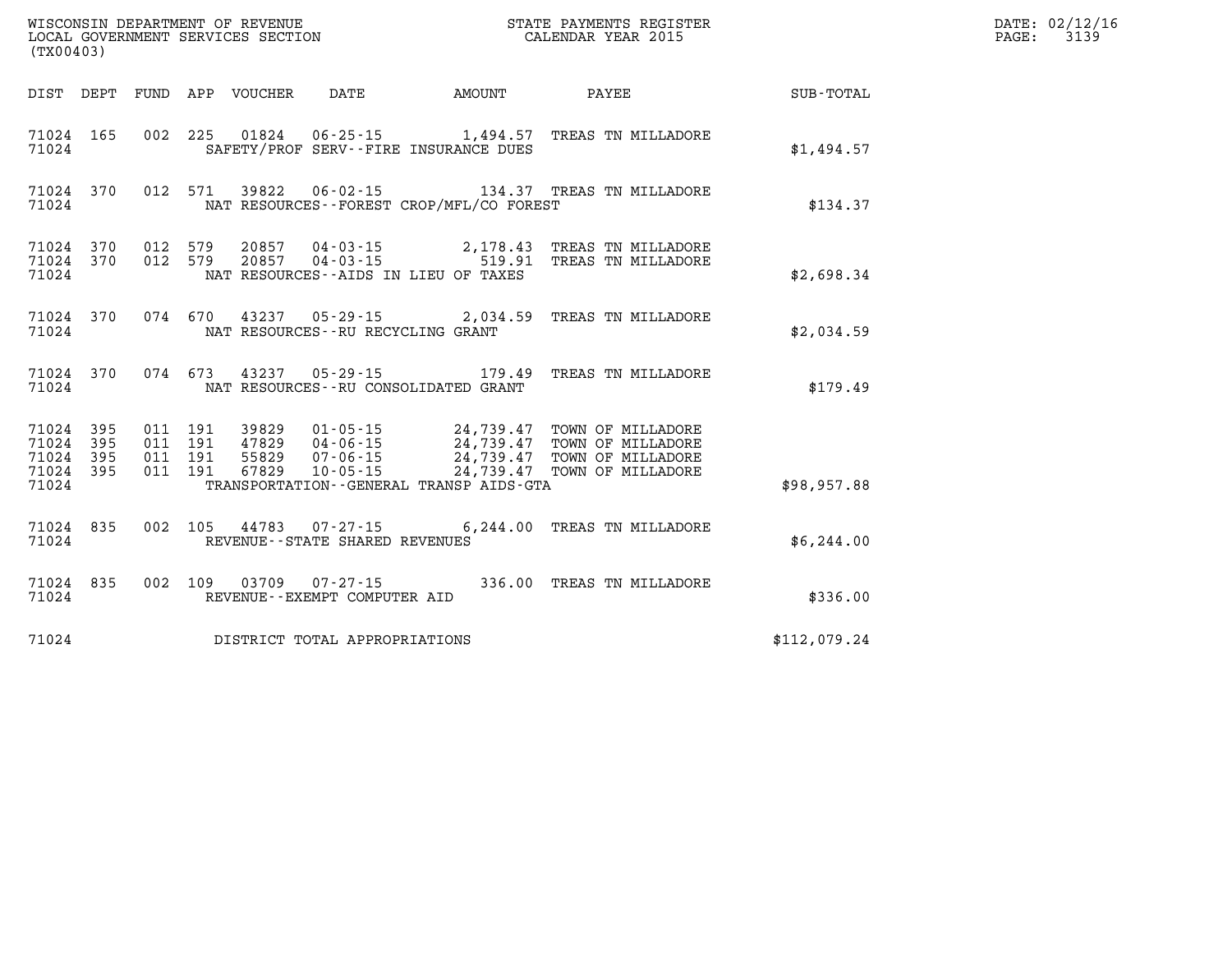WISCONSIN DEPARTMENT OF REVENUE
LOCAL GOVERNMENT SERVICES SECTION
(TX00403)

STATE PAYMENTS REGISTER
CALENDAR YEAR 2015

DATE: 02/12/16
PAGE: 3139

| DIST | DEPT | FUND | APP | VOUCHER | DATE | AMOUNT | PAYEE | SUB-TOTAL |
|---|---|---|---|---|---|---|---|---|
| 71024 | 165 | 002 | 225 | 01824 | 06-25-15 | 1,494.57 | TREAS TN MILLADORE | |
| 71024 | | | | SAFETY/PROF SERV--FIRE INSURANCE DUES | | | | $1,494.57 |
| 71024 | 370 | 012 | 571 | 39822 | 06-02-15 | 134.37 | TREAS TN MILLADORE | |
| 71024 | | | | NAT RESOURCES--FOREST CROP/MFL/CO FOREST | | | | $134.37 |
| 71024 | 370 | 012 | 579 | 20857 | 04-03-15 | 2,178.43 | TREAS TN MILLADORE | |
| 71024 | 370 | 012 | 579 | 20857 | 04-03-15 | 519.91 | TREAS TN MILLADORE | |
| 71024 | | | | NAT RESOURCES--AIDS IN LIEU OF TAXES | | | | $2,698.34 |
| 71024 | 370 | 074 | 670 | 43237 | 05-29-15 | 2,034.59 | TREAS TN MILLADORE | |
| 71024 | | | | NAT RESOURCES--RU RECYCLING GRANT | | | | $2,034.59 |
| 71024 | 370 | 074 | 673 | 43237 | 05-29-15 | 179.49 | TREAS TN MILLADORE | |
| 71024 | | | | NAT RESOURCES--RU CONSOLIDATED GRANT | | | | $179.49 |
| 71024 | 395 | 011 | 191 | 39829 | 01-05-15 | 24,739.47 | TOWN OF MILLADORE | |
| 71024 | 395 | 011 | 191 | 47829 | 04-06-15 | 24,739.47 | TOWN OF MILLADORE | |
| 71024 | 395 | 011 | 191 | 55829 | 07-06-15 | 24,739.47 | TOWN OF MILLADORE | |
| 71024 | 395 | 011 | 191 | 67829 | 10-05-15 | 24,739.47 | TOWN OF MILLADORE | |
| 71024 | | | | TRANSPORTATION--GENERAL TRANSP AIDS-GTA | | | | $98,957.88 |
| 71024 | 835 | 002 | 105 | 44783 | 07-27-15 | 6,244.00 | TREAS TN MILLADORE | |
| 71024 | | | | REVENUE--STATE SHARED REVENUES | | | | $6,244.00 |
| 71024 | 835 | 002 | 109 | 03709 | 07-27-15 | 336.00 | TREAS TN MILLADORE | |
| 71024 | | | | REVENUE--EXEMPT COMPUTER AID | | | | $336.00 |
| 71024 | | | | DISTRICT TOTAL APPROPRIATIONS | | | | $112,079.24 |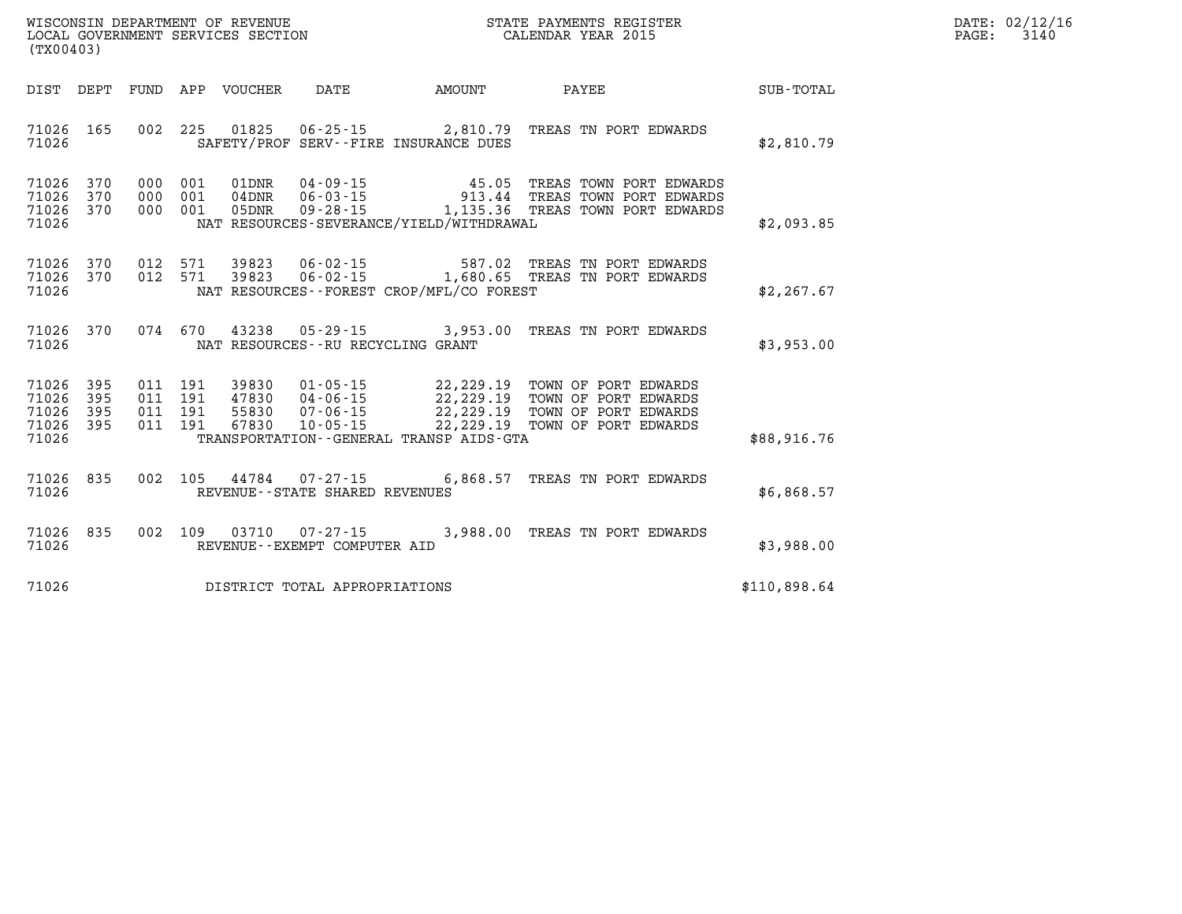WISCONSIN DEPARTMENT OF REVENUE
LOCAL GOVERNMENT SERVICES SECTION
(TX00403)

STATE PAYMENTS REGISTER
CALENDAR YEAR 2015

DATE: 02/12/16
PAGE: 3140

| DIST | DEPT | FUND | APP | VOUCHER | DATE | AMOUNT | PAYEE | SUB-TOTAL |
|---|---|---|---|---|---|---|---|---|
| 71026 | 165 | 002 | 225 | 01825 | 06-25-15 | 2,810.79 | TREAS TN PORT EDWARDS | |
| 71026 | | | | SAFETY/PROF SERV--FIRE INSURANCE DUES | | | | $2,810.79 |
| 71026 | 370 | 000 | 001 | 01DNR | 04-09-15 | 45.05 | TREAS TOWN PORT EDWARDS | |
| 71026 | 370 | 000 | 001 | 04DNR | 06-03-15 | 913.44 | TREAS TOWN PORT EDWARDS | |
| 71026 | 370 | 000 | 001 | 05DNR | 09-28-15 | 1,135.36 | TREAS TOWN PORT EDWARDS | |
| 71026 | | | | NAT RESOURCES-SEVERANCE/YIELD/WITHDRAWAL | | | | $2,093.85 |
| 71026 | 370 | 012 | 571 | 39823 | 06-02-15 | 587.02 | TREAS TN PORT EDWARDS | |
| 71026 | 370 | 012 | 571 | 39823 | 06-02-15 | 1,680.65 | TREAS TN PORT EDWARDS | |
| 71026 | | | | NAT RESOURCES--FOREST CROP/MFL/CO FOREST | | | | $2,267.67 |
| 71026 | 370 | 074 | 670 | 43238 | 05-29-15 | 3,953.00 | TREAS TN PORT EDWARDS | |
| 71026 | | | | NAT RESOURCES--RU RECYCLING GRANT | | | | $3,953.00 |
| 71026 | 395 | 011 | 191 | 39830 | 01-05-15 | 22,229.19 | TOWN OF PORT EDWARDS | |
| 71026 | 395 | 011 | 191 | 47830 | 04-06-15 | 22,229.19 | TOWN OF PORT EDWARDS | |
| 71026 | 395 | 011 | 191 | 55830 | 07-06-15 | 22,229.19 | TOWN OF PORT EDWARDS | |
| 71026 | 395 | 011 | 191 | 67830 | 10-05-15 | 22,229.19 | TOWN OF PORT EDWARDS | |
| 71026 | | | | TRANSPORTATION--GENERAL TRANSP AIDS-GTA | | | | $88,916.76 |
| 71026 | 835 | 002 | 105 | 44784 | 07-27-15 | 6,868.57 | TREAS TN PORT EDWARDS | |
| 71026 | | | | REVENUE--STATE SHARED REVENUES | | | | $6,868.57 |
| 71026 | 835 | 002 | 109 | 03710 | 07-27-15 | 3,988.00 | TREAS TN PORT EDWARDS | |
| 71026 | | | | REVENUE--EXEMPT COMPUTER AID | | | | $3,988.00 |
| 71026 | | | | DISTRICT TOTAL APPROPRIATIONS | | | | $110,898.64 |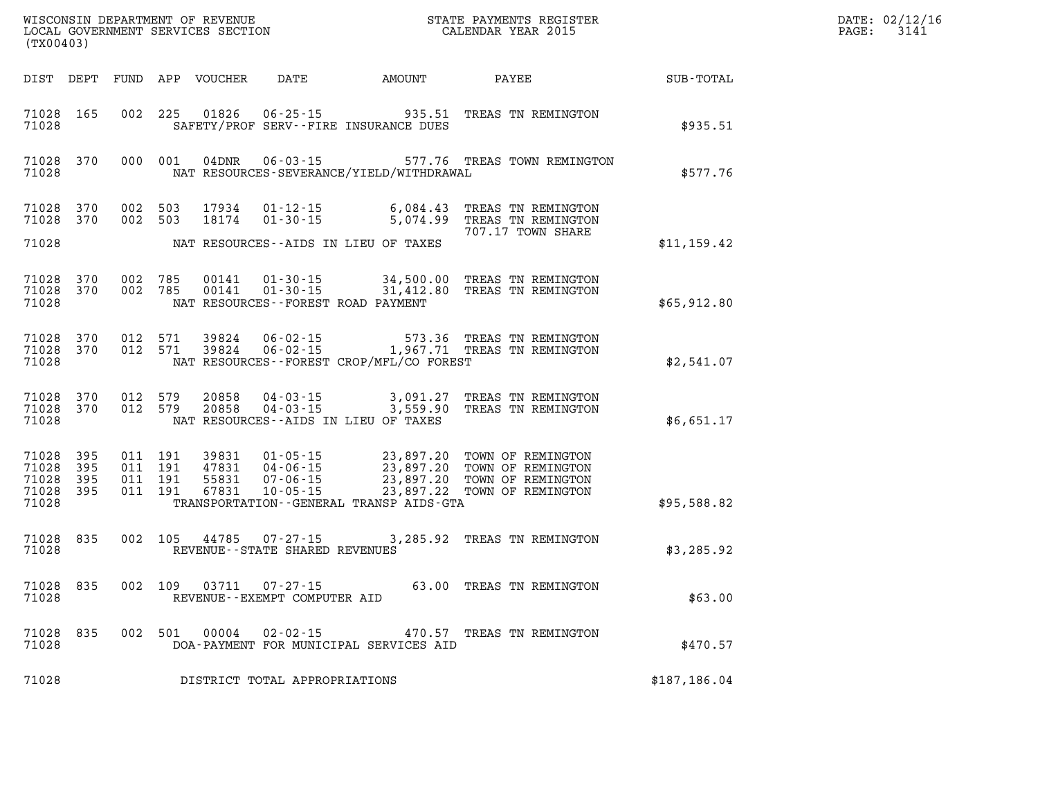WISCONSIN DEPARTMENT OF REVENUE
LOCAL GOVERNMENT SERVICES SECTION
(TX00403)

STATE PAYMENTS REGISTER
CALENDAR YEAR 2015

| DIST | DEPT | FUND | APP | VOUCHER | DATE | AMOUNT | PAYEE | SUB-TOTAL |
|---|---|---|---|---|---|---|---|---|
| 71028 | 165 | 002 | 225 | 01826 | 06-25-15 | 935.51 | TREAS TN REMINGTON | |
| 71028 | | | | | SAFETY/PROF SERV--FIRE INSURANCE DUES | | | $935.51 |
| 71028 | 370 | 000 | 001 | 04DNR | 06-03-15 | 577.76 | TREAS TOWN REMINGTON | |
| 71028 | | | | | NAT RESOURCES-SEVERANCE/YIELD/WITHDRAWAL | | | $577.76 |
| 71028 | 370 | 002 | 503 | 17934 | 01-12-15 | 6,084.43 | TREAS TN REMINGTON | |
| 71028 | 370 | 002 | 503 | 18174 | 01-30-15 | 5,074.99 | TREAS TN REMINGTON 707.17 TOWN SHARE | |
| 71028 | | | | | NAT RESOURCES--AIDS IN LIEU OF TAXES | | | $11,159.42 |
| 71028 | 370 | 002 | 785 | 00141 | 01-30-15 | 34,500.00 | TREAS TN REMINGTON | |
| 71028 | 370 | 002 | 785 | 00141 | 01-30-15 | 31,412.80 | TREAS TN REMINGTON | |
| 71028 | | | | | NAT RESOURCES--FOREST ROAD PAYMENT | | | $65,912.80 |
| 71028 | 370 | 012 | 571 | 39824 | 06-02-15 | 573.36 | TREAS TN REMINGTON | |
| 71028 | 370 | 012 | 571 | 39824 | 06-02-15 | 1,967.71 | TREAS TN REMINGTON | |
| 71028 | | | | | NAT RESOURCES--FOREST CROP/MFL/CO FOREST | | | $2,541.07 |
| 71028 | 370 | 012 | 579 | 20858 | 04-03-15 | 3,091.27 | TREAS TN REMINGTON | |
| 71028 | 370 | 012 | 579 | 20858 | 04-03-15 | 3,559.90 | TREAS TN REMINGTON | |
| 71028 | | | | | NAT RESOURCES--AIDS IN LIEU OF TAXES | | | $6,651.17 |
| 71028 | 395 | 011 | 191 | 39831 | 01-05-15 | 23,897.20 | TOWN OF REMINGTON | |
| 71028 | 395 | 011 | 191 | 47831 | 04-06-15 | 23,897.20 | TOWN OF REMINGTON | |
| 71028 | 395 | 011 | 191 | 55831 | 07-06-15 | 23,897.20 | TOWN OF REMINGTON | |
| 71028 | 395 | 011 | 191 | 67831 | 10-05-15 | 23,897.22 | TOWN OF REMINGTON | |
| 71028 | | | | | TRANSPORTATION--GENERAL TRANSP AIDS-GTA | | | $95,588.82 |
| 71028 | 835 | 002 | 105 | 44785 | 07-27-15 | 3,285.92 | TREAS TN REMINGTON | |
| 71028 | | | | | REVENUE--STATE SHARED REVENUES | | | $3,285.92 |
| 71028 | 835 | 002 | 109 | 03711 | 07-27-15 | 63.00 | TREAS TN REMINGTON | |
| 71028 | | | | | REVENUE--EXEMPT COMPUTER AID | | | $63.00 |
| 71028 | 835 | 002 | 501 | 00004 | 02-02-15 | 470.57 | TREAS TN REMINGTON | |
| 71028 | | | | | DOA-PAYMENT FOR MUNICIPAL SERVICES AID | | | $470.57 |
| 71028 | | | | | DISTRICT TOTAL APPROPRIATIONS | | | $187,186.04 |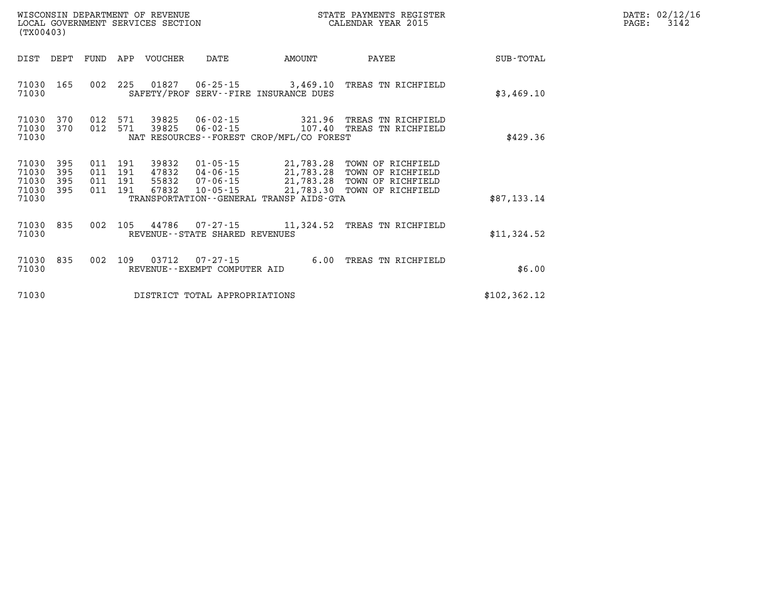WISCONSIN DEPARTMENT OF REVENUE
LOCAL GOVERNMENT SERVICES SECTION
(TX00403)

STATE PAYMENTS REGISTER
CALENDAR YEAR 2015

DATE: 02/12/16
PAGE: 3142

| DIST | DEPT | FUND | APP | VOUCHER | DATE | AMOUNT | PAYEE | SUB-TOTAL |
|---|---|---|---|---|---|---|---|---|
| 71030 | 165 | 002 | 225 | 01827 | 06-25-15 | 3,469.10 | TREAS TN RICHFIELD | |
| 71030 | | | | SAFETY/PROF SERV--FIRE INSURANCE DUES | | | | $3,469.10 |
| 71030 | 370 | 012 | 571 | 39825 | 06-02-15 | 321.96 | TREAS TN RICHFIELD | |
| 71030 | 370 | 012 | 571 | 39825 | 06-02-15 | 107.40 | TREAS TN RICHFIELD | |
| 71030 | | | | NAT RESOURCES--FOREST CROP/MFL/CO FOREST | | | | $429.36 |
| 71030 | 395 | 011 | 191 | 39832 | 01-05-15 | 21,783.28 | TOWN OF RICHFIELD | |
| 71030 | 395 | 011 | 191 | 47832 | 04-06-15 | 21,783.28 | TOWN OF RICHFIELD | |
| 71030 | 395 | 011 | 191 | 55832 | 07-06-15 | 21,783.28 | TOWN OF RICHFIELD | |
| 71030 | 395 | 011 | 191 | 67832 | 10-05-15 | 21,783.30 | TOWN OF RICHFIELD | |
| 71030 | | | | TRANSPORTATION--GENERAL TRANSP AIDS-GTA | | | | $87,133.14 |
| 71030 | 835 | 002 | 105 | 44786 | 07-27-15 | 11,324.52 | TREAS TN RICHFIELD | |
| 71030 | | | | REVENUE--STATE SHARED REVENUES | | | | $11,324.52 |
| 71030 | 835 | 002 | 109 | 03712 | 07-27-15 | 6.00 | TREAS TN RICHFIELD | |
| 71030 | | | | REVENUE--EXEMPT COMPUTER AID | | | | $6.00 |
| 71030 | | | | DISTRICT TOTAL APPROPRIATIONS | | | | $102,362.12 |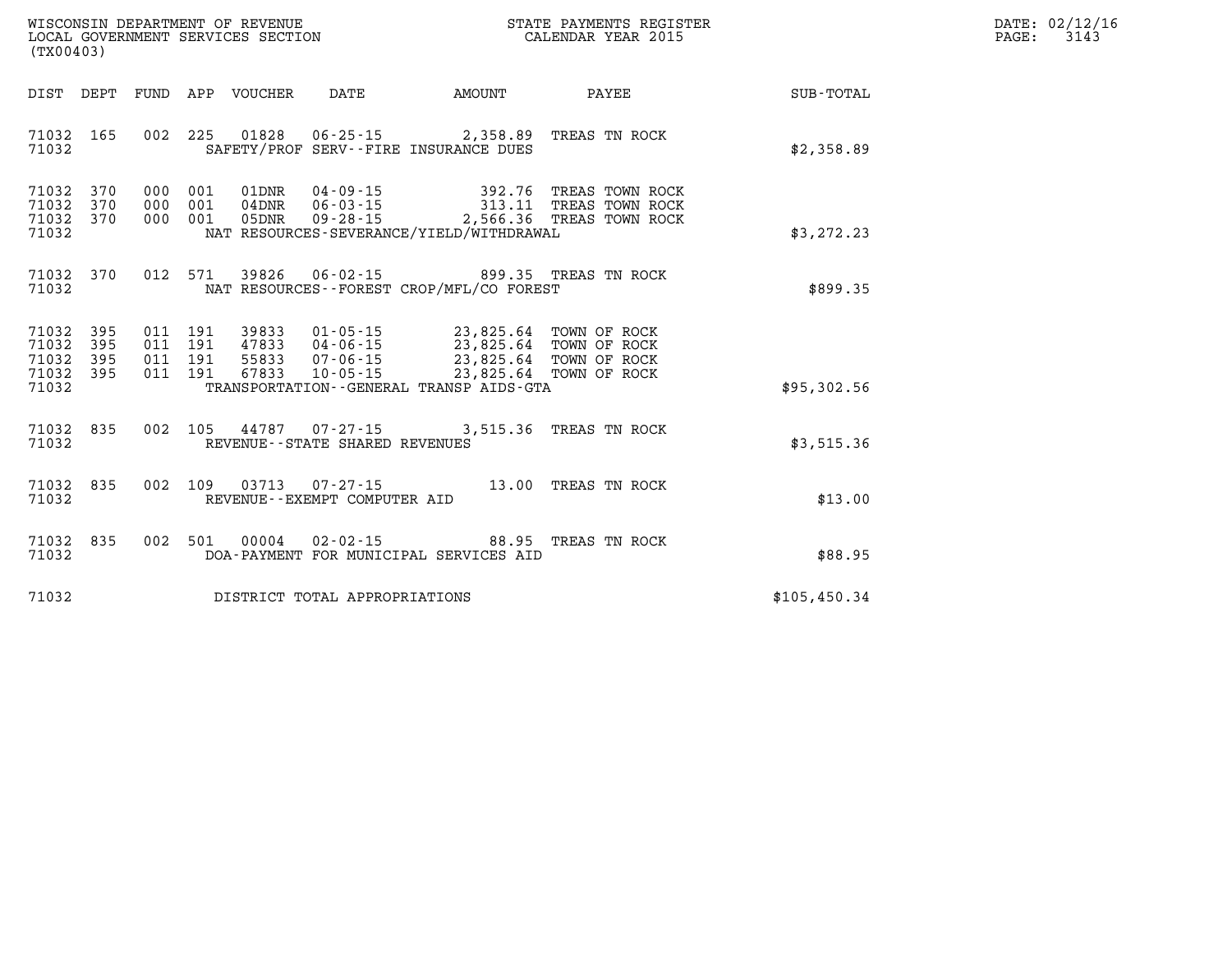WISCONSIN DEPARTMENT OF REVENUE
LOCAL GOVERNMENT SERVICES SECTION
(TX00403)

STATE PAYMENTS REGISTER
CALENDAR YEAR 2015

DATE: 02/12/16
PAGE: 3143

| DIST | DEPT | FUND | APP | VOUCHER | DATE | AMOUNT | PAYEE | SUB-TOTAL |
|---|---|---|---|---|---|---|---|---|
| 71032 | 165 | 002 | 225 | 01828 | 06-25-15 | 2,358.89 | TREAS TN ROCK | |
| 71032 | | | | SAFETY/PROF SERV--FIRE INSURANCE DUES | | | | $2,358.89 |
| 71032 | 370 | 000 | 001 | 01DNR | 04-09-15 | 392.76 | TREAS TOWN ROCK | |
| 71032 | 370 | 000 | 001 | 04DNR | 06-03-15 | 313.11 | TREAS TOWN ROCK | |
| 71032 | 370 | 000 | 001 | 05DNR | 09-28-15 | 2,566.36 | TREAS TOWN ROCK | |
| 71032 | | | | NAT RESOURCES-SEVERANCE/YIELD/WITHDRAWAL | | | | $3,272.23 |
| 71032 | 370 | 012 | 571 | 39826 | 06-02-15 | 899.35 | TREAS TN ROCK | |
| 71032 | | | | NAT RESOURCES--FOREST CROP/MFL/CO FOREST | | | | $899.35 |
| 71032 | 395 | 011 | 191 | 39833 | 01-05-15 | 23,825.64 | TOWN OF ROCK | |
| 71032 | 395 | 011 | 191 | 47833 | 04-06-15 | 23,825.64 | TOWN OF ROCK | |
| 71032 | 395 | 011 | 191 | 55833 | 07-06-15 | 23,825.64 | TOWN OF ROCK | |
| 71032 | 395 | 011 | 191 | 67833 | 10-05-15 | 23,825.64 | TOWN OF ROCK | |
| 71032 | | | | TRANSPORTATION--GENERAL TRANSP AIDS-GTA | | | | $95,302.56 |
| 71032 | 835 | 002 | 105 | 44787 | 07-27-15 | 3,515.36 | TREAS TN ROCK | |
| 71032 | | | | REVENUE--STATE SHARED REVENUES | | | | $3,515.36 |
| 71032 | 835 | 002 | 109 | 03713 | 07-27-15 | 13.00 | TREAS TN ROCK | |
| 71032 | | | | REVENUE--EXEMPT COMPUTER AID | | | | $13.00 |
| 71032 | 835 | 002 | 501 | 00004 | 02-02-15 | 88.95 | TREAS TN ROCK | |
| 71032 | | | | DOA-PAYMENT FOR MUNICIPAL SERVICES AID | | | | $88.95 |
| 71032 | | | | DISTRICT TOTAL APPROPRIATIONS | | | | $105,450.34 |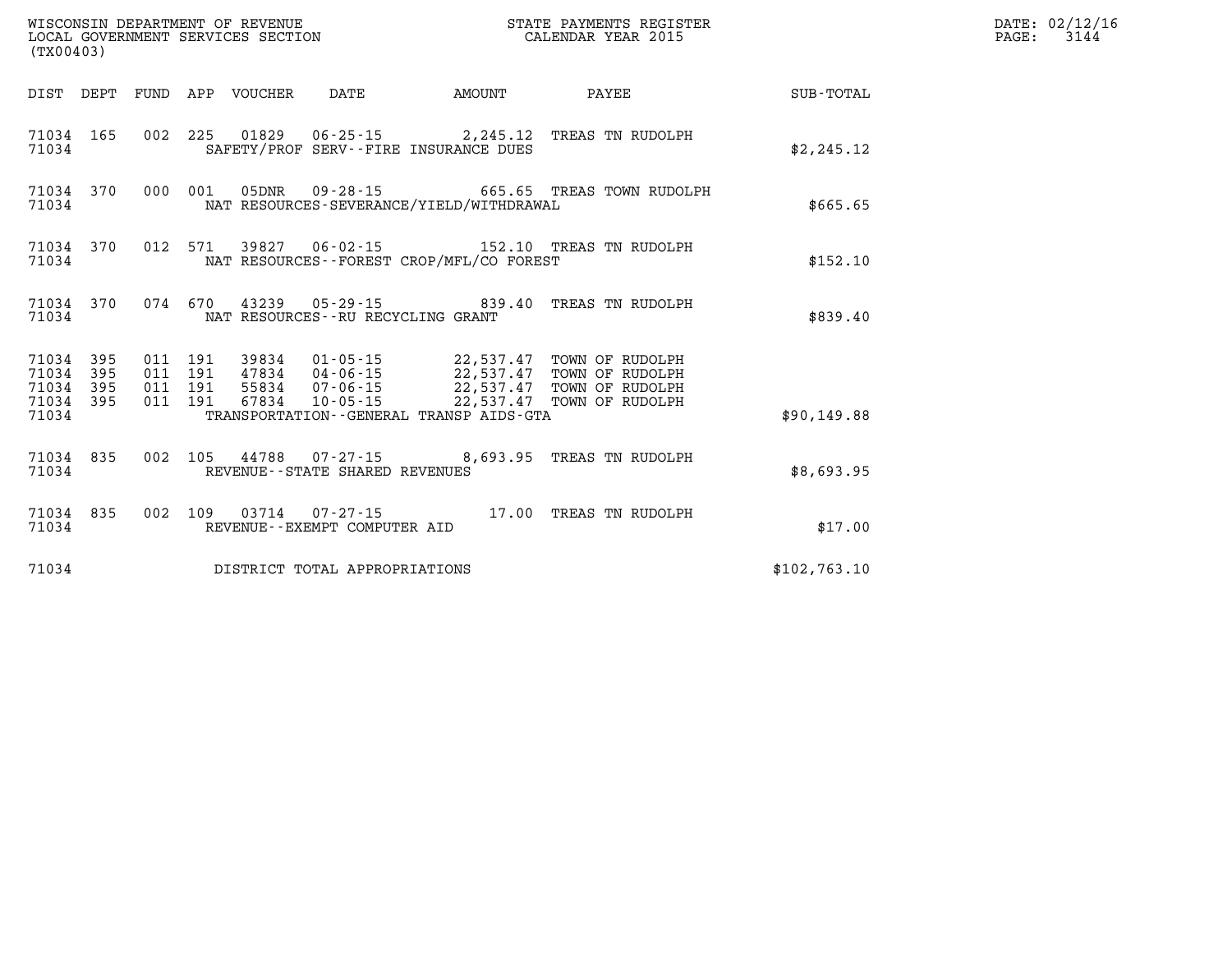WISCONSIN DEPARTMENT OF REVENUE
LOCAL GOVERNMENT SERVICES SECTION
(TX00403)

STATE PAYMENTS REGISTER
CALENDAR YEAR 2015

DATE: 02/12/16
PAGE: 3144

| DIST | DEPT | FUND | APP | VOUCHER | DATE | AMOUNT | PAYEE | SUB-TOTAL |
|---|---|---|---|---|---|---|---|---|
| 71034 | 165 | 002 | 225 | 01829 | 06-25-15 | 2,245.12 | TREAS TN RUDOLPH | |
| 71034 | | | | SAFETY/PROF SERV--FIRE INSURANCE DUES | | | | $2,245.12 |
| 71034 | 370 | 000 | 001 | 05DNR | 09-28-15 | 665.65 | TREAS TOWN RUDOLPH | |
| 71034 | | | | NAT RESOURCES-SEVERANCE/YIELD/WITHDRAWAL | | | | $665.65 |
| 71034 | 370 | 012 | 571 | 39827 | 06-02-15 | 152.10 | TREAS TN RUDOLPH | |
| 71034 | | | | NAT RESOURCES--FOREST CROP/MFL/CO FOREST | | | | $152.10 |
| 71034 | 370 | 074 | 670 | 43239 | 05-29-15 | 839.40 | TREAS TN RUDOLPH | |
| 71034 | | | | NAT RESOURCES--RU RECYCLING GRANT | | | | $839.40 |
| 71034 | 395 | 011 | 191 | 39834 | 01-05-15 | 22,537.47 | TOWN OF RUDOLPH | |
| 71034 | 395 | 011 | 191 | 47834 | 04-06-15 | 22,537.47 | TOWN OF RUDOLPH | |
| 71034 | 395 | 011 | 191 | 55834 | 07-06-15 | 22,537.47 | TOWN OF RUDOLPH | |
| 71034 | 395 | 011 | 191 | 67834 | 10-05-15 | 22,537.47 | TOWN OF RUDOLPH | |
| 71034 | | | | TRANSPORTATION--GENERAL TRANSP AIDS-GTA | | | | $90,149.88 |
| 71034 | 835 | 002 | 105 | 44788 | 07-27-15 | 8,693.95 | TREAS TN RUDOLPH | |
| 71034 | | | | REVENUE--STATE SHARED REVENUES | | | | $8,693.95 |
| 71034 | 835 | 002 | 109 | 03714 | 07-27-15 | 17.00 | TREAS TN RUDOLPH | |
| 71034 | | | | REVENUE--EXEMPT COMPUTER AID | | | | $17.00 |
| 71034 | | | | DISTRICT TOTAL APPROPRIATIONS | | | | $102,763.10 |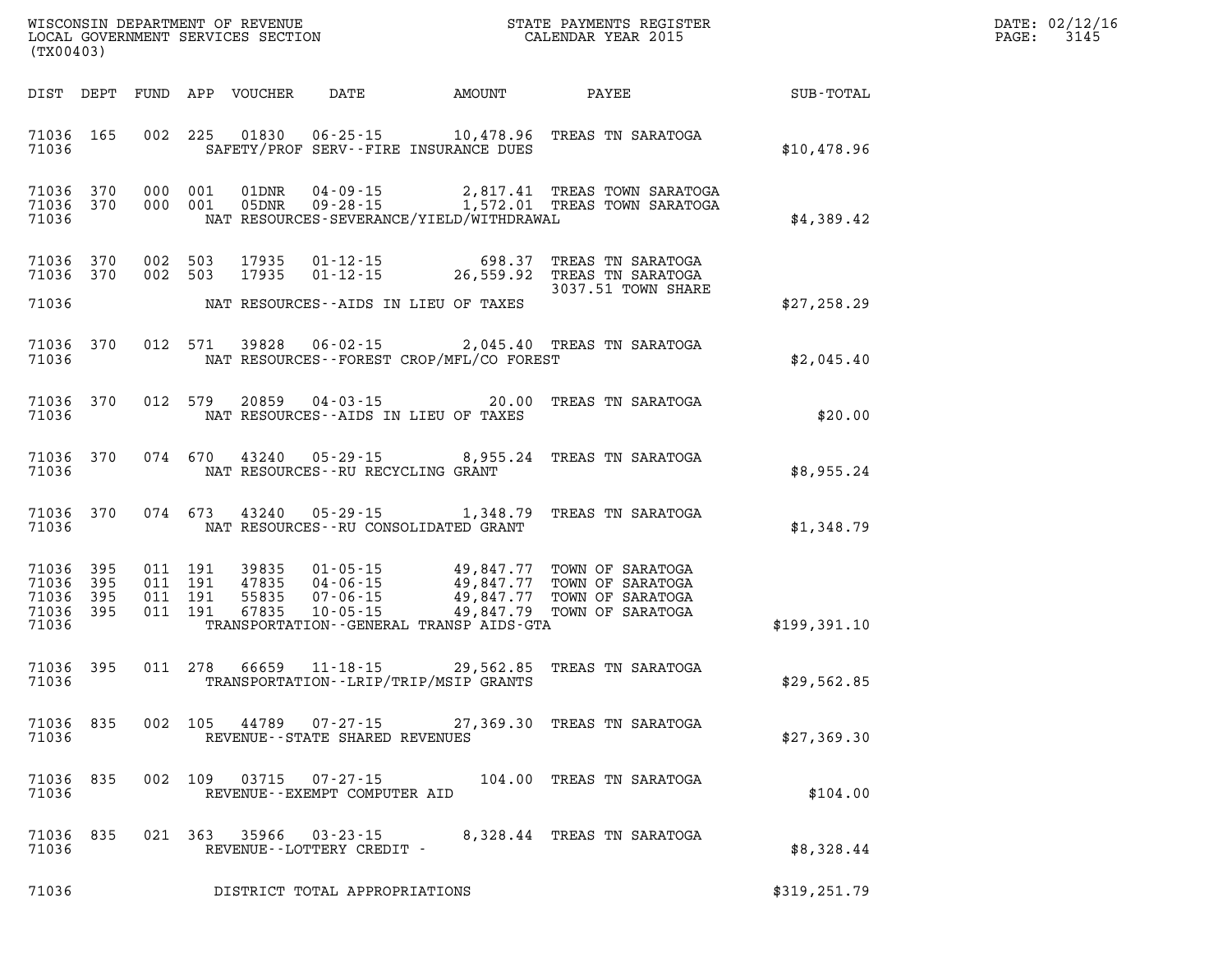WISCONSIN DEPARTMENT OF REVENUE
LOCAL GOVERNMENT SERVICES SECTION
(TX00403)

STATE PAYMENTS REGISTER
CALENDAR YEAR 2015

DATE: 02/12/16
PAGE: 3145

| DIST | DEPT | FUND | APP | VOUCHER | DATE | AMOUNT | PAYEE | SUB-TOTAL |
|---|---|---|---|---|---|---|---|---|
| 71036 | 165 | 002 | 225 | 01830 | 06-25-15 | 10,478.96 | TREAS TN SARATOGA | |
| 71036 | | | | | SAFETY/PROF SERV--FIRE INSURANCE DUES | | | $10,478.96 |
| 71036 | 370 | 000 | 001 | 01DNR | 04-09-15 | 2,817.41 | TREAS TOWN SARATOGA | |
| 71036 | 370 | 000 | 001 | 05DNR | 09-28-15 | 1,572.01 | TREAS TOWN SARATOGA | |
| 71036 | | | | | NAT RESOURCES-SEVERANCE/YIELD/WITHDRAWAL | | | $4,389.42 |
| 71036 | 370 | 002 | 503 | 17935 | 01-12-15 | 698.37 | TREAS TN SARATOGA | |
| 71036 | 370 | 002 | 503 | 17935 | 01-12-15 | 26,559.92 | TREAS TN SARATOGA 3037.51 TOWN SHARE | |
| 71036 | | | | | NAT RESOURCES--AIDS IN LIEU OF TAXES | | | $27,258.29 |
| 71036 | 370 | 012 | 571 | 39828 | 06-02-15 | 2,045.40 | TREAS TN SARATOGA | |
| 71036 | | | | | NAT RESOURCES--FOREST CROP/MFL/CO FOREST | | | $2,045.40 |
| 71036 | 370 | 012 | 579 | 20859 | 04-03-15 | 20.00 | TREAS TN SARATOGA | |
| 71036 | | | | | NAT RESOURCES--AIDS IN LIEU OF TAXES | | | $20.00 |
| 71036 | 370 | 074 | 670 | 43240 | 05-29-15 | 8,955.24 | TREAS TN SARATOGA | |
| 71036 | | | | | NAT RESOURCES--RU RECYCLING GRANT | | | $8,955.24 |
| 71036 | 370 | 074 | 673 | 43240 | 05-29-15 | 1,348.79 | TREAS TN SARATOGA | |
| 71036 | | | | | NAT RESOURCES--RU CONSOLIDATED GRANT | | | $1,348.79 |
| 71036 | 395 | 011 | 191 | 39835 | 01-05-15 | 49,847.77 | TOWN OF SARATOGA | |
| 71036 | 395 | 011 | 191 | 47835 | 04-06-15 | 49,847.77 | TOWN OF SARATOGA | |
| 71036 | 395 | 011 | 191 | 55835 | 07-06-15 | 49,847.77 | TOWN OF SARATOGA | |
| 71036 | 395 | 011 | 191 | 67835 | 10-05-15 | 49,847.79 | TOWN OF SARATOGA | |
| 71036 | | | | | TRANSPORTATION--GENERAL TRANSP AIDS-GTA | | | $199,391.10 |
| 71036 | 395 | 011 | 278 | 66659 | 11-18-15 | 29,562.85 | TREAS TN SARATOGA | |
| 71036 | | | | | TRANSPORTATION--LRIP/TRIP/MSIP GRANTS | | | $29,562.85 |
| 71036 | 835 | 002 | 105 | 44789 | 07-27-15 | 27,369.30 | TREAS TN SARATOGA | |
| 71036 | | | | | REVENUE--STATE SHARED REVENUES | | | $27,369.30 |
| 71036 | 835 | 002 | 109 | 03715 | 07-27-15 | 104.00 | TREAS TN SARATOGA | |
| 71036 | | | | | REVENUE--EXEMPT COMPUTER AID | | | $104.00 |
| 71036 | 835 | 021 | 363 | 35966 | 03-23-15 | 8,328.44 | TREAS TN SARATOGA | |
| 71036 | | | | | REVENUE--LOTTERY CREDIT - | | | $8,328.44 |
| 71036 | | | | | DISTRICT TOTAL APPROPRIATIONS | | | $319,251.79 |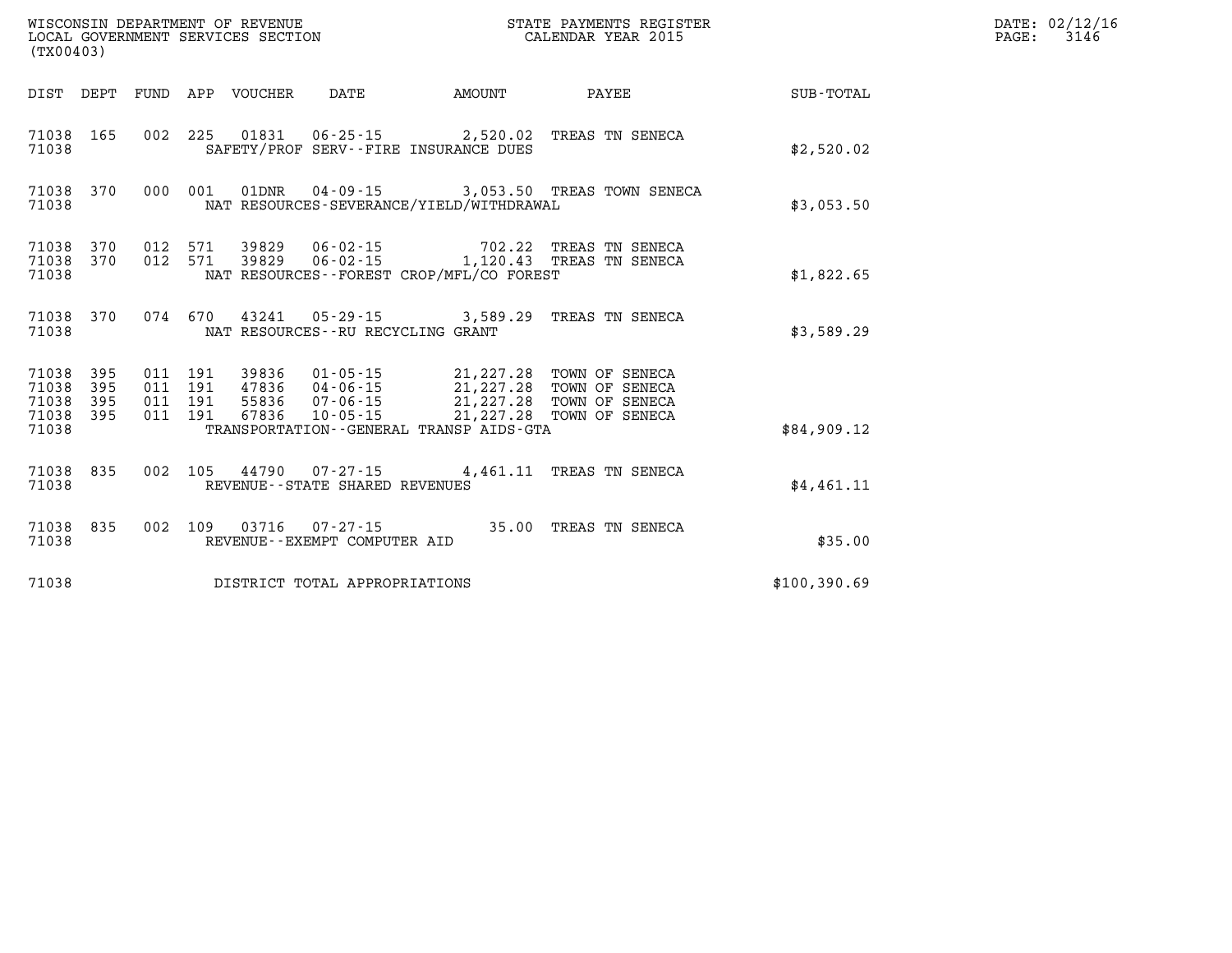WISCONSIN DEPARTMENT OF REVENUE
LOCAL GOVERNMENT SERVICES SECTION
(TX00403)

STATE PAYMENTS REGISTER
CALENDAR YEAR 2015

DATE: 02/12/16
PAGE: 3146

| DIST | DEPT | FUND | APP | VOUCHER | DATE | AMOUNT | PAYEE | SUB-TOTAL |
|---|---|---|---|---|---|---|---|---|
| 71038 | 165 | 002 | 225 | 01831 | 06-25-15 | 2,520.02 | TREAS TN SENECA | |
| 71038 | | | | SAFETY/PROF SERV--FIRE INSURANCE DUES | | | | $2,520.02 |
| 71038 | 370 | 000 | 001 | 01DNR | 04-09-15 | 3,053.50 | TREAS TOWN SENECA | |
| 71038 | | | | NAT RESOURCES-SEVERANCE/YIELD/WITHDRAWAL | | | | $3,053.50 |
| 71038 | 370 | 012 | 571 | 39829 | 06-02-15 | 702.22 | TREAS TN SENECA | |
| 71038 | 370 | 012 | 571 | 39829 | 06-02-15 | 1,120.43 | TREAS TN SENECA | |
| 71038 | | | | NAT RESOURCES--FOREST CROP/MFL/CO FOREST | | | | $1,822.65 |
| 71038 | 370 | 074 | 670 | 43241 | 05-29-15 | 3,589.29 | TREAS TN SENECA | |
| 71038 | | | | NAT RESOURCES--RU RECYCLING GRANT | | | | $3,589.29 |
| 71038 | 395 | 011 | 191 | 39836 | 01-05-15 | 21,227.28 | TOWN OF SENECA | |
| 71038 | 395 | 011 | 191 | 47836 | 04-06-15 | 21,227.28 | TOWN OF SENECA | |
| 71038 | 395 | 011 | 191 | 55836 | 07-06-15 | 21,227.28 | TOWN OF SENECA | |
| 71038 | 395 | 011 | 191 | 67836 | 10-05-15 | 21,227.28 | TOWN OF SENECA | |
| 71038 | | | | TRANSPORTATION--GENERAL TRANSP AIDS-GTA | | | | $84,909.12 |
| 71038 | 835 | 002 | 105 | 44790 | 07-27-15 | 4,461.11 | TREAS TN SENECA | |
| 71038 | | | | REVENUE--STATE SHARED REVENUES | | | | $4,461.11 |
| 71038 | 835 | 002 | 109 | 03716 | 07-27-15 | 35.00 | TREAS TN SENECA | |
| 71038 | | | | REVENUE--EXEMPT COMPUTER AID | | | | $35.00 |
| 71038 | | | | DISTRICT TOTAL APPROPRIATIONS | | | | $100,390.69 |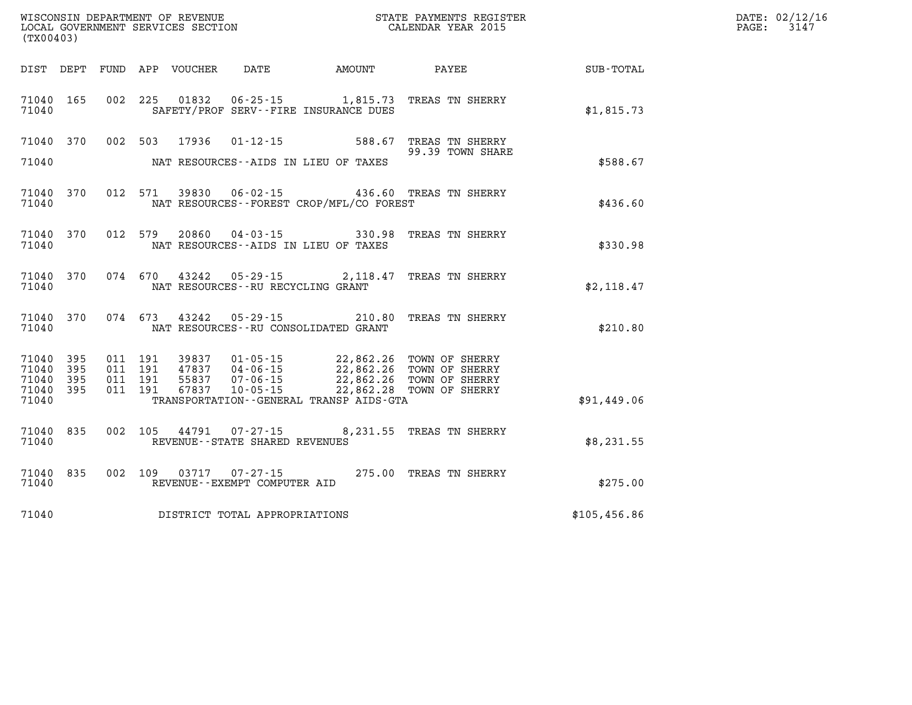WISCONSIN DEPARTMENT OF REVENUE
LOCAL GOVERNMENT SERVICES SECTION
(TX00403)

STATE PAYMENTS REGISTER
CALENDAR YEAR 2015

DATE: 02/12/16
PAGE: 3147

| DIST | DEPT | FUND | APP | VOUCHER | DATE | AMOUNT | PAYEE | SUB-TOTAL |
|---|---|---|---|---|---|---|---|---|
| 71040 | 165 | 002 | 225 | 01832 | 06-25-15 | 1,815.73 | TREAS TN SHERRY | |
| 71040 | | | | | SAFETY/PROF SERV--FIRE INSURANCE DUES | | | $1,815.73 |
| 71040 | 370 | 002 | 503 | 17936 | 01-12-15 | 588.67 | TREAS TN SHERRY | |
| | | | | | | | 99.39 TOWN SHARE | |
| 71040 | | | | | NAT RESOURCES--AIDS IN LIEU OF TAXES | | | $588.67 |
| 71040 | 370 | 012 | 571 | 39830 | 06-02-15 | 436.60 | TREAS TN SHERRY | |
| 71040 | | | | | NAT RESOURCES--FOREST CROP/MFL/CO FOREST | | | $436.60 |
| 71040 | 370 | 012 | 579 | 20860 | 04-03-15 | 330.98 | TREAS TN SHERRY | |
| 71040 | | | | | NAT RESOURCES--AIDS IN LIEU OF TAXES | | | $330.98 |
| 71040 | 370 | 074 | 670 | 43242 | 05-29-15 | 2,118.47 | TREAS TN SHERRY | |
| 71040 | | | | | NAT RESOURCES--RU RECYCLING GRANT | | | $2,118.47 |
| 71040 | 370 | 074 | 673 | 43242 | 05-29-15 | 210.80 | TREAS TN SHERRY | |
| 71040 | | | | | NAT RESOURCES--RU CONSOLIDATED GRANT | | | $210.80 |
| 71040 | 395 | 011 | 191 | 39837 | 01-05-15 | 22,862.26 | TOWN OF SHERRY | |
| 71040 | 395 | 011 | 191 | 47837 | 04-06-15 | 22,862.26 | TOWN OF SHERRY | |
| 71040 | 395 | 011 | 191 | 55837 | 07-06-15 | 22,862.26 | TOWN OF SHERRY | |
| 71040 | 395 | 011 | 191 | 67837 | 10-05-15 | 22,862.28 | TOWN OF SHERRY | |
| 71040 | | | | | TRANSPORTATION--GENERAL TRANSP AIDS-GTA | | | $91,449.06 |
| 71040 | 835 | 002 | 105 | 44791 | 07-27-15 | 8,231.55 | TREAS TN SHERRY | |
| 71040 | | | | | REVENUE--STATE SHARED REVENUES | | | $8,231.55 |
| 71040 | 835 | 002 | 109 | 03717 | 07-27-15 | 275.00 | TREAS TN SHERRY | |
| 71040 | | | | | REVENUE--EXEMPT COMPUTER AID | | | $275.00 |
| 71040 | | | | | DISTRICT TOTAL APPROPRIATIONS | | | $105,456.86 |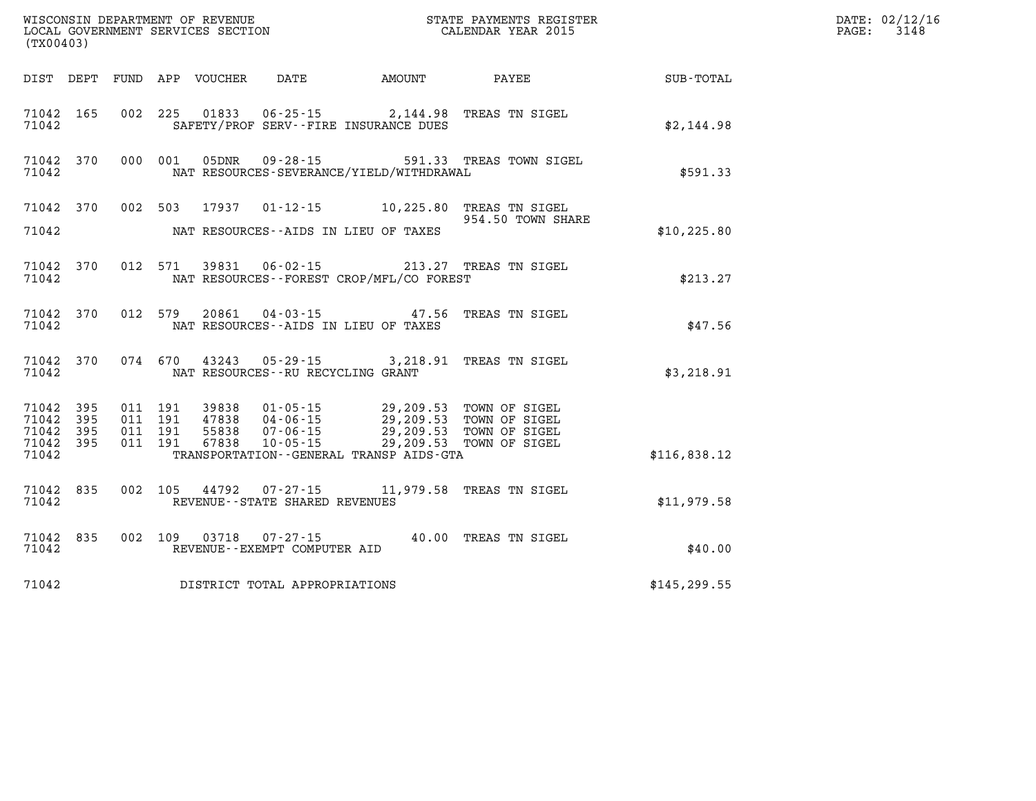WISCONSIN DEPARTMENT OF REVENUE
LOCAL GOVERNMENT SERVICES SECTION
(TX00403)

STATE PAYMENTS REGISTER
CALENDAR YEAR 2015

DATE: 02/12/16
PAGE: 3148

| DIST | DEPT | FUND | APP | VOUCHER | DATE | AMOUNT | PAYEE | SUB-TOTAL |
|---|---|---|---|---|---|---|---|---|
| 71042 | 165 | 002 | 225 | 01833 | 06-25-15 | 2,144.98 | TREAS TN SIGEL | |
| 71042 | | | | | SAFETY/PROF SERV--FIRE INSURANCE DUES | | | $2,144.98 |
| 71042 | 370 | 000 | 001 | 05DNR | 09-28-15 | 591.33 | TREAS TOWN SIGEL | |
| 71042 | | | | | NAT RESOURCES-SEVERANCE/YIELD/WITHDRAWAL | | | $591.33 |
| 71042 | 370 | 002 | 503 | 17937 | 01-12-15 | 10,225.80 | TREAS TN SIGEL | |
| | | | | | | | 954.50 TOWN SHARE | |
| 71042 | | | | | NAT RESOURCES--AIDS IN LIEU OF TAXES | | | $10,225.80 |
| 71042 | 370 | 012 | 571 | 39831 | 06-02-15 | 213.27 | TREAS TN SIGEL | |
| 71042 | | | | | NAT RESOURCES--FOREST CROP/MFL/CO FOREST | | | $213.27 |
| 71042 | 370 | 012 | 579 | 20861 | 04-03-15 | 47.56 | TREAS TN SIGEL | |
| 71042 | | | | | NAT RESOURCES--AIDS IN LIEU OF TAXES | | | $47.56 |
| 71042 | 370 | 074 | 670 | 43243 | 05-29-15 | 3,218.91 | TREAS TN SIGEL | |
| 71042 | | | | | NAT RESOURCES--RU RECYCLING GRANT | | | $3,218.91 |
| 71042 | 395 | 011 | 191 | 39838 | 01-05-15 | 29,209.53 | TOWN OF SIGEL | |
| 71042 | 395 | 011 | 191 | 47838 | 04-06-15 | 29,209.53 | TOWN OF SIGEL | |
| 71042 | 395 | 011 | 191 | 55838 | 07-06-15 | 29,209.53 | TOWN OF SIGEL | |
| 71042 | 395 | 011 | 191 | 67838 | 10-05-15 | 29,209.53 | TOWN OF SIGEL | |
| 71042 | | | | | TRANSPORTATION--GENERAL TRANSP AIDS-GTA | | | $116,838.12 |
| 71042 | 835 | 002 | 105 | 44792 | 07-27-15 | 11,979.58 | TREAS TN SIGEL | |
| 71042 | | | | | REVENUE--STATE SHARED REVENUES | | | $11,979.58 |
| 71042 | 835 | 002 | 109 | 03718 | 07-27-15 | 40.00 | TREAS TN SIGEL | |
| 71042 | | | | | REVENUE--EXEMPT COMPUTER AID | | | $40.00 |
| 71042 | | | | | DISTRICT TOTAL APPROPRIATIONS | | | $145,299.55 |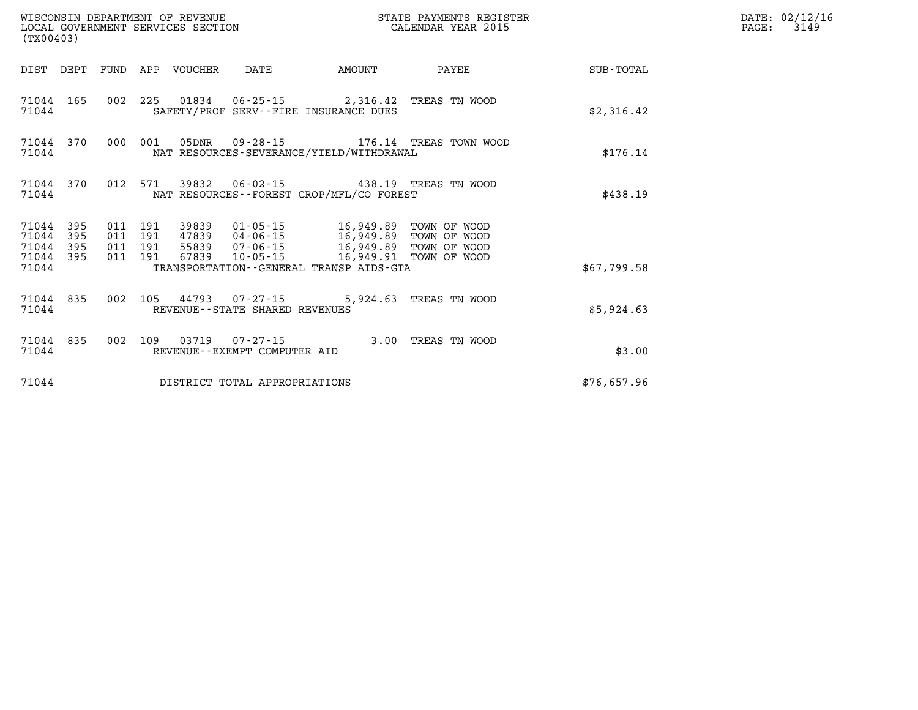WISCONSIN DEPARTMENT OF REVENUE
LOCAL GOVERNMENT SERVICES SECTION
(TX00403)

STATE PAYMENTS REGISTER
CALENDAR YEAR 2015

DATE: 02/12/16
PAGE: 3149

| DIST | DEPT | FUND | APP | VOUCHER | DATE | AMOUNT | PAYEE | SUB-TOTAL |
|---|---|---|---|---|---|---|---|---|
| 71044 | 165 | 002 | 225 | 01834 | 06-25-15 | 2,316.42 | TREAS TN WOOD | |
| 71044 | | | | SAFETY/PROF SERV--FIRE INSURANCE DUES | | | | $2,316.42 |
| 71044 | 370 | 000 | 001 | 05DNR | 09-28-15 | 176.14 | TREAS TOWN WOOD | |
| 71044 | | | | NAT RESOURCES-SEVERANCE/YIELD/WITHDRAWAL | | | | $176.14 |
| 71044 | 370 | 012 | 571 | 39832 | 06-02-15 | 438.19 | TREAS TN WOOD | |
| 71044 | | | | NAT RESOURCES--FOREST CROP/MFL/CO FOREST | | | | $438.19 |
| 71044 | 395 | 011 | 191 | 39839 | 01-05-15 | 16,949.89 | TOWN OF WOOD | |
| 71044 | 395 | 011 | 191 | 47839 | 04-06-15 | 16,949.89 | TOWN OF WOOD | |
| 71044 | 395 | 011 | 191 | 55839 | 07-06-15 | 16,949.89 | TOWN OF WOOD | |
| 71044 | 395 | 011 | 191 | 67839 | 10-05-15 | 16,949.91 | TOWN OF WOOD | |
| 71044 | | | | TRANSPORTATION--GENERAL TRANSP AIDS-GTA | | | | $67,799.58 |
| 71044 | 835 | 002 | 105 | 44793 | 07-27-15 | 5,924.63 | TREAS TN WOOD | |
| 71044 | | | | REVENUE--STATE SHARED REVENUES | | | | $5,924.63 |
| 71044 | 835 | 002 | 109 | 03719 | 07-27-15 | 3.00 | TREAS TN WOOD | |
| 71044 | | | | REVENUE--EXEMPT COMPUTER AID | | | | $3.00 |
| 71044 | | | | DISTRICT TOTAL APPROPRIATIONS | | | | $76,657.96 |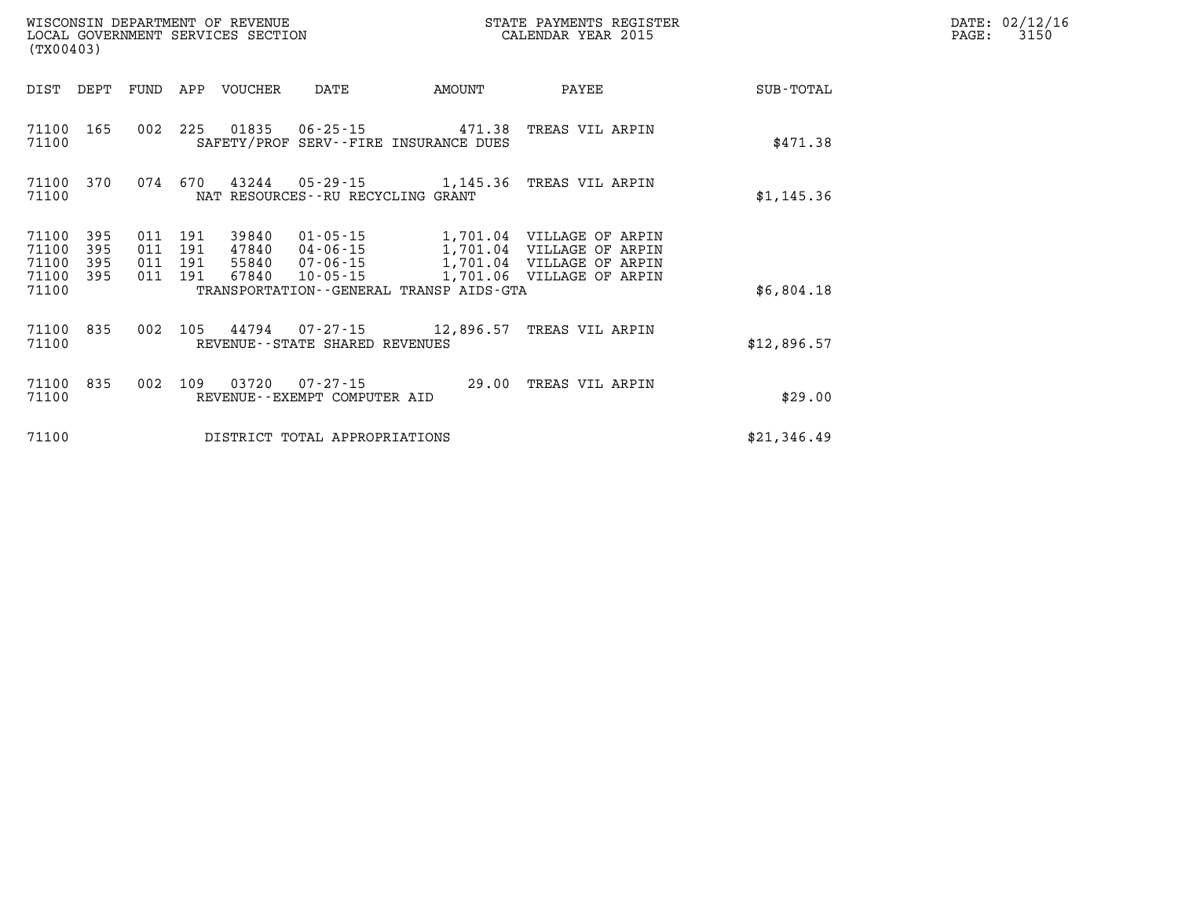WISCONSIN DEPARTMENT OF REVENUE
LOCAL GOVERNMENT SERVICES SECTION
(TX00403)

STATE PAYMENTS REGISTER
CALENDAR YEAR 2015

DATE: 02/12/16
PAGE: 3150

| DIST | DEPT | FUND | APP | VOUCHER | DATE | AMOUNT | PAYEE | SUB-TOTAL |
|---|---|---|---|---|---|---|---|---|
| 71100 | 165 | 002 | 225 | 01835 | 06-25-15 | 471.38 | TREAS VIL ARPIN | |
| 71100 | | | | SAFETY/PROF SERV--FIRE INSURANCE DUES | | | | $471.38 |
| 71100 | 370 | 074 | 670 | 43244 | 05-29-15 | 1,145.36 | TREAS VIL ARPIN | |
| 71100 | | | | NAT RESOURCES--RU RECYCLING GRANT | | | | $1,145.36 |
| 71100 | 395 | 011 | 191 | 39840 | 01-05-15 | 1,701.04 | VILLAGE OF ARPIN | |
| 71100 | 395 | 011 | 191 | 47840 | 04-06-15 | 1,701.04 | VILLAGE OF ARPIN | |
| 71100 | 395 | 011 | 191 | 55840 | 07-06-15 | 1,701.04 | VILLAGE OF ARPIN | |
| 71100 | 395 | 011 | 191 | 67840 | 10-05-15 | 1,701.06 | VILLAGE OF ARPIN | |
| 71100 | | | | TRANSPORTATION--GENERAL TRANSP AIDS-GTA | | | | $6,804.18 |
| 71100 | 835 | 002 | 105 | 44794 | 07-27-15 | 12,896.57 | TREAS VIL ARPIN | |
| 71100 | | | | REVENUE--STATE SHARED REVENUES | | | | $12,896.57 |
| 71100 | 835 | 002 | 109 | 03720 | 07-27-15 | 29.00 | TREAS VIL ARPIN | |
| 71100 | | | | REVENUE--EXEMPT COMPUTER AID | | | | $29.00 |
| 71100 | | | | DISTRICT TOTAL APPROPRIATIONS | | | | $21,346.49 |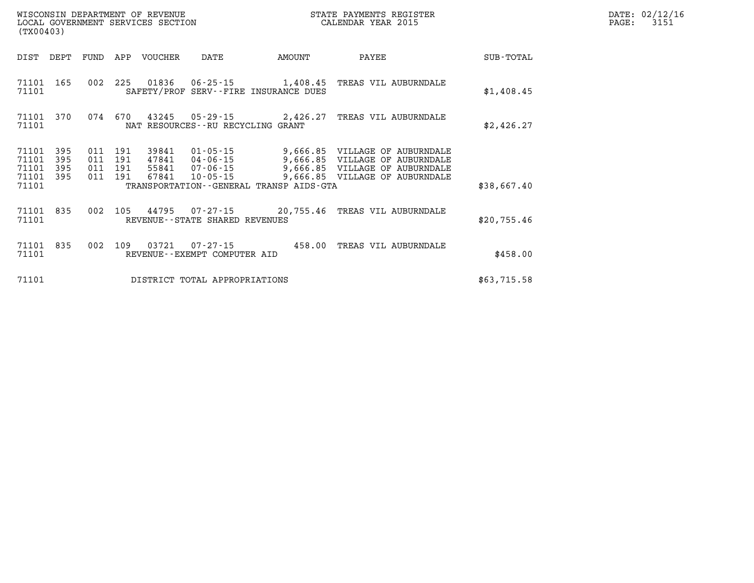WISCONSIN DEPARTMENT OF REVENUE
LOCAL GOVERNMENT SERVICES SECTION
(TX00403)

STATE PAYMENTS REGISTER
CALENDAR YEAR 2015

| DIST | DEPT | FUND | APP | VOUCHER | DATE | AMOUNT | PAYEE | SUB-TOTAL |
|---|---|---|---|---|---|---|---|---|
| 71101 | 165 | 002 | 225 | 01836 | 06-25-15 | 1,408.45 | TREAS VIL AUBURNDALE | |
| 71101 | | | | SAFETY/PROF SERV--FIRE INSURANCE DUES | | | | $1,408.45 |
| 71101 | 370 | 074 | 670 | 43245 | 05-29-15 | 2,426.27 | TREAS VIL AUBURNDALE | |
| 71101 | | | | NAT RESOURCES--RU RECYCLING GRANT | | | | $2,426.27 |
| 71101 | 395 | 011 | 191 | 39841 | 01-05-15 | 9,666.85 | VILLAGE OF AUBURNDALE | |
| 71101 | 395 | 011 | 191 | 47841 | 04-06-15 | 9,666.85 | VILLAGE OF AUBURNDALE | |
| 71101 | 395 | 011 | 191 | 55841 | 07-06-15 | 9,666.85 | VILLAGE OF AUBURNDALE | |
| 71101 | 395 | 011 | 191 | 67841 | 10-05-15 | 9,666.85 | VILLAGE OF AUBURNDALE | |
| 71101 | | | | TRANSPORTATION--GENERAL TRANSP AIDS-GTA | | | | $38,667.40 |
| 71101 | 835 | 002 | 105 | 44795 | 07-27-15 | 20,755.46 | TREAS VIL AUBURNDALE | |
| 71101 | | | | REVENUE--STATE SHARED REVENUES | | | | $20,755.46 |
| 71101 | 835 | 002 | 109 | 03721 | 07-27-15 | 458.00 | TREAS VIL AUBURNDALE | |
| 71101 | | | | REVENUE--EXEMPT COMPUTER AID | | | | $458.00 |
| 71101 | | | | DISTRICT TOTAL APPROPRIATIONS | | | | $63,715.58 |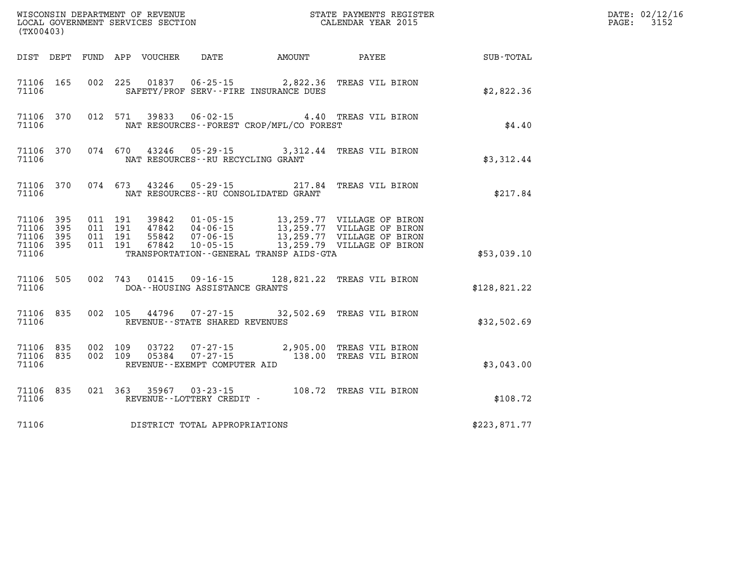WISCONSIN DEPARTMENT OF REVENUE
LOCAL GOVERNMENT SERVICES SECTION
(TX00403)

STATE PAYMENTS REGISTER
CALENDAR YEAR 2015

DATE: 02/12/16
PAGE: 3152

| DIST | DEPT | FUND | APP | VOUCHER | DATE | AMOUNT | PAYEE | SUB-TOTAL |
|---|---|---|---|---|---|---|---|---|
| 71106 | 165 | 002 | 225 | 01837 | 06-25-15 | 2,822.36 | TREAS VIL BIRON | |
| 71106 | | | | | SAFETY/PROF SERV--FIRE INSURANCE DUES | | | $2,822.36 |
| 71106 | 370 | 012 | 571 | 39833 | 06-02-15 | 4.40 | TREAS VIL BIRON | |
| 71106 | | | | | NAT RESOURCES--FOREST CROP/MFL/CO FOREST | | | $4.40 |
| 71106 | 370 | 074 | 670 | 43246 | 05-29-15 | 3,312.44 | TREAS VIL BIRON | |
| 71106 | | | | | NAT RESOURCES--RU RECYCLING GRANT | | | $3,312.44 |
| 71106 | 370 | 074 | 673 | 43246 | 05-29-15 | 217.84 | TREAS VIL BIRON | |
| 71106 | | | | | NAT RESOURCES--RU CONSOLIDATED GRANT | | | $217.84 |
| 71106 | 395 | 011 | 191 | 39842 | 01-05-15 | 13,259.77 | VILLAGE OF BIRON | |
| 71106 | 395 | 011 | 191 | 47842 | 04-06-15 | 13,259.77 | VILLAGE OF BIRON | |
| 71106 | 395 | 011 | 191 | 55842 | 07-06-15 | 13,259.77 | VILLAGE OF BIRON | |
| 71106 | 395 | 011 | 191 | 67842 | 10-05-15 | 13,259.79 | VILLAGE OF BIRON | |
| 71106 | | | | | TRANSPORTATION--GENERAL TRANSP AIDS-GTA | | | $53,039.10 |
| 71106 | 505 | 002 | 743 | 01415 | 09-16-15 | 128,821.22 | TREAS VIL BIRON | |
| 71106 | | | | | DOA--HOUSING ASSISTANCE GRANTS | | | $128,821.22 |
| 71106 | 835 | 002 | 105 | 44796 | 07-27-15 | 32,502.69 | TREAS VIL BIRON | |
| 71106 | | | | | REVENUE--STATE SHARED REVENUES | | | $32,502.69 |
| 71106 | 835 | 002 | 109 | 03722 | 07-27-15 | 2,905.00 | TREAS VIL BIRON | |
| 71106 | 835 | 002 | 109 | 05384 | 07-27-15 | 138.00 | TREAS VIL BIRON | |
| 71106 | | | | | REVENUE--EXEMPT COMPUTER AID | | | $3,043.00 |
| 71106 | 835 | 021 | 363 | 35967 | 03-23-15 | 108.72 | TREAS VIL BIRON | |
| 71106 | | | | | REVENUE--LOTTERY CREDIT - | | | $108.72 |
| 71106 | | | | | DISTRICT TOTAL APPROPRIATIONS | | | $223,871.77 |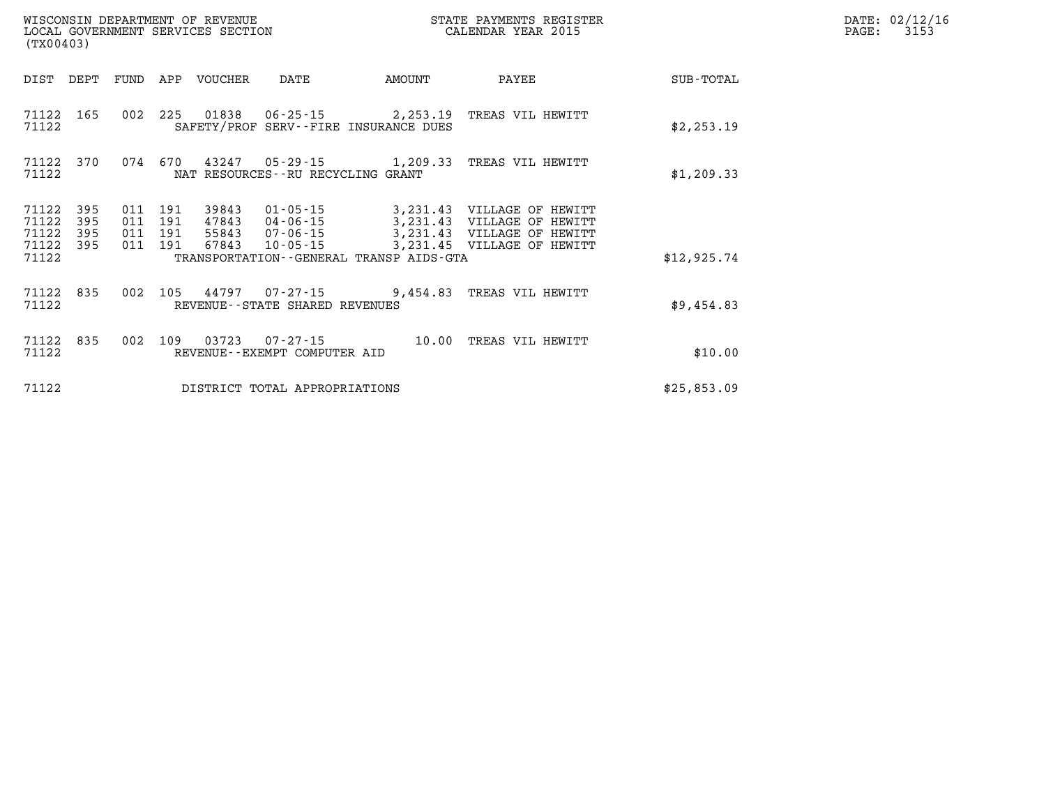WISCONSIN DEPARTMENT OF REVENUE
LOCAL GOVERNMENT SERVICES SECTION
(TX00403)

STATE PAYMENTS REGISTER
CALENDAR YEAR 2015

DATE: 02/12/16

| DIST | DEPT | FUND | APP | VOUCHER | DATE | AMOUNT | PAYEE | SUB-TOTAL |
|---|---|---|---|---|---|---|---|---|
| 71122 | 165 | 002 | 225 | 01838 | 06-25-15 | 2,253.19 | TREAS VIL HEWITT | |
| 71122 | | | | SAFETY/PROF SERV--FIRE INSURANCE DUES | | | | $2,253.19 |
| 71122 | 370 | 074 | 670 | 43247 | 05-29-15 | 1,209.33 | TREAS VIL HEWITT | |
| 71122 | | | | NAT RESOURCES--RU RECYCLING GRANT | | | | $1,209.33 |
| 71122 | 395 | 011 | 191 | 39843 | 01-05-15 | 3,231.43 | VILLAGE OF HEWITT | |
| 71122 | 395 | 011 | 191 | 47843 | 04-06-15 | 3,231.43 | VILLAGE OF HEWITT | |
| 71122 | 395 | 011 | 191 | 55843 | 07-06-15 | 3,231.43 | VILLAGE OF HEWITT | |
| 71122 | 395 | 011 | 191 | 67843 | 10-05-15 | 3,231.45 | VILLAGE OF HEWITT | |
| 71122 | | | | TRANSPORTATION--GENERAL TRANSP AIDS-GTA | | | | $12,925.74 |
| 71122 | 835 | 002 | 105 | 44797 | 07-27-15 | 9,454.83 | TREAS VIL HEWITT | |
| 71122 | | | | REVENUE--STATE SHARED REVENUES | | | | $9,454.83 |
| 71122 | 835 | 002 | 109 | 03723 | 07-27-15 | 10.00 | TREAS VIL HEWITT | |
| 71122 | | | | REVENUE--EXEMPT COMPUTER AID | | | | $10.00 |
| 71122 | | | | DISTRICT TOTAL APPROPRIATIONS | | | | $25,853.09 |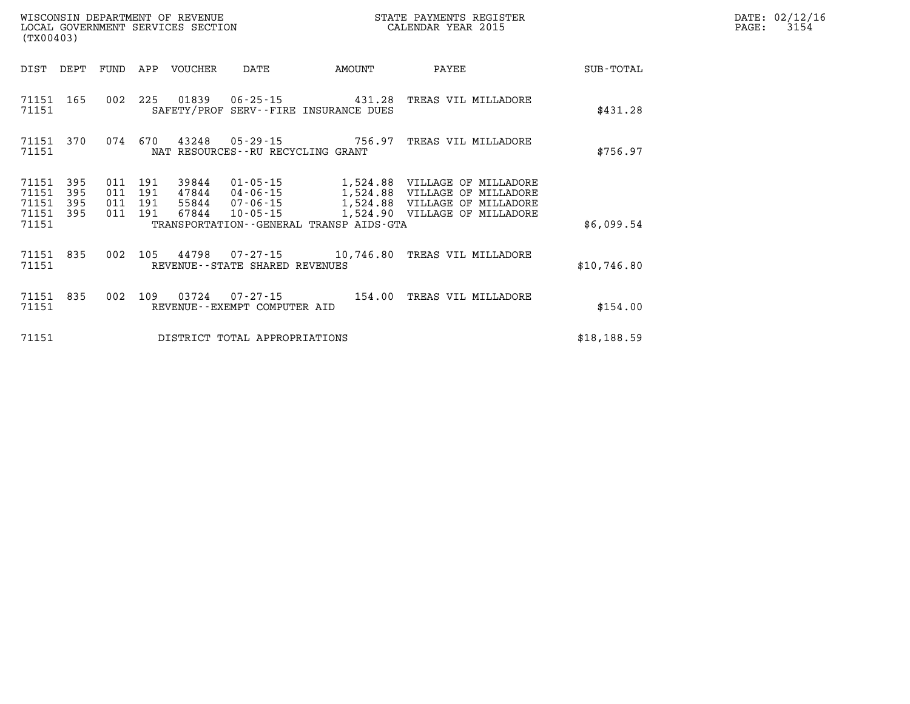WISCONSIN DEPARTMENT OF REVENUE
LOCAL GOVERNMENT SERVICES SECTION
(TX00403)

STATE PAYMENTS REGISTER
CALENDAR YEAR 2015

| DIST | DEPT | FUND | APP | VOUCHER | DATE | AMOUNT | PAYEE | SUB-TOTAL |
|---|---|---|---|---|---|---|---|---|
| 71151 | 165 | 002 | 225 | 01839 | 06-25-15 | 431.28 | TREAS VIL MILLADORE | |
| 71151 | | | | SAFETY/PROF SERV--FIRE INSURANCE DUES | | | | $431.28 |
| 71151 | 370 | 074 | 670 | 43248 | 05-29-15 | 756.97 | TREAS VIL MILLADORE | |
| 71151 | | | | NAT RESOURCES--RU RECYCLING GRANT | | | | $756.97 |
| 71151 | 395 | 011 | 191 | 39844 | 01-05-15 | 1,524.88 | VILLAGE OF MILLADORE | |
| 71151 | 395 | 011 | 191 | 47844 | 04-06-15 | 1,524.88 | VILLAGE OF MILLADORE | |
| 71151 | 395 | 011 | 191 | 55844 | 07-06-15 | 1,524.88 | VILLAGE OF MILLADORE | |
| 71151 | 395 | 011 | 191 | 67844 | 10-05-15 | 1,524.90 | VILLAGE OF MILLADORE | |
| 71151 | | | | TRANSPORTATION--GENERAL TRANSP AIDS-GTA | | | | $6,099.54 |
| 71151 | 835 | 002 | 105 | 44798 | 07-27-15 | 10,746.80 | TREAS VIL MILLADORE | |
| 71151 | | | | REVENUE--STATE SHARED REVENUES | | | | $10,746.80 |
| 71151 | 835 | 002 | 109 | 03724 | 07-27-15 | 154.00 | TREAS VIL MILLADORE | |
| 71151 | | | | REVENUE--EXEMPT COMPUTER AID | | | | $154.00 |
| 71151 | | | | DISTRICT TOTAL APPROPRIATIONS | | | | $18,188.59 |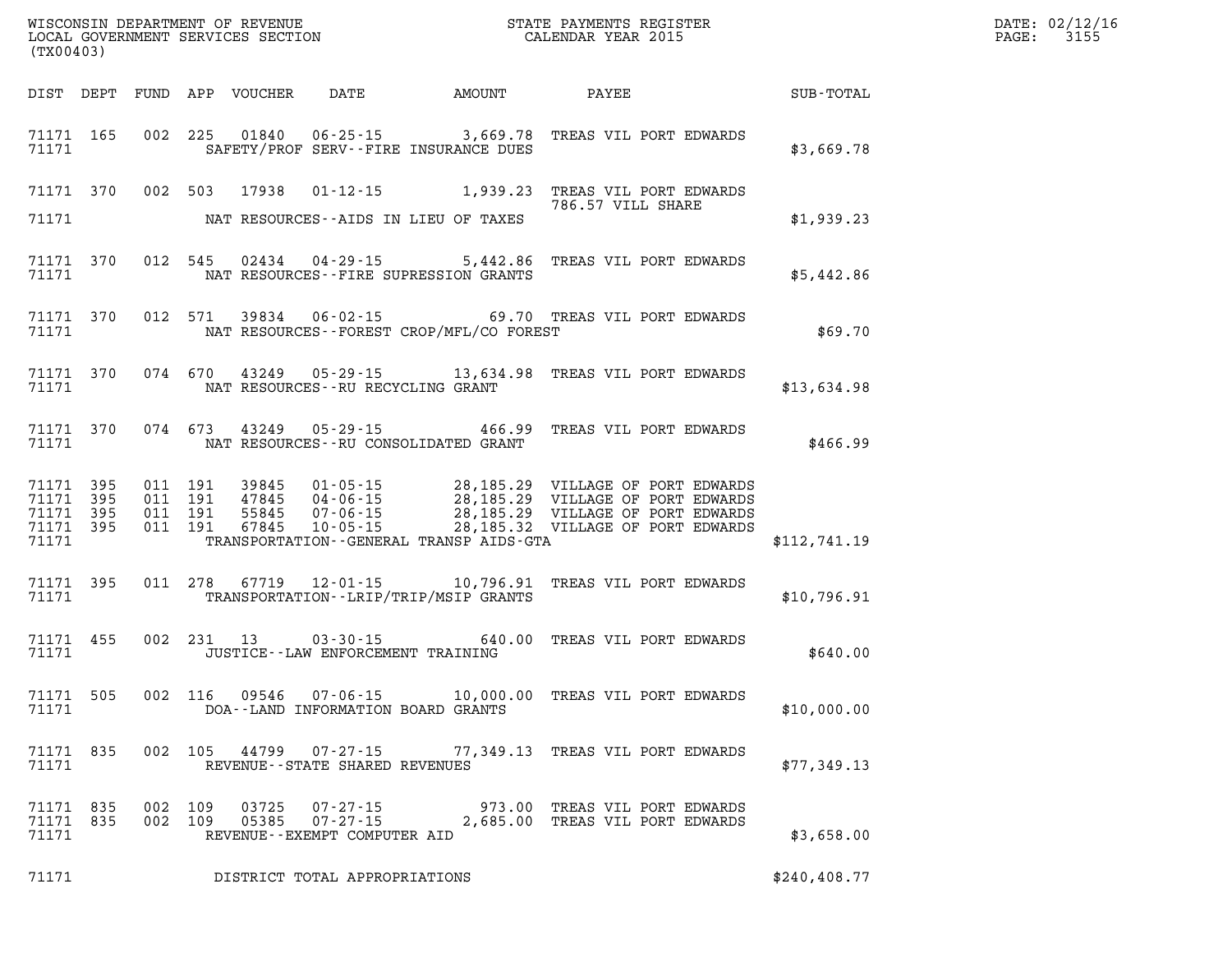WISCONSIN DEPARTMENT OF REVENUE
LOCAL GOVERNMENT SERVICES SECTION
(TX00403)

STATE PAYMENTS REGISTER
CALENDAR YEAR 2015

DATE: 02/12/16
PAGE: 3155

| DIST | DEPT | FUND | APP | VOUCHER | DATE | AMOUNT | PAYEE | SUB-TOTAL |
|---|---|---|---|---|---|---|---|---|
| 71171 | 165 | 002 | 225 | 01840 | 06-25-15 | 3,669.78 | TREAS VIL PORT EDWARDS | |
| 71171 | | | | | SAFETY/PROF SERV--FIRE INSURANCE DUES | | | $3,669.78 |
| 71171 | 370 | 002 | 503 | 17938 | 01-12-15 | 1,939.23 | TREAS VIL PORT EDWARDS 786.57 VILL SHARE | |
| 71171 | | | | | NAT RESOURCES--AIDS IN LIEU OF TAXES | | | $1,939.23 |
| 71171 | 370 | 012 | 545 | 02434 | 04-29-15 | 5,442.86 | TREAS VIL PORT EDWARDS | |
| 71171 | | | | | NAT RESOURCES--FIRE SUPRESSION GRANTS | | | $5,442.86 |
| 71171 | 370 | 012 | 571 | 39834 | 06-02-15 | 69.70 | TREAS VIL PORT EDWARDS | |
| 71171 | | | | | NAT RESOURCES--FOREST CROP/MFL/CO FOREST | | | $69.70 |
| 71171 | 370 | 074 | 670 | 43249 | 05-29-15 | 13,634.98 | TREAS VIL PORT EDWARDS | |
| 71171 | | | | | NAT RESOURCES--RU RECYCLING GRANT | | | $13,634.98 |
| 71171 | 370 | 074 | 673 | 43249 | 05-29-15 | 466.99 | TREAS VIL PORT EDWARDS | |
| 71171 | | | | | NAT RESOURCES--RU CONSOLIDATED GRANT | | | $466.99 |
| 71171 | 395 | 011 | 191 | 39845 | 01-05-15 | 28,185.29 | VILLAGE OF PORT EDWARDS | |
| 71171 | 395 | 011 | 191 | 47845 | 04-06-15 | 28,185.29 | VILLAGE OF PORT EDWARDS | |
| 71171 | 395 | 011 | 191 | 55845 | 07-06-15 | 28,185.29 | VILLAGE OF PORT EDWARDS | |
| 71171 | 395 | 011 | 191 | 67845 | 10-05-15 | 28,185.32 | VILLAGE OF PORT EDWARDS | |
| 71171 | | | | | TRANSPORTATION--GENERAL TRANSP AIDS-GTA | | | $112,741.19 |
| 71171 | 395 | 011 | 278 | 67719 | 12-01-15 | 10,796.91 | TREAS VIL PORT EDWARDS | |
| 71171 | | | | | TRANSPORTATION--LRIP/TRIP/MSIP GRANTS | | | $10,796.91 |
| 71171 | 455 | 002 | 231 | 13 | 03-30-15 | 640.00 | TREAS VIL PORT EDWARDS | |
| 71171 | | | | | JUSTICE--LAW ENFORCEMENT TRAINING | | | $640.00 |
| 71171 | 505 | 002 | 116 | 09546 | 07-06-15 | 10,000.00 | TREAS VIL PORT EDWARDS | |
| 71171 | | | | | DOA--LAND INFORMATION BOARD GRANTS | | | $10,000.00 |
| 71171 | 835 | 002 | 105 | 44799 | 07-27-15 | 77,349.13 | TREAS VIL PORT EDWARDS | |
| 71171 | | | | | REVENUE--STATE SHARED REVENUES | | | $77,349.13 |
| 71171 | 835 | 002 | 109 | 03725 | 07-27-15 | 973.00 | TREAS VIL PORT EDWARDS | |
| 71171 | 835 | 002 | 109 | 05385 | 07-27-15 | 2,685.00 | TREAS VIL PORT EDWARDS | |
| 71171 | | | | | REVENUE--EXEMPT COMPUTER AID | | | $3,658.00 |
| 71171 | | | | | DISTRICT TOTAL APPROPRIATIONS | | | $240,408.77 |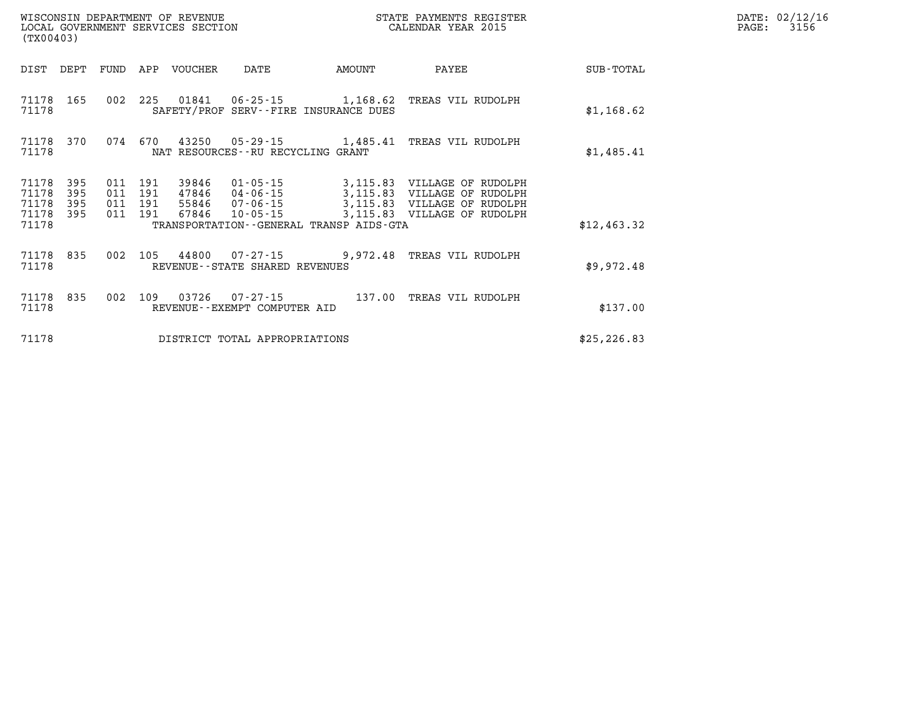WISCONSIN DEPARTMENT OF REVENUE
LOCAL GOVERNMENT SERVICES SECTION
(TX00403)

STATE PAYMENTS REGISTER
CALENDAR YEAR 2015

DATE: 02/12/16
PAGE: 3156

| DIST | DEPT | FUND | APP | VOUCHER | DATE | AMOUNT | PAYEE | SUB-TOTAL |
|---|---|---|---|---|---|---|---|---|
| 71178 | 165 | 002 | 225 | 01841 | 06-25-15 | 1,168.62 | TREAS VIL RUDOLPH | |
| 71178 | | | | SAFETY/PROF SERV--FIRE INSURANCE DUES | | | | $1,168.62 |
| 71178 | 370 | 074 | 670 | 43250 | 05-29-15 | 1,485.41 | TREAS VIL RUDOLPH | |
| 71178 | | | | NAT RESOURCES--RU RECYCLING GRANT | | | | $1,485.41 |
| 71178 | 395 | 011 | 191 | 39846 | 01-05-15 | 3,115.83 | VILLAGE OF RUDOLPH | |
| 71178 | 395 | 011 | 191 | 47846 | 04-06-15 | 3,115.83 | VILLAGE OF RUDOLPH | |
| 71178 | 395 | 011 | 191 | 55846 | 07-06-15 | 3,115.83 | VILLAGE OF RUDOLPH | |
| 71178 | 395 | 011 | 191 | 67846 | 10-05-15 | 3,115.83 | VILLAGE OF RUDOLPH | |
| 71178 | | | | TRANSPORTATION--GENERAL TRANSP AIDS-GTA | | | | $12,463.32 |
| 71178 | 835 | 002 | 105 | 44800 | 07-27-15 | 9,972.48 | TREAS VIL RUDOLPH | |
| 71178 | | | | REVENUE--STATE SHARED REVENUES | | | | $9,972.48 |
| 71178 | 835 | 002 | 109 | 03726 | 07-27-15 | 137.00 | TREAS VIL RUDOLPH | |
| 71178 | | | | REVENUE--EXEMPT COMPUTER AID | | | | $137.00 |
| 71178 | | | | DISTRICT TOTAL APPROPRIATIONS | | | | $25,226.83 |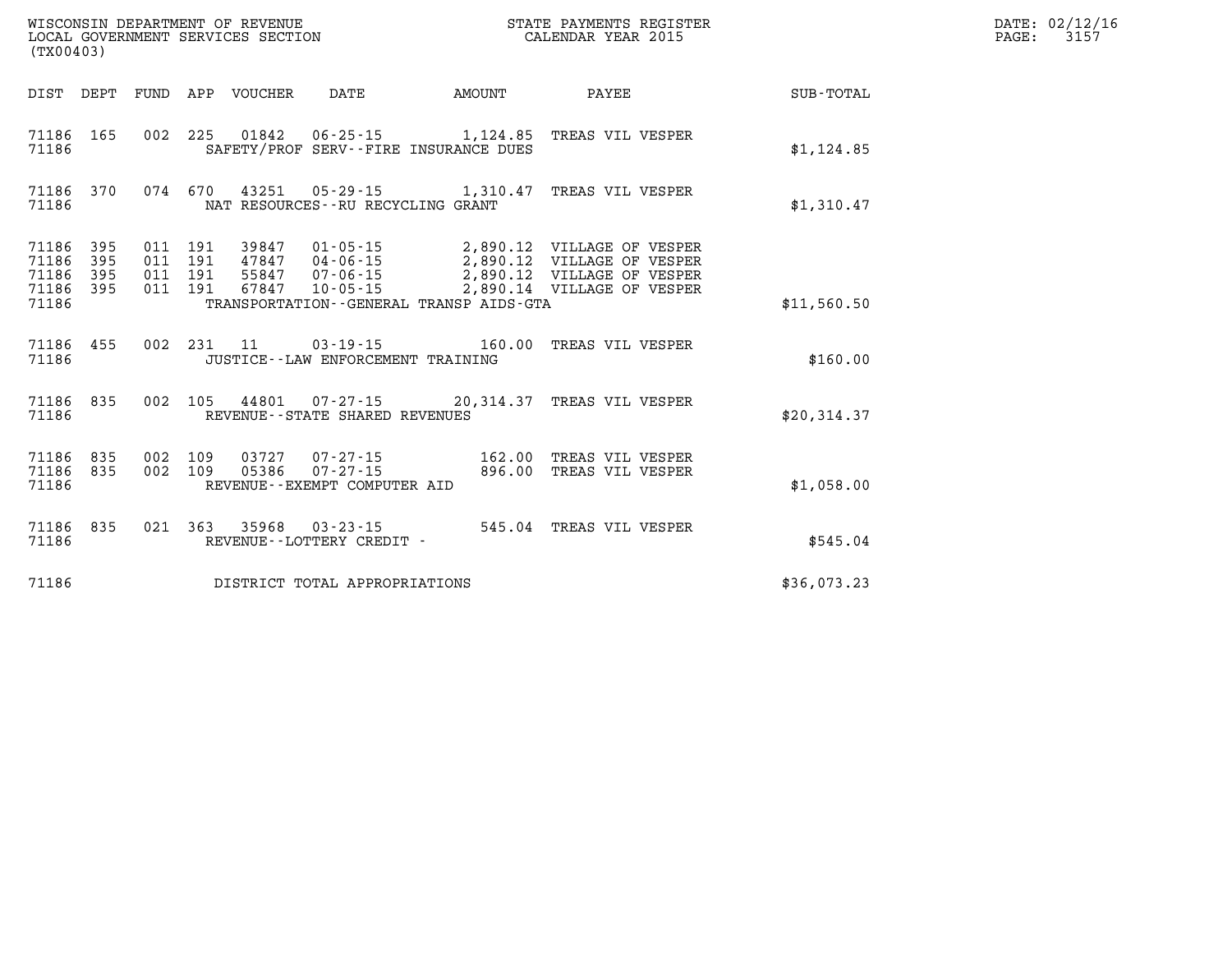WISCONSIN DEPARTMENT OF REVENUE
LOCAL GOVERNMENT SERVICES SECTION
(TX00403)

STATE PAYMENTS REGISTER
CALENDAR YEAR 2015

| DIST | DEPT | FUND | APP | VOUCHER | DATE | AMOUNT | PAYEE | SUB-TOTAL |
|---|---|---|---|---|---|---|---|---|
| 71186 | 165 | 002 | 225 | 01842 | 06-25-15 | 1,124.85 | TREAS VIL VESPER | |
| 71186 | | | | | SAFETY/PROF SERV--FIRE INSURANCE DUES | | | $1,124.85 |
| 71186 | 370 | 074 | 670 | 43251 | 05-29-15 | 1,310.47 | TREAS VIL VESPER | |
| 71186 | | | | | NAT RESOURCES--RU RECYCLING GRANT | | | $1,310.47 |
| 71186 | 395 | 011 | 191 | 39847 | 01-05-15 | 2,890.12 | VILLAGE OF VESPER | |
| 71186 | 395 | 011 | 191 | 47847 | 04-06-15 | 2,890.12 | VILLAGE OF VESPER | |
| 71186 | 395 | 011 | 191 | 55847 | 07-06-15 | 2,890.12 | VILLAGE OF VESPER | |
| 71186 | 395 | 011 | 191 | 67847 | 10-05-15 | 2,890.14 | VILLAGE OF VESPER | |
| 71186 | | | | | TRANSPORTATION--GENERAL TRANSP AIDS-GTA | | | $11,560.50 |
| 71186 | 455 | 002 | 231 | 11 | 03-19-15 | 160.00 | TREAS VIL VESPER | |
| 71186 | | | | | JUSTICE--LAW ENFORCEMENT TRAINING | | | $160.00 |
| 71186 | 835 | 002 | 105 | 44801 | 07-27-15 | 20,314.37 | TREAS VIL VESPER | |
| 71186 | | | | | REVENUE--STATE SHARED REVENUES | | | $20,314.37 |
| 71186 | 835 | 002 | 109 | 03727 | 07-27-15 | 162.00 | TREAS VIL VESPER | |
| 71186 | 835 | 002 | 109 | 05386 | 07-27-15 | 896.00 | TREAS VIL VESPER | |
| 71186 | | | | | REVENUE--EXEMPT COMPUTER AID | | | $1,058.00 |
| 71186 | 835 | 021 | 363 | 35968 | 03-23-15 | 545.04 | TREAS VIL VESPER | |
| 71186 | | | | | REVENUE--LOTTERY CREDIT - | | | $545.04 |
| 71186 | | | | | DISTRICT TOTAL APPROPRIATIONS | | | $36,073.23 |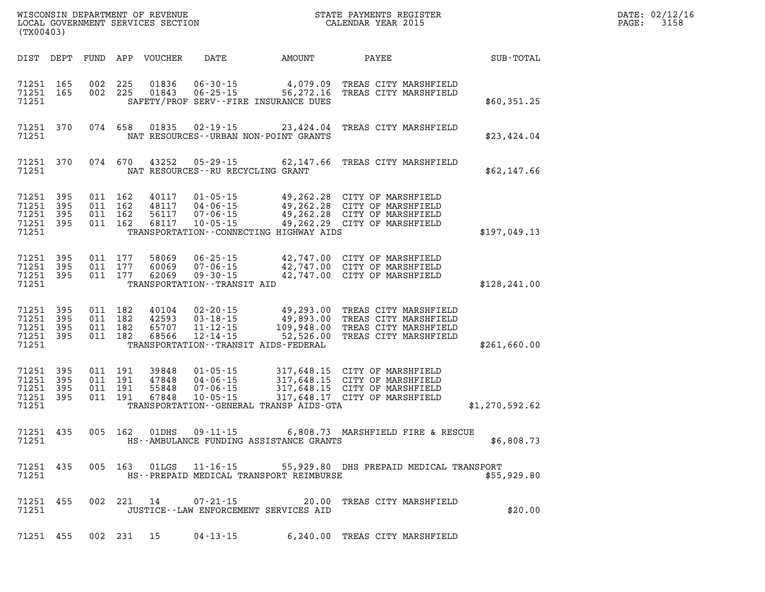WISCONSIN DEPARTMENT OF REVENUE
LOCAL GOVERNMENT SERVICES SECTION
(TX00403)

STATE PAYMENTS REGISTER
CALENDAR YEAR 2015

DATE: 02/12/16
PAGE: 3158

| DIST | DEPT | FUND | APP | VOUCHER | DATE | AMOUNT | PAYEE | SUB-TOTAL |
|---|---|---|---|---|---|---|---|---|
| 71251 | 165 | 002 | 225 | 01836 | 06-30-15 | 4,079.09 | TREAS CITY MARSHFIELD | |
| 71251 | 165 | 002 | 225 | 01843 | 06-25-15 | 56,272.16 | TREAS CITY MARSHFIELD | |
| 71251 | | | | | SAFETY/PROF SERV--FIRE INSURANCE DUES | | | $60,351.25 |
| 71251 | 370 | 074 | 658 | 01835 | 02-19-15 | 23,424.04 | TREAS CITY MARSHFIELD | |
| 71251 | | | | | NAT RESOURCES--URBAN NON-POINT GRANTS | | | $23,424.04 |
| 71251 | 370 | 074 | 670 | 43252 | 05-29-15 | 62,147.66 | TREAS CITY MARSHFIELD | |
| 71251 | | | | | NAT RESOURCES--RU RECYCLING GRANT | | | $62,147.66 |
| 71251 | 395 | 011 | 162 | 40117 | 01-05-15 | 49,262.28 | CITY OF MARSHFIELD | |
| 71251 | 395 | 011 | 162 | 48117 | 04-06-15 | 49,262.28 | CITY OF MARSHFIELD | |
| 71251 | 395 | 011 | 162 | 56117 | 07-06-15 | 49,262.28 | CITY OF MARSHFIELD | |
| 71251 | 395 | 011 | 162 | 68117 | 10-05-15 | 49,262.29 | CITY OF MARSHFIELD | |
| 71251 | | | | | TRANSPORTATION--CONNECTING HIGHWAY AIDS | | | $197,049.13 |
| 71251 | 395 | 011 | 177 | 58069 | 06-25-15 | 42,747.00 | CITY OF MARSHFIELD | |
| 71251 | 395 | 011 | 177 | 60069 | 07-06-15 | 42,747.00 | CITY OF MARSHFIELD | |
| 71251 | 395 | 011 | 177 | 62069 | 09-30-15 | 42,747.00 | CITY OF MARSHFIELD | |
| 71251 | | | | | TRANSPORTATION--TRANSIT AID | | | $128,241.00 |
| 71251 | 395 | 011 | 182 | 40104 | 02-20-15 | 49,293.00 | TREAS CITY MARSHFIELD | |
| 71251 | 395 | 011 | 182 | 42593 | 03-18-15 | 49,893.00 | TREAS CITY MARSHFIELD | |
| 71251 | 395 | 011 | 182 | 65707 | 11-12-15 | 109,948.00 | TREAS CITY MARSHFIELD | |
| 71251 | 395 | 011 | 182 | 68566 | 12-14-15 | 52,526.00 | TREAS CITY MARSHFIELD | |
| 71251 | | | | | TRANSPORTATION--TRANSIT AIDS-FEDERAL | | | $261,660.00 |
| 71251 | 395 | 011 | 191 | 39848 | 01-05-15 | 317,648.15 | CITY OF MARSHFIELD | |
| 71251 | 395 | 011 | 191 | 47848 | 04-06-15 | 317,648.15 | CITY OF MARSHFIELD | |
| 71251 | 395 | 011 | 191 | 55848 | 07-06-15 | 317,648.15 | CITY OF MARSHFIELD | |
| 71251 | 395 | 011 | 191 | 67848 | 10-05-15 | 317,648.17 | CITY OF MARSHFIELD | |
| 71251 | | | | | TRANSPORTATION--GENERAL TRANSP AIDS-GTA | | | $1,270,592.62 |
| 71251 | 435 | 005 | 162 | 01DHS | 09-11-15 | 6,808.73 | MARSHFIELD FIRE & RESCUE | |
| 71251 | | | | | HS--AMBULANCE FUNDING ASSISTANCE GRANTS | | | $6,808.73 |
| 71251 | 435 | 005 | 163 | 01LGS | 11-16-15 | 55,929.80 | DHS PREPAID MEDICAL TRANSPORT | |
| 71251 | | | | | HS--PREPAID MEDICAL TRANSPORT REIMBURSE | | | $55,929.80 |
| 71251 | 455 | 002 | 221 | 14 | 07-21-15 | 20.00 | TREAS CITY MARSHFIELD | |
| 71251 | | | | | JUSTICE--LAW ENFORCEMENT SERVICES AID | | | $20.00 |
| 71251 | 455 | 002 | 231 | 15 | 04-13-15 | 6,240.00 | TREAS CITY MARSHFIELD | |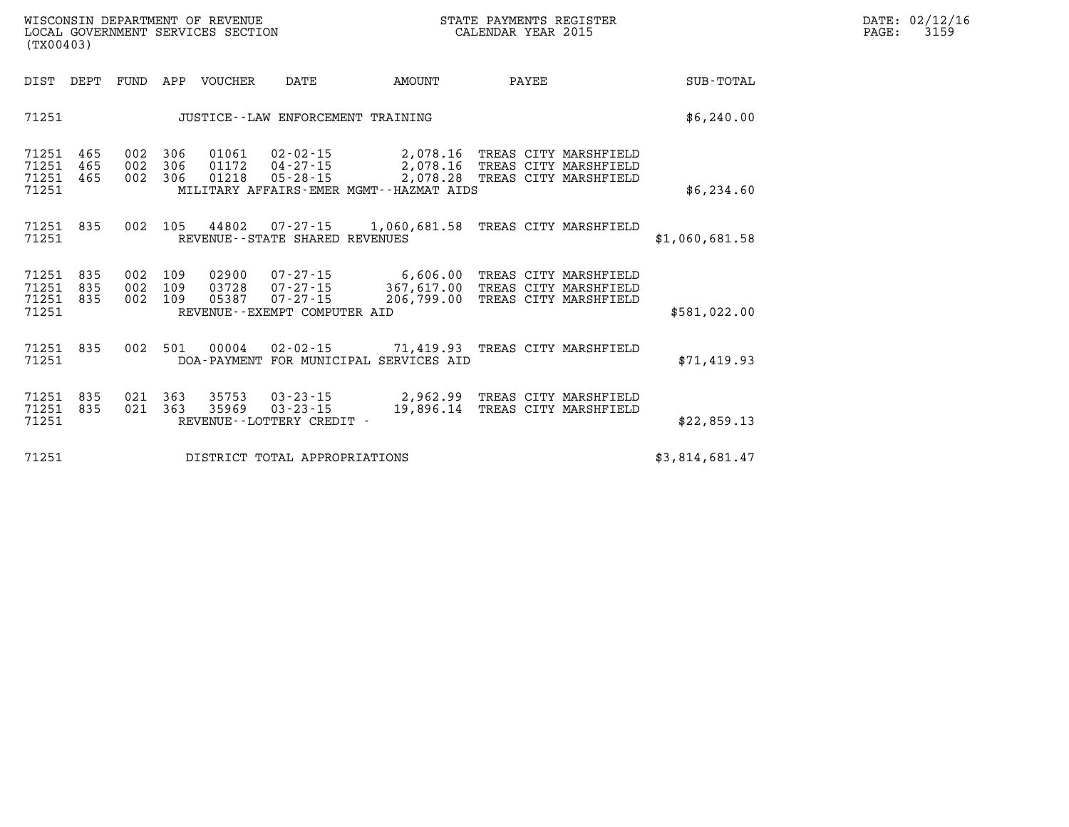WISCONSIN DEPARTMENT OF REVENUE
LOCAL GOVERNMENT SERVICES SECTION
(TX00403)

STATE PAYMENTS REGISTER
CALENDAR YEAR 2015

DATE: 02/12/16
PAGE: 3159

| DIST | DEPT | FUND | APP | VOUCHER | DATE | AMOUNT | PAYEE | SUB-TOTAL |
|---|---|---|---|---|---|---|---|---|
| 71251 | | | | | JUSTICE--LAW ENFORCEMENT TRAINING | | | $6,240.00 |
| 71251 | 465 | 002 | 306 | 01061 | 02-02-15 | 2,078.16 | TREAS CITY MARSHFIELD | |
| 71251 | 465 | 002 | 306 | 01172 | 04-27-15 | 2,078.16 | TREAS CITY MARSHFIELD | |
| 71251 | 465 | 002 | 306 | 01218 | 05-28-15 | 2,078.28 | TREAS CITY MARSHFIELD | |
| 71251 | | | | | MILITARY AFFAIRS-EMER MGMT--HAZMAT AIDS | | | $6,234.60 |
| 71251 | 835 | 002 | 105 | 44802 | 07-27-15 | 1,060,681.58 | TREAS CITY MARSHFIELD | |
| 71251 | | | | | REVENUE--STATE SHARED REVENUES | | | $1,060,681.58 |
| 71251 | 835 | 002 | 109 | 02900 | 07-27-15 | 6,606.00 | TREAS CITY MARSHFIELD | |
| 71251 | 835 | 002 | 109 | 03728 | 07-27-15 | 367,617.00 | TREAS CITY MARSHFIELD | |
| 71251 | 835 | 002 | 109 | 05387 | 07-27-15 | 206,799.00 | TREAS CITY MARSHFIELD | |
| 71251 | | | | | REVENUE--EXEMPT COMPUTER AID | | | $581,022.00 |
| 71251 | 835 | 002 | 501 | 00004 | 02-02-15 | 71,419.93 | TREAS CITY MARSHFIELD | |
| 71251 | | | | | DOA-PAYMENT FOR MUNICIPAL SERVICES AID | | | $71,419.93 |
| 71251 | 835 | 021 | 363 | 35753 | 03-23-15 | 2,962.99 | TREAS CITY MARSHFIELD | |
| 71251 | 835 | 021 | 363 | 35969 | 03-23-15 | 19,896.14 | TREAS CITY MARSHFIELD | |
| 71251 | | | | | REVENUE--LOTTERY CREDIT - | | | $22,859.13 |
| 71251 | | | | | DISTRICT TOTAL APPROPRIATIONS | | | $3,814,681.47 |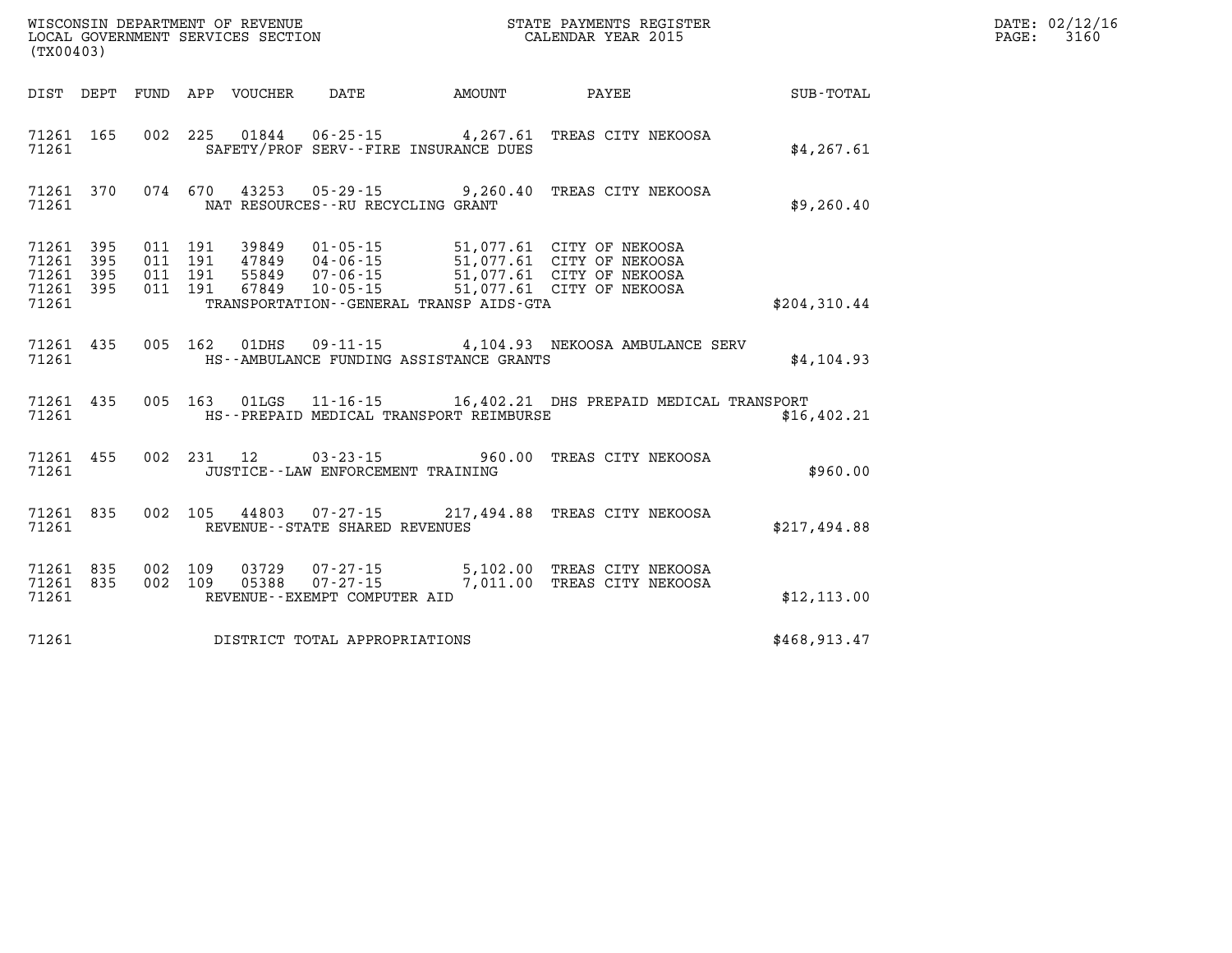WISCONSIN DEPARTMENT OF REVENUE
LOCAL GOVERNMENT SERVICES SECTION
(TX00403)

STATE PAYMENTS REGISTER
CALENDAR YEAR 2015

DATE: 02/12/16
PAGE: 3160

| DIST | DEPT | FUND | APP | VOUCHER | DATE | AMOUNT | PAYEE | SUB-TOTAL |
|---|---|---|---|---|---|---|---|---|
| 71261 | 165 | 002 | 225 | 01844 | 06-25-15 | 4,267.61 | TREAS CITY NEKOOSA | |
| 71261 | | | | | SAFETY/PROF SERV--FIRE INSURANCE DUES | | | $4,267.61 |
| 71261 | 370 | 074 | 670 | 43253 | 05-29-15 | 9,260.40 | TREAS CITY NEKOOSA | |
| 71261 | | | | | NAT RESOURCES--RU RECYCLING GRANT | | | $9,260.40 |
| 71261 | 395 | 011 | 191 | 39849 | 01-05-15 | 51,077.61 | CITY OF NEKOOSA | |
| 71261 | 395 | 011 | 191 | 47849 | 04-06-15 | 51,077.61 | CITY OF NEKOOSA | |
| 71261 | 395 | 011 | 191 | 55849 | 07-06-15 | 51,077.61 | CITY OF NEKOOSA | |
| 71261 | 395 | 011 | 191 | 67849 | 10-05-15 | 51,077.61 | CITY OF NEKOOSA | |
| 71261 | | | | | TRANSPORTATION--GENERAL TRANSP AIDS-GTA | | | $204,310.44 |
| 71261 | 435 | 005 | 162 | 01DHS | 09-11-15 | 4,104.93 | NEKOOSA AMBULANCE SERV | |
| 71261 | | | | | HS--AMBULANCE FUNDING ASSISTANCE GRANTS | | | $4,104.93 |
| 71261 | 435 | 005 | 163 | 01LGS | 11-16-15 | 16,402.21 | DHS PREPAID MEDICAL TRANSPORT | |
| 71261 | | | | | HS--PREPAID MEDICAL TRANSPORT REIMBURSE | | | $16,402.21 |
| 71261 | 455 | 002 | 231 | 12 | 03-23-15 | 960.00 | TREAS CITY NEKOOSA | |
| 71261 | | | | | JUSTICE--LAW ENFORCEMENT TRAINING | | | $960.00 |
| 71261 | 835 | 002 | 105 | 44803 | 07-27-15 | 217,494.88 | TREAS CITY NEKOOSA | |
| 71261 | | | | | REVENUE--STATE SHARED REVENUES | | | $217,494.88 |
| 71261 | 835 | 002 | 109 | 03729 | 07-27-15 | 5,102.00 | TREAS CITY NEKOOSA | |
| 71261 | 835 | 002 | 109 | 05388 | 07-27-15 | 7,011.00 | TREAS CITY NEKOOSA | |
| 71261 | | | | | REVENUE--EXEMPT COMPUTER AID | | | $12,113.00 |
| 71261 | | | | | DISTRICT TOTAL APPROPRIATIONS | | | $468,913.47 |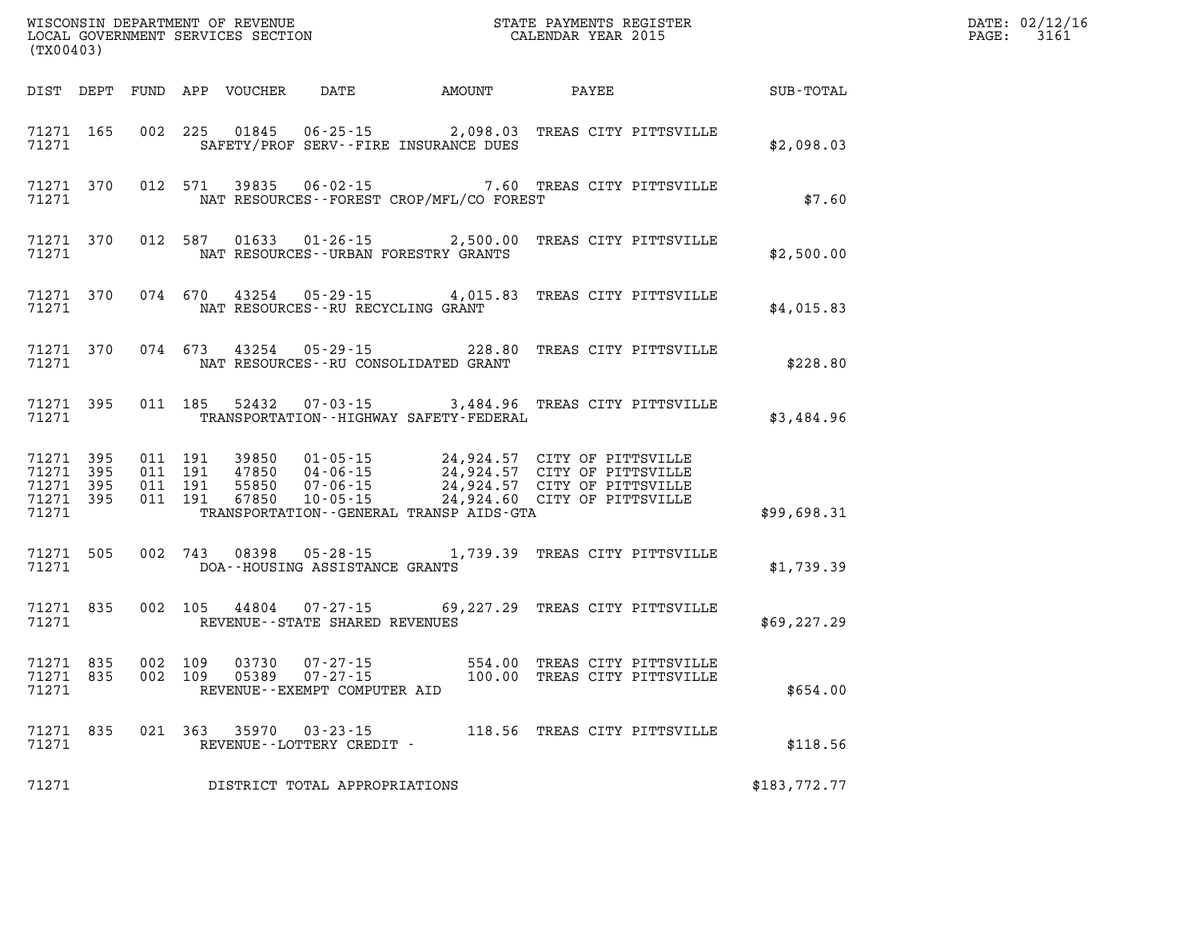WISCONSIN DEPARTMENT OF REVENUE
LOCAL GOVERNMENT SERVICES SECTION
(TX00403)

STATE PAYMENTS REGISTER
CALENDAR YEAR 2015

DATE: 02/12/16
PAGE: 3161

| DIST | DEPT | FUND | APP | VOUCHER | DATE | AMOUNT | PAYEE | SUB-TOTAL |
|---|---|---|---|---|---|---|---|---|
| 71271 | 165 | 002 | 225 | 01845 | 06-25-15 | 2,098.03 | TREAS CITY PITTSVILLE | |
| 71271 | | | | | SAFETY/PROF SERV--FIRE INSURANCE DUES | | | $2,098.03 |
| 71271 | 370 | 012 | 571 | 39835 | 06-02-15 | 7.60 | TREAS CITY PITTSVILLE | |
| 71271 | | | | | NAT RESOURCES--FOREST CROP/MFL/CO FOREST | | | $7.60 |
| 71271 | 370 | 012 | 587 | 01633 | 01-26-15 | 2,500.00 | TREAS CITY PITTSVILLE | |
| 71271 | | | | | NAT RESOURCES--URBAN FORESTRY GRANTS | | | $2,500.00 |
| 71271 | 370 | 074 | 670 | 43254 | 05-29-15 | 4,015.83 | TREAS CITY PITTSVILLE | |
| 71271 | | | | | NAT RESOURCES--RU RECYCLING GRANT | | | $4,015.83 |
| 71271 | 370 | 074 | 673 | 43254 | 05-29-15 | 228.80 | TREAS CITY PITTSVILLE | |
| 71271 | | | | | NAT RESOURCES--RU CONSOLIDATED GRANT | | | $228.80 |
| 71271 | 395 | 011 | 185 | 52432 | 07-03-15 | 3,484.96 | TREAS CITY PITTSVILLE | |
| 71271 | | | | | TRANSPORTATION--HIGHWAY SAFETY-FEDERAL | | | $3,484.96 |
| 71271 | 395 | 011 | 191 | 39850 | 01-05-15 | 24,924.57 | CITY OF PITTSVILLE | |
| 71271 | 395 | 011 | 191 | 47850 | 04-06-15 | 24,924.57 | CITY OF PITTSVILLE | |
| 71271 | 395 | 011 | 191 | 55850 | 07-06-15 | 24,924.57 | CITY OF PITTSVILLE | |
| 71271 | 395 | 011 | 191 | 67850 | 10-05-15 | 24,924.60 | CITY OF PITTSVILLE | |
| 71271 | | | | | TRANSPORTATION--GENERAL TRANSP AIDS-GTA | | | $99,698.31 |
| 71271 | 505 | 002 | 743 | 08398 | 05-28-15 | 1,739.39 | TREAS CITY PITTSVILLE | |
| 71271 | | | | | DOA--HOUSING ASSISTANCE GRANTS | | | $1,739.39 |
| 71271 | 835 | 002 | 105 | 44804 | 07-27-15 | 69,227.29 | TREAS CITY PITTSVILLE | |
| 71271 | | | | | REVENUE--STATE SHARED REVENUES | | | $69,227.29 |
| 71271 | 835 | 002 | 109 | 03730 | 07-27-15 | 554.00 | TREAS CITY PITTSVILLE | |
| 71271 | 835 | 002 | 109 | 05389 | 07-27-15 | 100.00 | TREAS CITY PITTSVILLE | |
| 71271 | | | | | REVENUE--EXEMPT COMPUTER AID | | | $654.00 |
| 71271 | 835 | 021 | 363 | 35970 | 03-23-15 | 118.56 | TREAS CITY PITTSVILLE | |
| 71271 | | | | | REVENUE--LOTTERY CREDIT - | | | $118.56 |
| 71271 | | | | | DISTRICT TOTAL APPROPRIATIONS | | | $183,772.77 |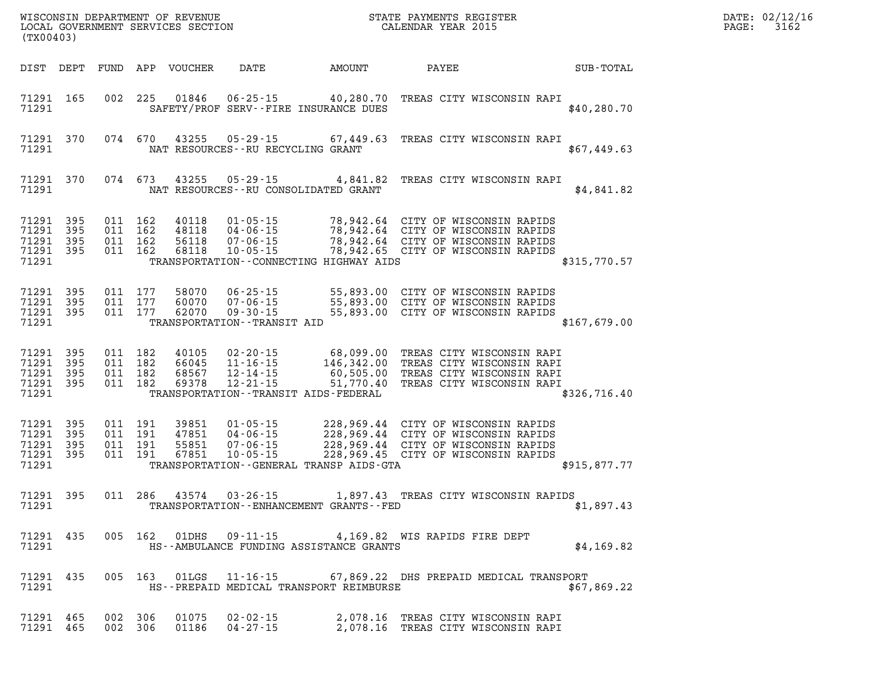WISCONSIN DEPARTMENT OF REVENUE
LOCAL GOVERNMENT SERVICES SECTION
(TX00403)

STATE PAYMENTS REGISTER
CALENDAR YEAR 2015

| DIST | DEPT | FUND | APP | VOUCHER | DATE | AMOUNT | PAYEE | SUB-TOTAL |
|---|---|---|---|---|---|---|---|---|
| 71291 | 165 | 002 | 225 | 01846 | 06-25-15 | 40,280.70 | TREAS CITY WISCONSIN RAPI | |
| 71291 | | | | | SAFETY/PROF SERV--FIRE INSURANCE DUES | | | $40,280.70 |
| 71291 | 370 | 074 | 670 | 43255 | 05-29-15 | 67,449.63 | TREAS CITY WISCONSIN RAPI | |
| 71291 | | | | | NAT RESOURCES--RU RECYCLING GRANT | | | $67,449.63 |
| 71291 | 370 | 074 | 673 | 43255 | 05-29-15 | 4,841.82 | TREAS CITY WISCONSIN RAPI | |
| 71291 | | | | | NAT RESOURCES--RU CONSOLIDATED GRANT | | | $4,841.82 |
| 71291 | 395 | 011 | 162 | 40118 | 01-05-15 | 78,942.64 | CITY OF WISCONSIN RAPIDS | |
| 71291 | 395 | 011 | 162 | 48118 | 04-06-15 | 78,942.64 | CITY OF WISCONSIN RAPIDS | |
| 71291 | 395 | 011 | 162 | 56118 | 07-06-15 | 78,942.64 | CITY OF WISCONSIN RAPIDS | |
| 71291 | 395 | 011 | 162 | 68118 | 10-05-15 | 78,942.65 | CITY OF WISCONSIN RAPIDS | |
| 71291 | | | | | TRANSPORTATION--CONNECTING HIGHWAY AIDS | | | $315,770.57 |
| 71291 | 395 | 011 | 177 | 58070 | 06-25-15 | 55,893.00 | CITY OF WISCONSIN RAPIDS | |
| 71291 | 395 | 011 | 177 | 60070 | 07-06-15 | 55,893.00 | CITY OF WISCONSIN RAPIDS | |
| 71291 | 395 | 011 | 177 | 62070 | 09-30-15 | 55,893.00 | CITY OF WISCONSIN RAPIDS | |
| 71291 | | | | | TRANSPORTATION--TRANSIT AID | | | $167,679.00 |
| 71291 | 395 | 011 | 182 | 40105 | 02-20-15 | 68,099.00 | TREAS CITY WISCONSIN RAPI | |
| 71291 | 395 | 011 | 182 | 66045 | 11-16-15 | 146,342.00 | TREAS CITY WISCONSIN RAPI | |
| 71291 | 395 | 011 | 182 | 68567 | 12-14-15 | 60,505.00 | TREAS CITY WISCONSIN RAPI | |
| 71291 | 395 | 011 | 182 | 69378 | 12-21-15 | 51,770.40 | TREAS CITY WISCONSIN RAPI | |
| 71291 | | | | | TRANSPORTATION--TRANSIT AIDS-FEDERAL | | | $326,716.40 |
| 71291 | 395 | 011 | 191 | 39851 | 01-05-15 | 228,969.44 | CITY OF WISCONSIN RAPIDS | |
| 71291 | 395 | 011 | 191 | 47851 | 04-06-15 | 228,969.44 | CITY OF WISCONSIN RAPIDS | |
| 71291 | 395 | 011 | 191 | 55851 | 07-06-15 | 228,969.44 | CITY OF WISCONSIN RAPIDS | |
| 71291 | 395 | 011 | 191 | 67851 | 10-05-15 | 228,969.45 | CITY OF WISCONSIN RAPIDS | |
| 71291 | | | | | TRANSPORTATION--GENERAL TRANSP AIDS-GTA | | | $915,877.77 |
| 71291 | 395 | 011 | 286 | 43574 | 03-26-15 | 1,897.43 | TREAS CITY WISCONSIN RAPIDS | |
| 71291 | | | | | TRANSPORTATION--ENHANCEMENT GRANTS--FED | | | $1,897.43 |
| 71291 | 435 | 005 | 162 | 01DHS | 09-11-15 | 4,169.82 | WIS RAPIDS FIRE DEPT | |
| 71291 | | | | | HS--AMBULANCE FUNDING ASSISTANCE GRANTS | | | $4,169.82 |
| 71291 | 435 | 005 | 163 | 01LGS | 11-16-15 | 67,869.22 | DHS PREPAID MEDICAL TRANSPORT | |
| 71291 | | | | | HS--PREPAID MEDICAL TRANSPORT REIMBURSE | | | $67,869.22 |
| 71291 | 465 | 002 | 306 | 01075 | 02-02-15 | 2,078.16 | TREAS CITY WISCONSIN RAPI | |
| 71291 | 465 | 002 | 306 | 01186 | 04-27-15 | 2,078.16 | TREAS CITY WISCONSIN RAPI | |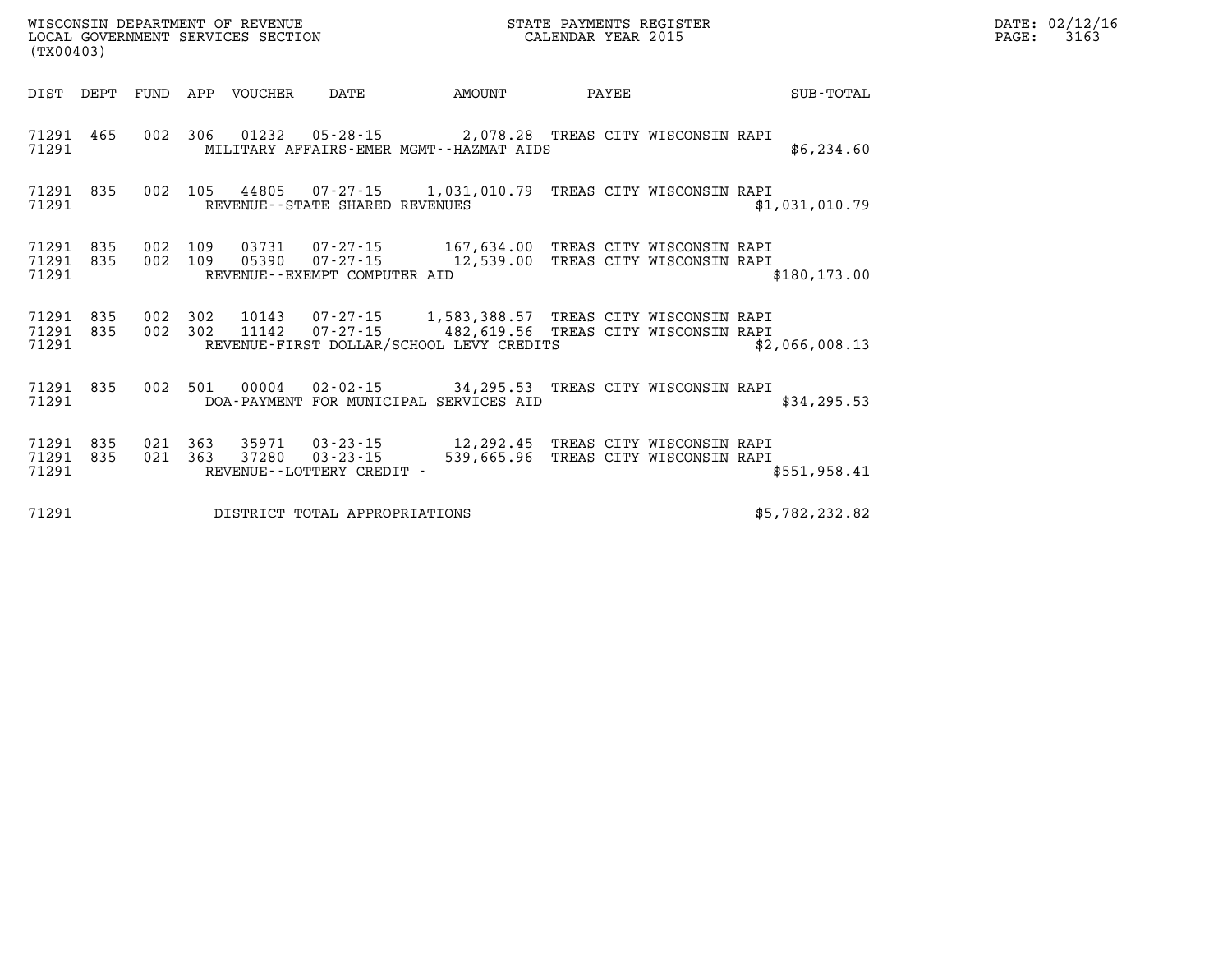WISCONSIN DEPARTMENT OF REVENUE
LOCAL GOVERNMENT SERVICES SECTION
(TX00403)

STATE PAYMENTS REGISTER
CALENDAR YEAR 2015

DATE: 02/12/16
PAGE: 3163

| DIST | DEPT | FUND | APP | VOUCHER | DATE | AMOUNT | PAYEE | SUB-TOTAL |
|---|---|---|---|---|---|---|---|---|
| 71291 | 465 | 002 | 306 | 01232 | 05-28-15 | 2,078.28 | TREAS CITY WISCONSIN RAPI | |
| 71291 | | | | MILITARY AFFAIRS-EMER MGMT--HAZMAT AIDS | | | | $6,234.60 |
| 71291 | 835 | 002 | 105 | 44805 | 07-27-15 | 1,031,010.79 | TREAS CITY WISCONSIN RAPI | |
| 71291 | | | | REVENUE--STATE SHARED REVENUES | | | | $1,031,010.79 |
| 71291 | 835 | 002 | 109 | 03731 | 07-27-15 | 167,634.00 | TREAS CITY WISCONSIN RAPI | |
| 71291 | 835 | 002 | 109 | 05390 | 07-27-15 | 12,539.00 | TREAS CITY WISCONSIN RAPI | |
| 71291 | | | | REVENUE--EXEMPT COMPUTER AID | | | | $180,173.00 |
| 71291 | 835 | 002 | 302 | 10143 | 07-27-15 | 1,583,388.57 | TREAS CITY WISCONSIN RAPI | |
| 71291 | 835 | 002 | 302 | 11142 | 07-27-15 | 482,619.56 | TREAS CITY WISCONSIN RAPI | |
| 71291 | | | | REVENUE-FIRST DOLLAR/SCHOOL LEVY CREDITS | | | | $2,066,008.13 |
| 71291 | 835 | 002 | 501 | 00004 | 02-02-15 | 34,295.53 | TREAS CITY WISCONSIN RAPI | |
| 71291 | | | | DOA-PAYMENT FOR MUNICIPAL SERVICES AID | | | | $34,295.53 |
| 71291 | 835 | 021 | 363 | 35971 | 03-23-15 | 12,292.45 | TREAS CITY WISCONSIN RAPI | |
| 71291 | 835 | 021 | 363 | 37280 | 03-23-15 | 539,665.96 | TREAS CITY WISCONSIN RAPI | |
| 71291 | | | | REVENUE--LOTTERY CREDIT - | | | | $551,958.41 |
| 71291 | | | | DISTRICT TOTAL APPROPRIATIONS | | | | $5,782,232.82 |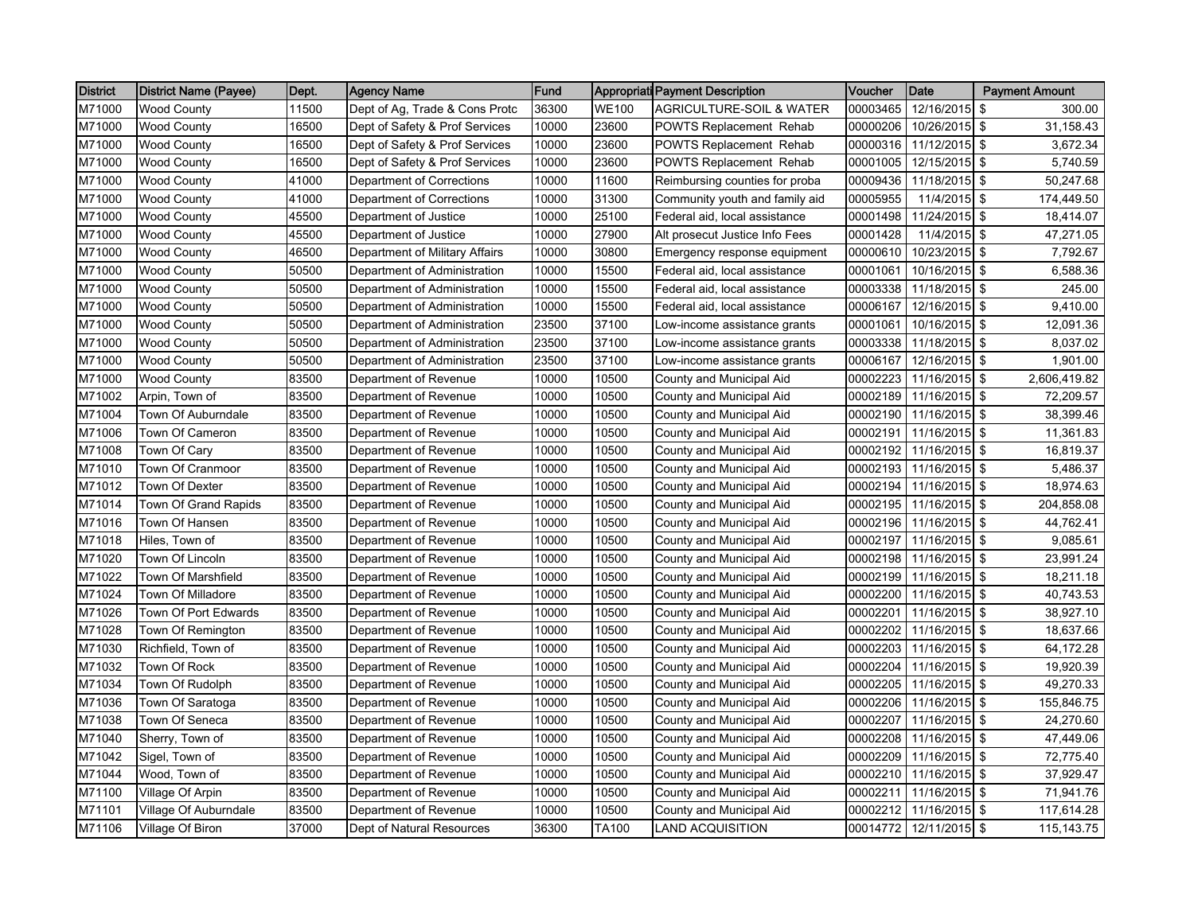| District | District Name (Payee) | Dept. | Agency Name | Fund | Appropriati | Payment Description | Voucher | Date | Payment Amount |
|---|---|---|---|---|---|---|---|---|---|
| M71000 | Wood County | 11500 | Dept of Ag, Trade & Cons Protc | 36300 | WE100 | AGRICULTURE-SOIL & WATER | 00003465 | 12/16/2015 | $ 300.00 |
| M71000 | Wood County | 16500 | Dept of Safety & Prof Services | 10000 | 23600 | POWTS Replacement Rehab | 00000206 | 10/26/2015 | $ 31,158.43 |
| M71000 | Wood County | 16500 | Dept of Safety & Prof Services | 10000 | 23600 | POWTS Replacement Rehab | 00000316 | 11/12/2015 | $ 3,672.34 |
| M71000 | Wood County | 16500 | Dept of Safety & Prof Services | 10000 | 23600 | POWTS Replacement Rehab | 00001005 | 12/15/2015 | $ 5,740.59 |
| M71000 | Wood County | 41000 | Department of Corrections | 10000 | 11600 | Reimbursing counties for proba | 00009436 | 11/18/2015 | $ 50,247.68 |
| M71000 | Wood County | 41000 | Department of Corrections | 10000 | 31300 | Community youth and family aid | 00005955 | 11/4/2015 | $ 174,449.50 |
| M71000 | Wood County | 45500 | Department of Justice | 10000 | 25100 | Federal aid, local assistance | 00001498 | 11/24/2015 | $ 18,414.07 |
| M71000 | Wood County | 45500 | Department of Justice | 10000 | 27900 | Alt prosecut Justice Info Fees | 00001428 | 11/4/2015 | $ 47,271.05 |
| M71000 | Wood County | 46500 | Department of Military Affairs | 10000 | 30800 | Emergency response equipment | 00000610 | 10/23/2015 | $ 7,792.67 |
| M71000 | Wood County | 50500 | Department of Administration | 10000 | 15500 | Federal aid, local assistance | 00001061 | 10/16/2015 | $ 6,588.36 |
| M71000 | Wood County | 50500 | Department of Administration | 10000 | 15500 | Federal aid, local assistance | 00003338 | 11/18/2015 | $ 245.00 |
| M71000 | Wood County | 50500 | Department of Administration | 10000 | 15500 | Federal aid, local assistance | 00006167 | 12/16/2015 | $ 9,410.00 |
| M71000 | Wood County | 50500 | Department of Administration | 23500 | 37100 | Low-income assistance grants | 00001061 | 10/16/2015 | $ 12,091.36 |
| M71000 | Wood County | 50500 | Department of Administration | 23500 | 37100 | Low-income assistance grants | 00003338 | 11/18/2015 | $ 8,037.02 |
| M71000 | Wood County | 50500 | Department of Administration | 23500 | 37100 | Low-income assistance grants | 00006167 | 12/16/2015 | $ 1,901.00 |
| M71000 | Wood County | 83500 | Department of Revenue | 10000 | 10500 | County and Municipal Aid | 00002223 | 11/16/2015 | $ 2,606,419.82 |
| M71002 | Arpin, Town of | 83500 | Department of Revenue | 10000 | 10500 | County and Municipal Aid | 00002189 | 11/16/2015 | $ 72,209.57 |
| M71004 | Town Of Auburndale | 83500 | Department of Revenue | 10000 | 10500 | County and Municipal Aid | 00002190 | 11/16/2015 | $ 38,399.46 |
| M71006 | Town Of Cameron | 83500 | Department of Revenue | 10000 | 10500 | County and Municipal Aid | 00002191 | 11/16/2015 | $ 11,361.83 |
| M71008 | Town Of Cary | 83500 | Department of Revenue | 10000 | 10500 | County and Municipal Aid | 00002192 | 11/16/2015 | $ 16,819.37 |
| M71010 | Town Of Cranmoor | 83500 | Department of Revenue | 10000 | 10500 | County and Municipal Aid | 00002193 | 11/16/2015 | $ 5,486.37 |
| M71012 | Town Of Dexter | 83500 | Department of Revenue | 10000 | 10500 | County and Municipal Aid | 00002194 | 11/16/2015 | $ 18,974.63 |
| M71014 | Town Of Grand Rapids | 83500 | Department of Revenue | 10000 | 10500 | County and Municipal Aid | 00002195 | 11/16/2015 | $ 204,858.08 |
| M71016 | Town Of Hansen | 83500 | Department of Revenue | 10000 | 10500 | County and Municipal Aid | 00002196 | 11/16/2015 | $ 44,762.41 |
| M71018 | Hiles, Town of | 83500 | Department of Revenue | 10000 | 10500 | County and Municipal Aid | 00002197 | 11/16/2015 | $ 9,085.61 |
| M71020 | Town Of Lincoln | 83500 | Department of Revenue | 10000 | 10500 | County and Municipal Aid | 00002198 | 11/16/2015 | $ 23,991.24 |
| M71022 | Town Of Marshfield | 83500 | Department of Revenue | 10000 | 10500 | County and Municipal Aid | 00002199 | 11/16/2015 | $ 18,211.18 |
| M71024 | Town Of Milladore | 83500 | Department of Revenue | 10000 | 10500 | County and Municipal Aid | 00002200 | 11/16/2015 | $ 40,743.53 |
| M71026 | Town Of Port Edwards | 83500 | Department of Revenue | 10000 | 10500 | County and Municipal Aid | 00002201 | 11/16/2015 | $ 38,927.10 |
| M71028 | Town Of Remington | 83500 | Department of Revenue | 10000 | 10500 | County and Municipal Aid | 00002202 | 11/16/2015 | $ 18,637.66 |
| M71030 | Richfield, Town of | 83500 | Department of Revenue | 10000 | 10500 | County and Municipal Aid | 00002203 | 11/16/2015 | $ 64,172.28 |
| M71032 | Town Of Rock | 83500 | Department of Revenue | 10000 | 10500 | County and Municipal Aid | 00002204 | 11/16/2015 | $ 19,920.39 |
| M71034 | Town Of Rudolph | 83500 | Department of Revenue | 10000 | 10500 | County and Municipal Aid | 00002205 | 11/16/2015 | $ 49,270.33 |
| M71036 | Town Of Saratoga | 83500 | Department of Revenue | 10000 | 10500 | County and Municipal Aid | 00002206 | 11/16/2015 | $ 155,846.75 |
| M71038 | Town Of Seneca | 83500 | Department of Revenue | 10000 | 10500 | County and Municipal Aid | 00002207 | 11/16/2015 | $ 24,270.60 |
| M71040 | Sherry, Town of | 83500 | Department of Revenue | 10000 | 10500 | County and Municipal Aid | 00002208 | 11/16/2015 | $ 47,449.06 |
| M71042 | Sigel, Town of | 83500 | Department of Revenue | 10000 | 10500 | County and Municipal Aid | 00002209 | 11/16/2015 | $ 72,775.40 |
| M71044 | Wood, Town of | 83500 | Department of Revenue | 10000 | 10500 | County and Municipal Aid | 00002210 | 11/16/2015 | $ 37,929.47 |
| M71100 | Village Of Arpin | 83500 | Department of Revenue | 10000 | 10500 | County and Municipal Aid | 00002211 | 11/16/2015 | $ 71,941.76 |
| M71101 | Village Of Auburndale | 83500 | Department of Revenue | 10000 | 10500 | County and Municipal Aid | 00002212 | 11/16/2015 | $ 117,614.28 |
| M71106 | Village Of Biron | 37000 | Dept of Natural Resources | 36300 | TA100 | LAND ACQUISITION | 00014772 | 12/11/2015 | $ 115,143.75 |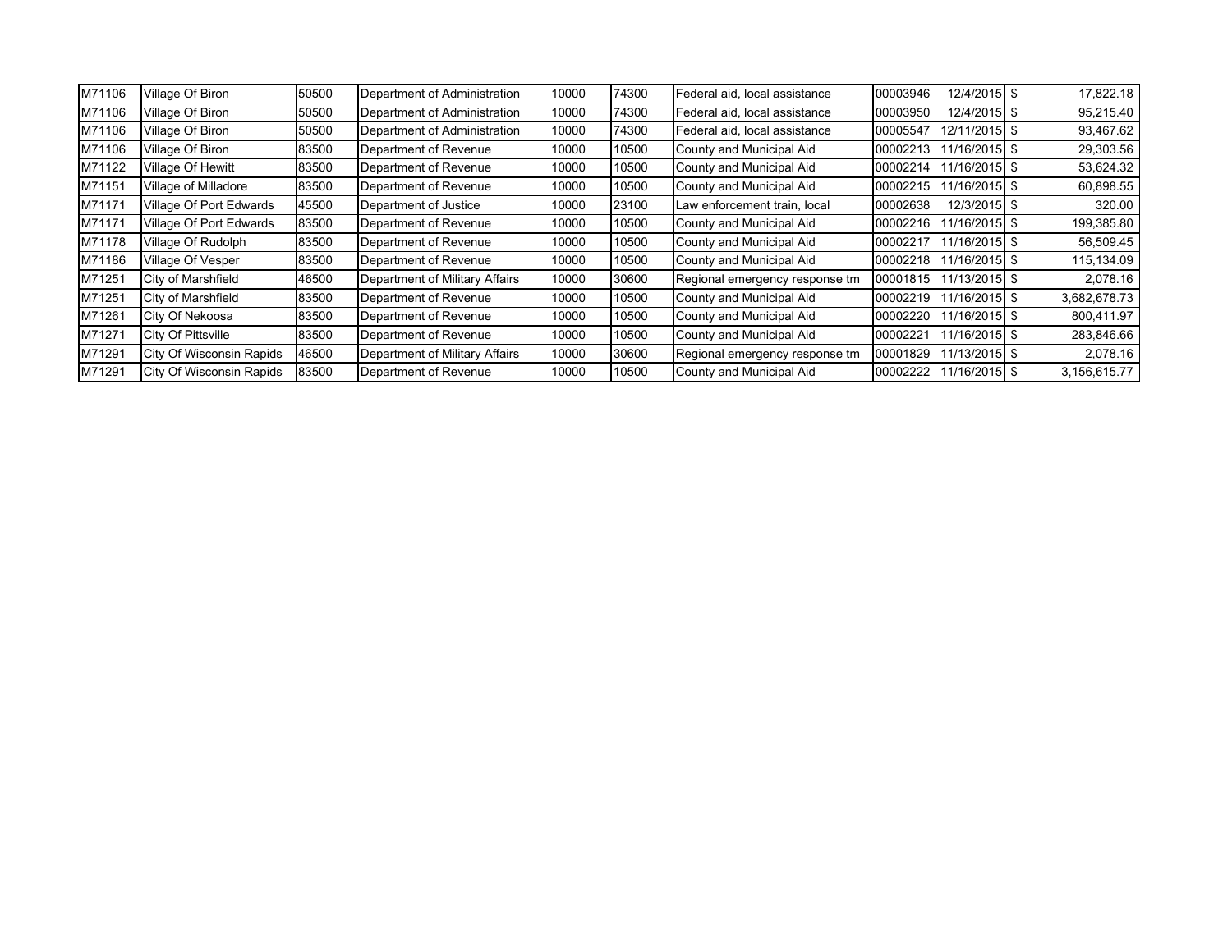| | | | | | | | | | | |
|---|---|---|---|---|---|---|---|---|---|---|
| M71106 | Village Of Biron | 50500 | Department of Administration | 10000 | 74300 | Federal aid, local assistance | 00003946 | 12/4/2015 | $ | 17,822.18 |
| M71106 | Village Of Biron | 50500 | Department of Administration | 10000 | 74300 | Federal aid, local assistance | 00003950 | 12/4/2015 | $ | 95,215.40 |
| M71106 | Village Of Biron | 50500 | Department of Administration | 10000 | 74300 | Federal aid, local assistance | 00005547 | 12/11/2015 | $ | 93,467.62 |
| M71106 | Village Of Biron | 83500 | Department of Revenue | 10000 | 10500 | County and Municipal Aid | 00002213 | 11/16/2015 | $ | 29,303.56 |
| M71122 | Village Of Hewitt | 83500 | Department of Revenue | 10000 | 10500 | County and Municipal Aid | 00002214 | 11/16/2015 | $ | 53,624.32 |
| M71151 | Village of Milladore | 83500 | Department of Revenue | 10000 | 10500 | County and Municipal Aid | 00002215 | 11/16/2015 | $ | 60,898.55 |
| M71171 | Village Of Port Edwards | 45500 | Department of Justice | 10000 | 23100 | Law enforcement train, local | 00002638 | 12/3/2015 | $ | 320.00 |
| M71171 | Village Of Port Edwards | 83500 | Department of Revenue | 10000 | 10500 | County and Municipal Aid | 00002216 | 11/16/2015 | $ | 199,385.80 |
| M71178 | Village Of Rudolph | 83500 | Department of Revenue | 10000 | 10500 | County and Municipal Aid | 00002217 | 11/16/2015 | $ | 56,509.45 |
| M71186 | Village Of Vesper | 83500 | Department of Revenue | 10000 | 10500 | County and Municipal Aid | 00002218 | 11/16/2015 | $ | 115,134.09 |
| M71251 | City of Marshfield | 46500 | Department of Military Affairs | 10000 | 30600 | Regional emergency response tm | 00001815 | 11/13/2015 | $ | 2,078.16 |
| M71251 | City of Marshfield | 83500 | Department of Revenue | 10000 | 10500 | County and Municipal Aid | 00002219 | 11/16/2015 | $ | 3,682,678.73 |
| M71261 | City Of Nekoosa | 83500 | Department of Revenue | 10000 | 10500 | County and Municipal Aid | 00002220 | 11/16/2015 | $ | 800,411.97 |
| M71271 | City Of Pittsville | 83500 | Department of Revenue | 10000 | 10500 | County and Municipal Aid | 00002221 | 11/16/2015 | $ | 283,846.66 |
| M71291 | City Of Wisconsin Rapids | 46500 | Department of Military Affairs | 10000 | 30600 | Regional emergency response tm | 00001829 | 11/13/2015 | $ | 2,078.16 |
| M71291 | City Of Wisconsin Rapids | 83500 | Department of Revenue | 10000 | 10500 | County and Municipal Aid | 00002222 | 11/16/2015 | $ | 3,156,615.77 |